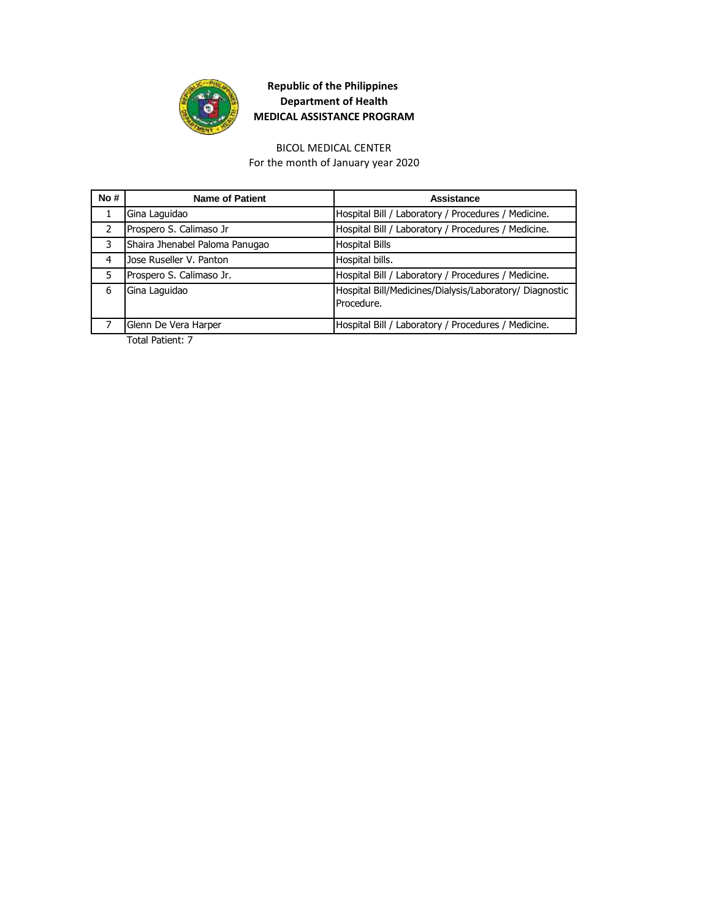**Republic of the Philippines**
**Department of Health**
**MEDICAL ASSISTANCE PROGRAM**

BICOL MEDICAL CENTER
For the month of January year 2020

| No # | Name of Patient | Assistance |
|---|---|---|
| 1 | Gina Laguidao | Hospital Bill / Laboratory / Procedures / Medicine. |
| 2 | Prospero S. Calimaso Jr | Hospital Bill / Laboratory / Procedures / Medicine. |
| 3 | Shaira Jhenabel Paloma Panugao | Hospital Bills |
| 4 | Jose Ruseller V. Panton | Hospital bills. |
| 5 | Prospero S. Calimaso Jr. | Hospital Bill / Laboratory / Procedures / Medicine. |
| 6 | Gina Laguidao | Hospital Bill/Medicines/Dialysis/Laboratory/ Diagnostic Procedure. |
| 7 | Glenn De Vera Harper | Hospital Bill / Laboratory / Procedures / Medicine. |

Total Patient: 7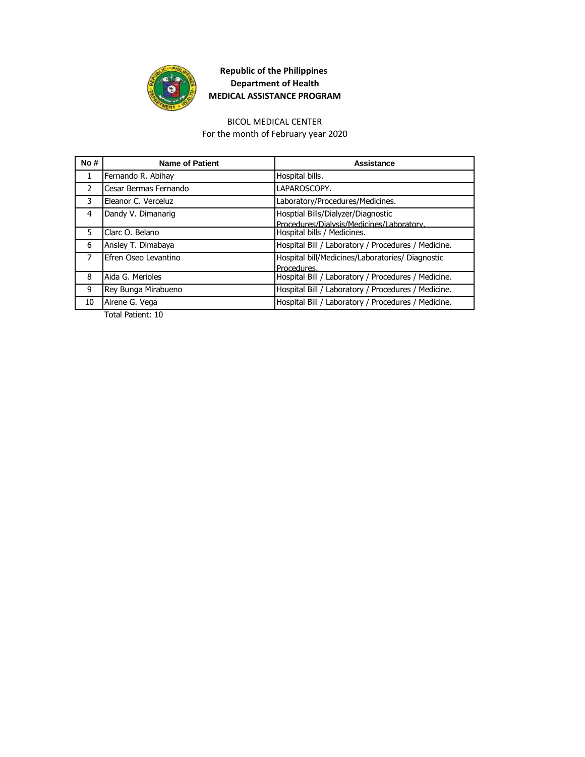**Republic of the Philippines**
**Department of Health**
**MEDICAL ASSISTANCE PROGRAM**

BICOL MEDICAL CENTER
For the month of February year 2020

| No # | Name of Patient | Assistance |
|---|---|---|
| 1 | Fernando R. Abihay | Hospital bills. |
| 2 | Cesar Bermas Fernando | LAPAROSCOPY. |
| 3 | Eleanor C. Verceluz | Laboratory/Procedures/Medicines. |
| 4 | Dandy V. Dimanarig | Hosptial Bills/Dialyzer/Diagnostic Procedures/Dialysis/Medicines/Laboratory. |
| 5 | Clarc O. Belano | Hospital bills / Medicines. |
| 6 | Ansley T. Dimabaya | Hospital Bill / Laboratory / Procedures / Medicine. |
| 7 | Efren Oseo Levantino | Hospital bill/Medicines/Laboratories/ Diagnostic Procedures. |
| 8 | Aida G. Merioles | Hospital Bill / Laboratory / Procedures / Medicine. |
| 9 | Rey Bunga Mirabueno | Hospital Bill / Laboratory / Procedures / Medicine. |
| 10 | Airene G. Vega | Hospital Bill / Laboratory / Procedures / Medicine. |

Total Patient: 10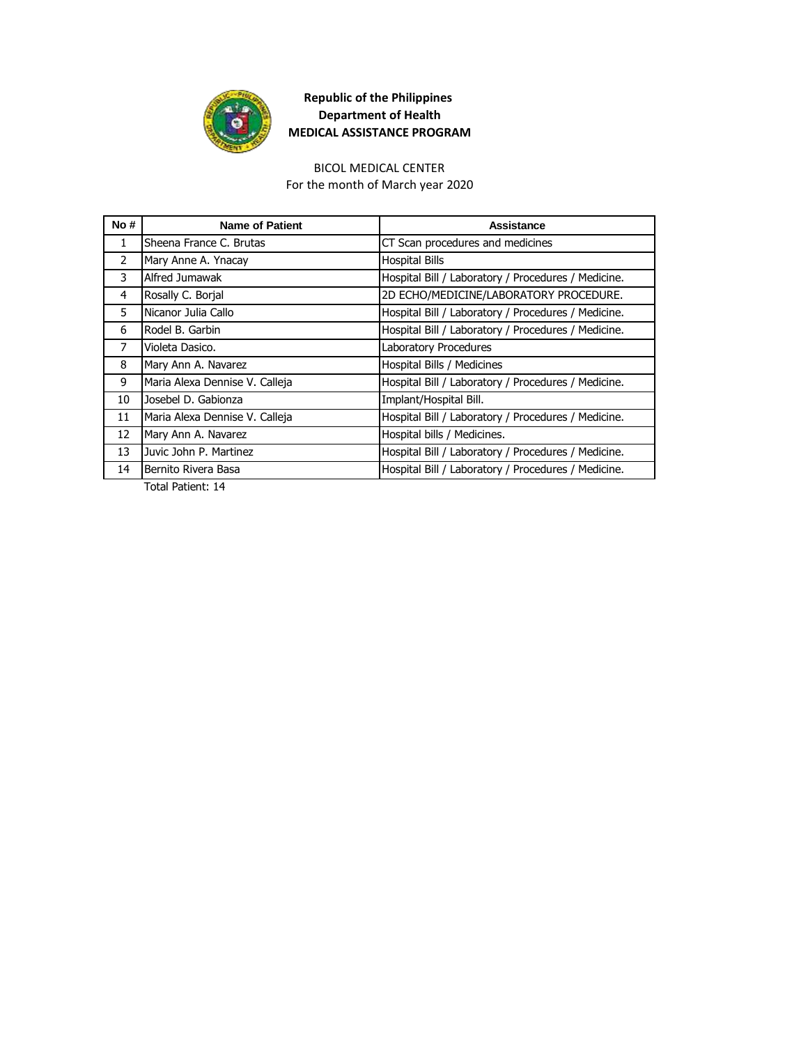**Republic of the Philippines**
**Department of Health**
**MEDICAL ASSISTANCE PROGRAM**

BICOL MEDICAL CENTER
For the month of March year 2020

| No # | Name of Patient | Assistance |
|---|---|---|
| 1 | Sheena France C. Brutas | CT Scan procedures and medicines |
| 2 | Mary Anne A. Ynacay | Hospital Bills |
| 3 | Alfred Jumawak | Hospital Bill / Laboratory / Procedures / Medicine. |
| 4 | Rosally C. Borjal | 2D ECHO/MEDICINE/LABORATORY PROCEDURE. |
| 5 | Nicanor Julia Callo | Hospital Bill / Laboratory / Procedures / Medicine. |
| 6 | Rodel B. Garbin | Hospital Bill / Laboratory / Procedures / Medicine. |
| 7 | Violeta Dasico. | Laboratory Procedures |
| 8 | Mary Ann A. Navarez | Hospital Bills / Medicines |
| 9 | Maria Alexa Dennise V. Calleja | Hospital Bill / Laboratory / Procedures / Medicine. |
| 10 | Josebel D. Gabionza | Implant/Hospital Bill. |
| 11 | Maria Alexa Dennise V. Calleja | Hospital Bill / Laboratory / Procedures / Medicine. |
| 12 | Mary Ann A. Navarez | Hospital bills / Medicines. |
| 13 | Juvic John P. Martinez | Hospital Bill / Laboratory / Procedures / Medicine. |
| 14 | Bernito Rivera Basa | Hospital Bill / Laboratory / Procedures / Medicine. |

Total Patient: 14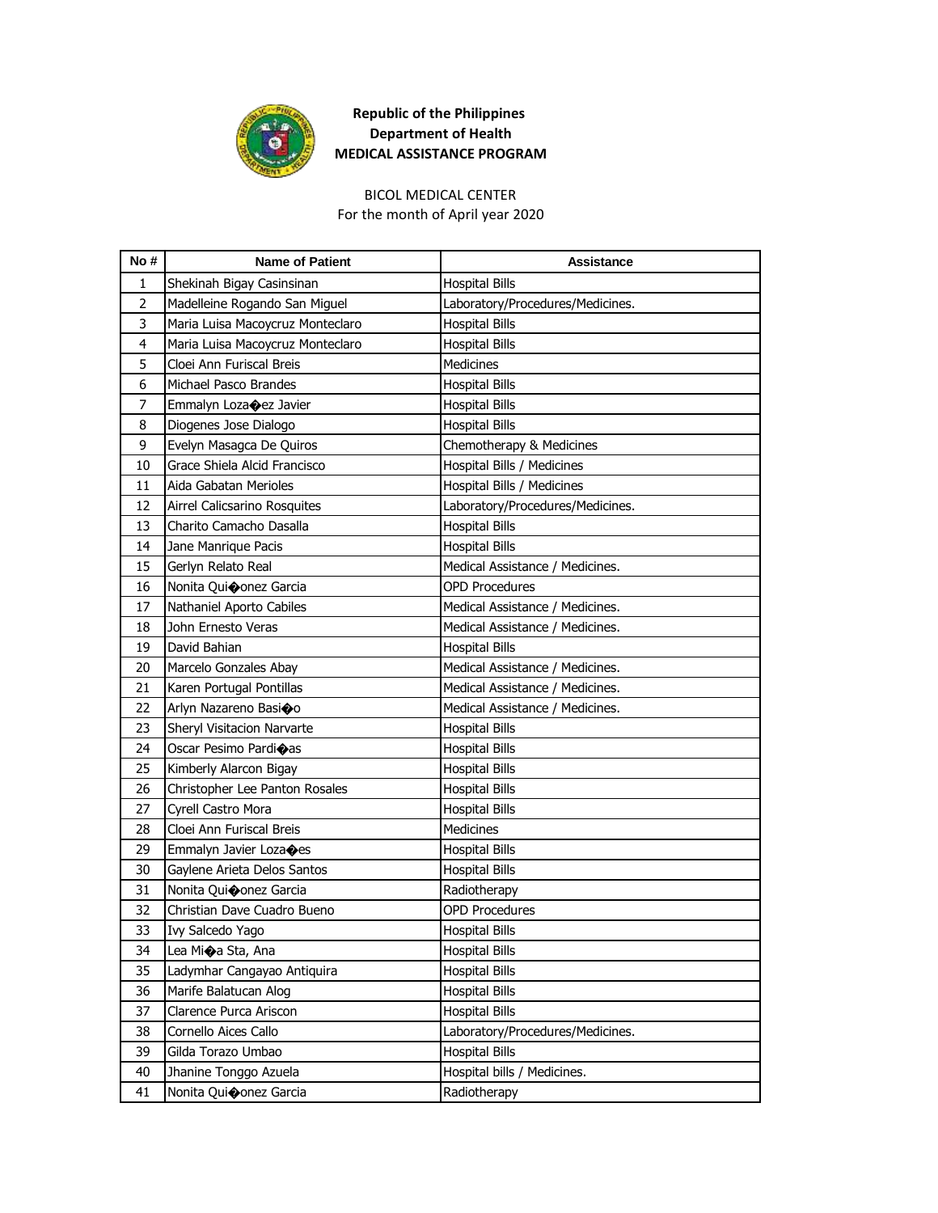**Republic of the Philippines**
**Department of Health**
**MEDICAL ASSISTANCE PROGRAM**

BICOL MEDICAL CENTER
For the month of April year 2020

| No # | Name of Patient | Assistance |
|---|---|---|
| 1 | Shekinah Bigay Casinsinan | Hospital Bills |
| 2 | Madelleine Rogando San Miguel | Laboratory/Procedures/Medicines. |
| 3 | Maria Luisa Macoycruz Monteclaro | Hospital Bills |
| 4 | Maria Luisa Macoycruz Monteclaro | Hospital Bills |
| 5 | Cloei Ann Furiscal Breis | Medicines |
| 6 | Michael Pasco Brandes | Hospital Bills |
| 7 | Emmalyn Loza�ez Javier | Hospital Bills |
| 8 | Diogenes Jose Dialogo | Hospital Bills |
| 9 | Evelyn Masagca De Quiros | Chemotherapy & Medicines |
| 10 | Grace Shiela Alcid Francisco | Hospital Bills / Medicines |
| 11 | Aida Gabatan Merioles | Hospital Bills / Medicines |
| 12 | Airrel Calicsarino Rosquites | Laboratory/Procedures/Medicines. |
| 13 | Charito Camacho Dasalla | Hospital Bills |
| 14 | Jane Manrique Pacis | Hospital Bills |
| 15 | Gerlyn Relato Real | Medical Assistance / Medicines. |
| 16 | Nonita Qui�onez Garcia | OPD Procedures |
| 17 | Nathaniel Aporto Cabiles | Medical Assistance / Medicines. |
| 18 | John Ernesto Veras | Medical Assistance / Medicines. |
| 19 | David Bahian | Hospital Bills |
| 20 | Marcelo Gonzales Abay | Medical Assistance / Medicines. |
| 21 | Karen Portugal Pontillas | Medical Assistance / Medicines. |
| 22 | Arlyn Nazareno Basi�o | Medical Assistance / Medicines. |
| 23 | Sheryl Visitacion Narvarte | Hospital Bills |
| 24 | Oscar Pesimo Pardi�as | Hospital Bills |
| 25 | Kimberly Alarcon Bigay | Hospital Bills |
| 26 | Christopher Lee Panton Rosales | Hospital Bills |
| 27 | Cyrell Castro Mora | Hospital Bills |
| 28 | Cloei Ann Furiscal Breis | Medicines |
| 29 | Emmalyn Javier Loza�es | Hospital Bills |
| 30 | Gaylene Arieta Delos Santos | Hospital Bills |
| 31 | Nonita Qui�onez Garcia | Radiotherapy |
| 32 | Christian Dave Cuadro Bueno | OPD Procedures |
| 33 | Ivy Salcedo Yago | Hospital Bills |
| 34 | Lea Mi�a Sta, Ana | Hospital Bills |
| 35 | Ladymhar Cangayao Antiquira | Hospital Bills |
| 36 | Marife Balatucan Alog | Hospital Bills |
| 37 | Clarence Purca Ariscon | Hospital Bills |
| 38 | Cornello Aices Callo | Laboratory/Procedures/Medicines. |
| 39 | Gilda Torazo Umbao | Hospital Bills |
| 40 | Jhanine Tonggo Azuela | Hospital bills / Medicines. |
| 41 | Nonita Qui�onez Garcia | Radiotherapy |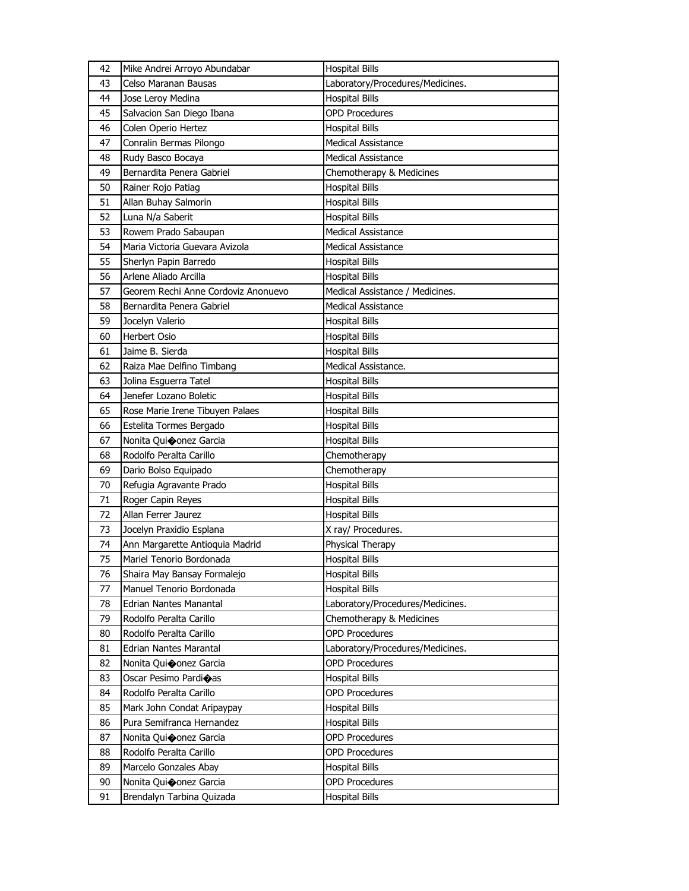| 42 | Mike Andrei Arroyo Abundabar | Hospital Bills |
|---|---|---|
| 43 | Celso Maranan Bausas | Laboratory/Procedures/Medicines. |
| 44 | Jose Leroy Medina | Hospital Bills |
| 45 | Salvacion San Diego Ibana | OPD Procedures |
| 46 | Colen Operio Hertez | Hospital Bills |
| 47 | Conralin Bermas Pilongo | Medical Assistance |
| 48 | Rudy Basco Bocaya | Medical Assistance |
| 49 | Bernardita Penera Gabriel | Chemotherapy & Medicines |
| 50 | Rainer Rojo Patiag | Hospital Bills |
| 51 | Allan Buhay Salmorin | Hospital Bills |
| 52 | Luna N/a Saberit | Hospital Bills |
| 53 | Rowem Prado Sabaupan | Medical Assistance |
| 54 | Maria Victoria Guevara Avizola | Medical Assistance |
| 55 | Sherlyn Papin Barredo | Hospital Bills |
| 56 | Arlene Aliado Arcilla | Hospital Bills |
| 57 | Georem Rechi Anne Cordoviz Anonuevo | Medical Assistance / Medicines. |
| 58 | Bernardita Penera Gabriel | Medical Assistance |
| 59 | Jocelyn Valerio | Hospital Bills |
| 60 | Herbert Osio | Hospital Bills |
| 61 | Jaime B. Sierda | Hospital Bills |
| 62 | Raiza Mae Delfino Timbang | Medical Assistance. |
| 63 | Jolina Esguerra Tatel | Hospital Bills |
| 64 | Jenefer Lozano Boletic | Hospital Bills |
| 65 | Rose Marie Irene Tibuyen Palaes | Hospital Bills |
| 66 | Estelita Tormes Bergado | Hospital Bills |
| 67 | Nonita Qui�onez Garcia | Hospital Bills |
| 68 | Rodolfo Peralta Carillo | Chemotherapy |
| 69 | Dario Bolso Equipado | Chemotherapy |
| 70 | Refugia Agravante Prado | Hospital Bills |
| 71 | Roger Capin Reyes | Hospital Bills |
| 72 | Allan Ferrer Jaurez | Hospital Bills |
| 73 | Jocelyn Praxidio Esplana | X ray/ Procedures. |
| 74 | Ann Margarette Antioquia Madrid | Physical Therapy |
| 75 | Mariel Tenorio Bordonada | Hospital Bills |
| 76 | Shaira May Bansay Formalejo | Hospital Bills |
| 77 | Manuel Tenorio Bordonada | Hospital Bills |
| 78 | Edrian Nantes Manantal | Laboratory/Procedures/Medicines. |
| 79 | Rodolfo Peralta Carillo | Chemotherapy & Medicines |
| 80 | Rodolfo Peralta Carillo | OPD Procedures |
| 81 | Edrian Nantes Marantal | Laboratory/Procedures/Medicines. |
| 82 | Nonita Qui�onez Garcia | OPD Procedures |
| 83 | Oscar Pesimo Pardi�as | Hospital Bills |
| 84 | Rodolfo Peralta Carillo | OPD Procedures |
| 85 | Mark John Condat Aripaypay | Hospital Bills |
| 86 | Pura Semifranca Hernandez | Hospital Bills |
| 87 | Nonita Qui�onez Garcia | OPD Procedures |
| 88 | Rodolfo Peralta Carillo | OPD Procedures |
| 89 | Marcelo Gonzales Abay | Hospital Bills |
| 90 | Nonita Qui�onez Garcia | OPD Procedures |
| 91 | Brendalyn Tarbina Quizada | Hospital Bills |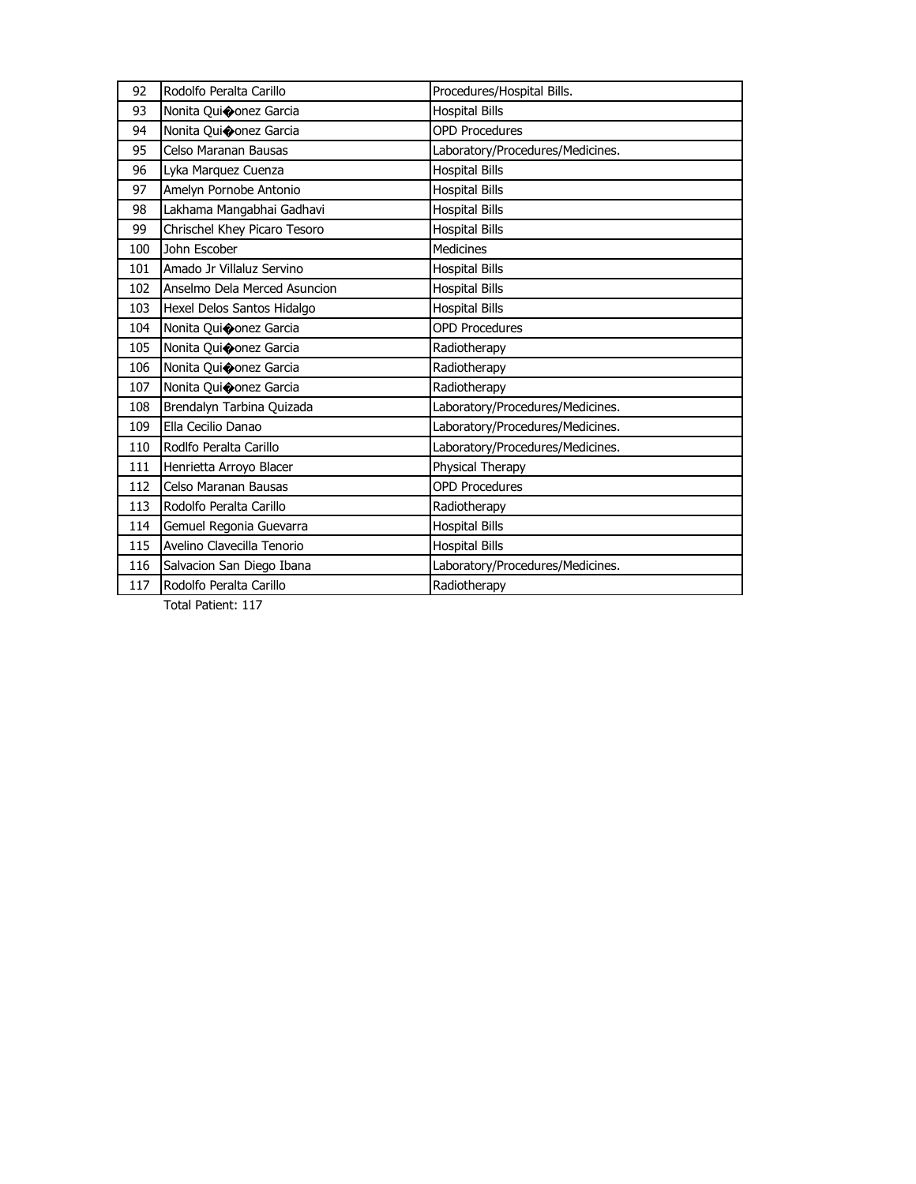| 92 | Rodolfo Peralta Carillo | Procedures/Hospital Bills. |
|---|---|---|
| 93 | Nonita Qui�onez Garcia | Hospital Bills |
| 94 | Nonita Qui�onez Garcia | OPD Procedures |
| 95 | Celso Maranan Bausas | Laboratory/Procedures/Medicines. |
| 96 | Lyka Marquez Cuenza | Hospital Bills |
| 97 | Amelyn Pornobe Antonio | Hospital Bills |
| 98 | Lakhama Mangabhai Gadhavi | Hospital Bills |
| 99 | Chrischel Khey Picaro Tesoro | Hospital Bills |
| 100 | John Escober | Medicines |
| 101 | Amado Jr Villaluz Servino | Hospital Bills |
| 102 | Anselmo Dela Merced Asuncion | Hospital Bills |
| 103 | Hexel Delos Santos Hidalgo | Hospital Bills |
| 104 | Nonita Qui�onez Garcia | OPD Procedures |
| 105 | Nonita Qui�onez Garcia | Radiotherapy |
| 106 | Nonita Qui�onez Garcia | Radiotherapy |
| 107 | Nonita Qui�onez Garcia | Radiotherapy |
| 108 | Brendalyn Tarbina Quizada | Laboratory/Procedures/Medicines. |
| 109 | Ella Cecilio Danao | Laboratory/Procedures/Medicines. |
| 110 | Rodlfo Peralta Carillo | Laboratory/Procedures/Medicines. |
| 111 | Henrietta Arroyo Blacer | Physical Therapy |
| 112 | Celso Maranan Bausas | OPD Procedures |
| 113 | Rodolfo Peralta Carillo | Radiotherapy |
| 114 | Gemuel Regonia Guevarra | Hospital Bills |
| 115 | Avelino Clavecilla Tenorio | Hospital Bills |
| 116 | Salvacion San Diego Ibana | Laboratory/Procedures/Medicines. |
| 117 | Rodolfo Peralta Carillo | Radiotherapy |

Total Patient: 117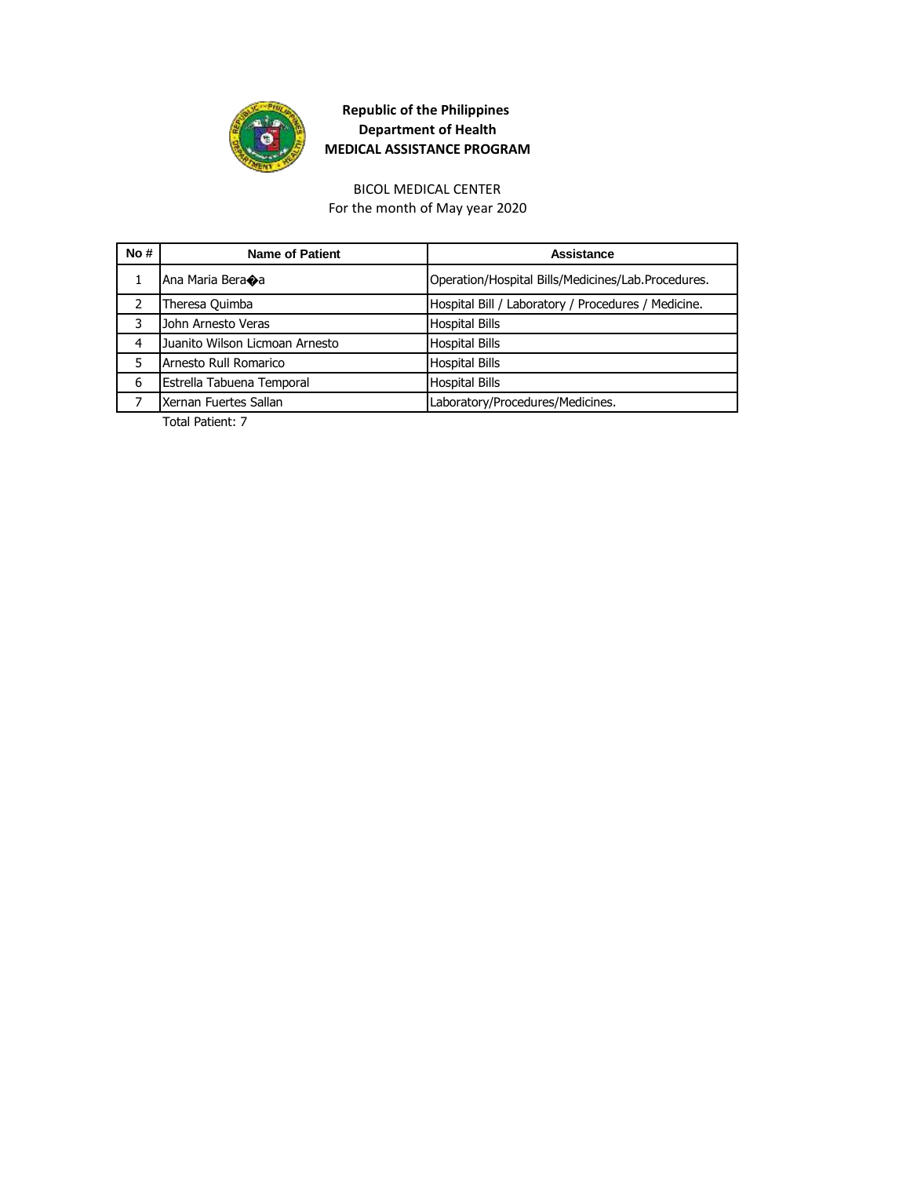**Republic of the Philippines**
**Department of Health**
**MEDICAL ASSISTANCE PROGRAM**

BICOL MEDICAL CENTER
For the month of May year 2020

| No # | Name of Patient | Assistance |
|---|---|---|
| 1 | Ana Maria Bera�a | Operation/Hospital Bills/Medicines/Lab.Procedures. |
| 2 | Theresa Quimba | Hospital Bill / Laboratory / Procedures / Medicine. |
| 3 | John Arnesto Veras | Hospital Bills |
| 4 | Juanito Wilson Licmoan Arnesto | Hospital Bills |
| 5 | Arnesto Rull Romarico | Hospital Bills |
| 6 | Estrella Tabuena Temporal | Hospital Bills |
| 7 | Xernan Fuertes Sallan | Laboratory/Procedures/Medicines. |

Total Patient: 7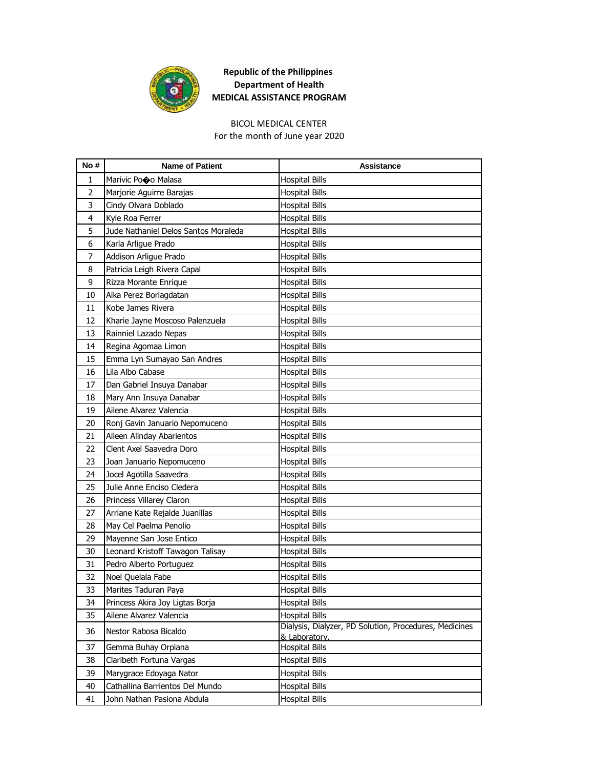**Republic of the Philippines**
**Department of Health**
**MEDICAL ASSISTANCE PROGRAM**

BICOL MEDICAL CENTER
For the month of June year 2020

| No # | Name of Patient | Assistance |
|---|---|---|
| 1 | Marivic Po�o Malasa | Hospital Bills |
| 2 | Marjorie Aguirre Barajas | Hospital Bills |
| 3 | Cindy Olvara Doblado | Hospital Bills |
| 4 | Kyle Roa Ferrer | Hospital Bills |
| 5 | Jude Nathaniel Delos Santos Moraleda | Hospital Bills |
| 6 | Karla Arligue Prado | Hospital Bills |
| 7 | Addison Arligue Prado | Hospital Bills |
| 8 | Patricia Leigh Rivera Capal | Hospital Bills |
| 9 | Rizza Morante Enrique | Hospital Bills |
| 10 | Aika Perez Borlagdatan | Hospital Bills |
| 11 | Kobe James Rivera | Hospital Bills |
| 12 | Kharie Jayne Moscoso Palenzuela | Hospital Bills |
| 13 | Rainniel Lazado Nepas | Hospital Bills |
| 14 | Regina Agomaa Limon | Hospital Bills |
| 15 | Emma Lyn Sumayao San Andres | Hospital Bills |
| 16 | Lila Albo Cabase | Hospital Bills |
| 17 | Dan Gabriel Insuya Danabar | Hospital Bills |
| 18 | Mary Ann Insuya Danabar | Hospital Bills |
| 19 | Ailene Alvarez Valencia | Hospital Bills |
| 20 | Ronj Gavin Januario Nepomuceno | Hospital Bills |
| 21 | Aileen Alinday Abarientos | Hospital Bills |
| 22 | Clent Axel Saavedra Doro | Hospital Bills |
| 23 | Joan Januario Nepomuceno | Hospital Bills |
| 24 | Jocel Agotilla Saavedra | Hospital Bills |
| 25 | Julie Anne Enciso Cledera | Hospital Bills |
| 26 | Princess Villarey Claron | Hospital Bills |
| 27 | Arriane Kate Rejalde Juanillas | Hospital Bills |
| 28 | May Cel Paelma Penolio | Hospital Bills |
| 29 | Mayenne San Jose Entico | Hospital Bills |
| 30 | Leonard Kristoff Tawagon Talisay | Hospital Bills |
| 31 | Pedro Alberto Portuguez | Hospital Bills |
| 32 | Noel Quelala Fabe | Hospital Bills |
| 33 | Marites Taduran Paya | Hospital Bills |
| 34 | Princess Akira Joy Ligtas Borja | Hospital Bills |
| 35 | Ailene Alvarez Valencia | Hospital Bills |
| 36 | Nestor Rabosa Bicaldo | Dialysis, Dialyzer, PD Solution, Procedures, Medicines & Laboratory. |
| 37 | Gemma Buhay Orpiana | Hospital Bills |
| 38 | Claribeth Fortuna Vargas | Hospital Bills |
| 39 | Marygrace Edoyaga Nator | Hospital Bills |
| 40 | Cathallina Barrientos Del Mundo | Hospital Bills |
| 41 | John Nathan Pasiona Abdula | Hospital Bills |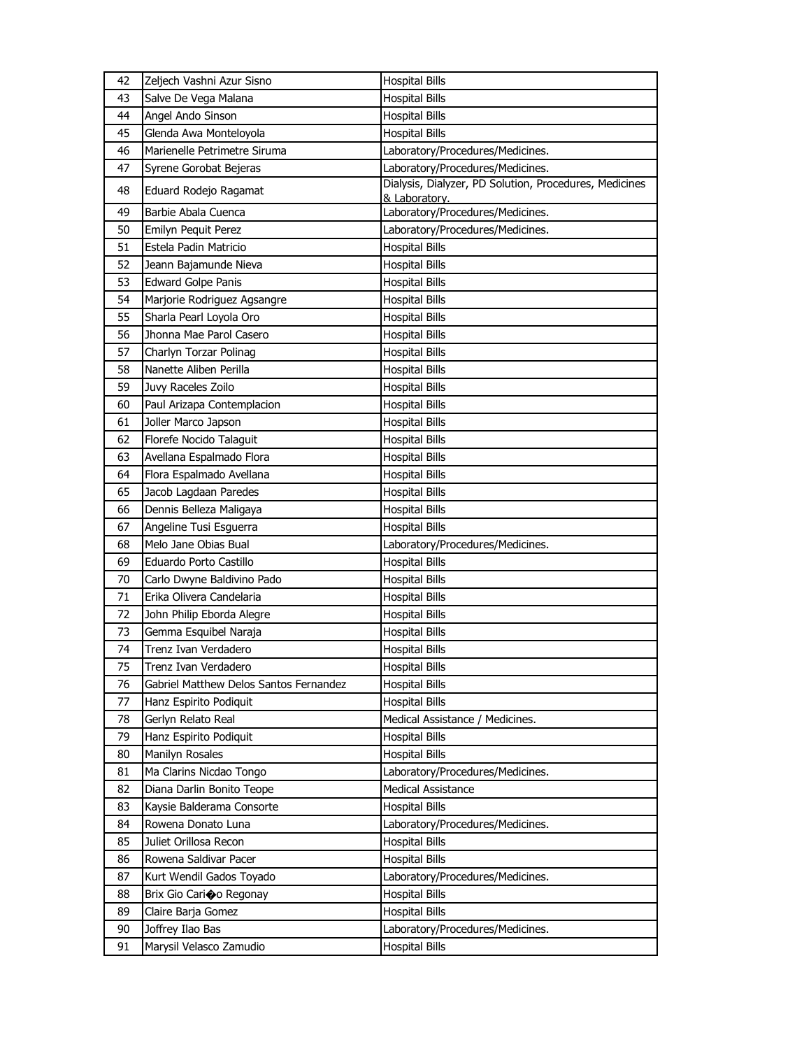| 42 | Zeljech Vashni Azur Sisno | Hospital Bills |
|---|---|---|
| 43 | Salve De Vega Malana | Hospital Bills |
| 44 | Angel Ando Sinson | Hospital Bills |
| 45 | Glenda Awa Monteloyola | Hospital Bills |
| 46 | Marienelle Petrimetre Siruma | Laboratory/Procedures/Medicines. |
| 47 | Syrene Gorobat Bejeras | Laboratory/Procedures/Medicines. |
| 48 | Eduard Rodejo Ragamat | Dialysis, Dialyzer, PD Solution, Procedures, Medicines & Laboratory. |
| 49 | Barbie Abala Cuenca | Laboratory/Procedures/Medicines. |
| 50 | Emilyn Pequit Perez | Laboratory/Procedures/Medicines. |
| 51 | Estela Padin Matricio | Hospital Bills |
| 52 | Jeann Bajamunde Nieva | Hospital Bills |
| 53 | Edward Golpe Panis | Hospital Bills |
| 54 | Marjorie Rodriguez Agsangre | Hospital Bills |
| 55 | Sharla Pearl Loyola Oro | Hospital Bills |
| 56 | Jhonna Mae Parol Casero | Hospital Bills |
| 57 | Charlyn Torzar Polinag | Hospital Bills |
| 58 | Nanette Aliben Perilla | Hospital Bills |
| 59 | Juvy Raceles Zoilo | Hospital Bills |
| 60 | Paul Arizapa Contemplacion | Hospital Bills |
| 61 | Joller Marco Japson | Hospital Bills |
| 62 | Florefe Nocido Talaguit | Hospital Bills |
| 63 | Avellana Espalmado Flora | Hospital Bills |
| 64 | Flora Espalmado Avellana | Hospital Bills |
| 65 | Jacob Lagdaan Paredes | Hospital Bills |
| 66 | Dennis Belleza Maligaya | Hospital Bills |
| 67 | Angeline Tusi Esguerra | Hospital Bills |
| 68 | Melo Jane Obias Bual | Laboratory/Procedures/Medicines. |
| 69 | Eduardo Porto Castillo | Hospital Bills |
| 70 | Carlo Dwyne Baldivino Pado | Hospital Bills |
| 71 | Erika Olivera Candelaria | Hospital Bills |
| 72 | John Philip Eborda Alegre | Hospital Bills |
| 73 | Gemma Esquibel Naraja | Hospital Bills |
| 74 | Trenz Ivan Verdadero | Hospital Bills |
| 75 | Trenz Ivan Verdadero | Hospital Bills |
| 76 | Gabriel Matthew Delos Santos Fernandez | Hospital Bills |
| 77 | Hanz Espirito Podiquit | Hospital Bills |
| 78 | Gerlyn Relato Real | Medical Assistance / Medicines. |
| 79 | Hanz Espirito Podiquit | Hospital Bills |
| 80 | Manilyn Rosales | Hospital Bills |
| 81 | Ma Clarins Nicdao Tongo | Laboratory/Procedures/Medicines. |
| 82 | Diana Darlin Bonito Teope | Medical Assistance |
| 83 | Kaysie Balderama Consorte | Hospital Bills |
| 84 | Rowena Donato Luna | Laboratory/Procedures/Medicines. |
| 85 | Juliet Orillosa Recon | Hospital Bills |
| 86 | Rowena Saldivar Pacer | Hospital Bills |
| 87 | Kurt Wendil Gados Toyado | Laboratory/Procedures/Medicines. |
| 88 | Brix Gio Cari�o Regonay | Hospital Bills |
| 89 | Claire Barja Gomez | Hospital Bills |
| 90 | Joffrey Ilao Bas | Laboratory/Procedures/Medicines. |
| 91 | Marysil Velasco Zamudio | Hospital Bills |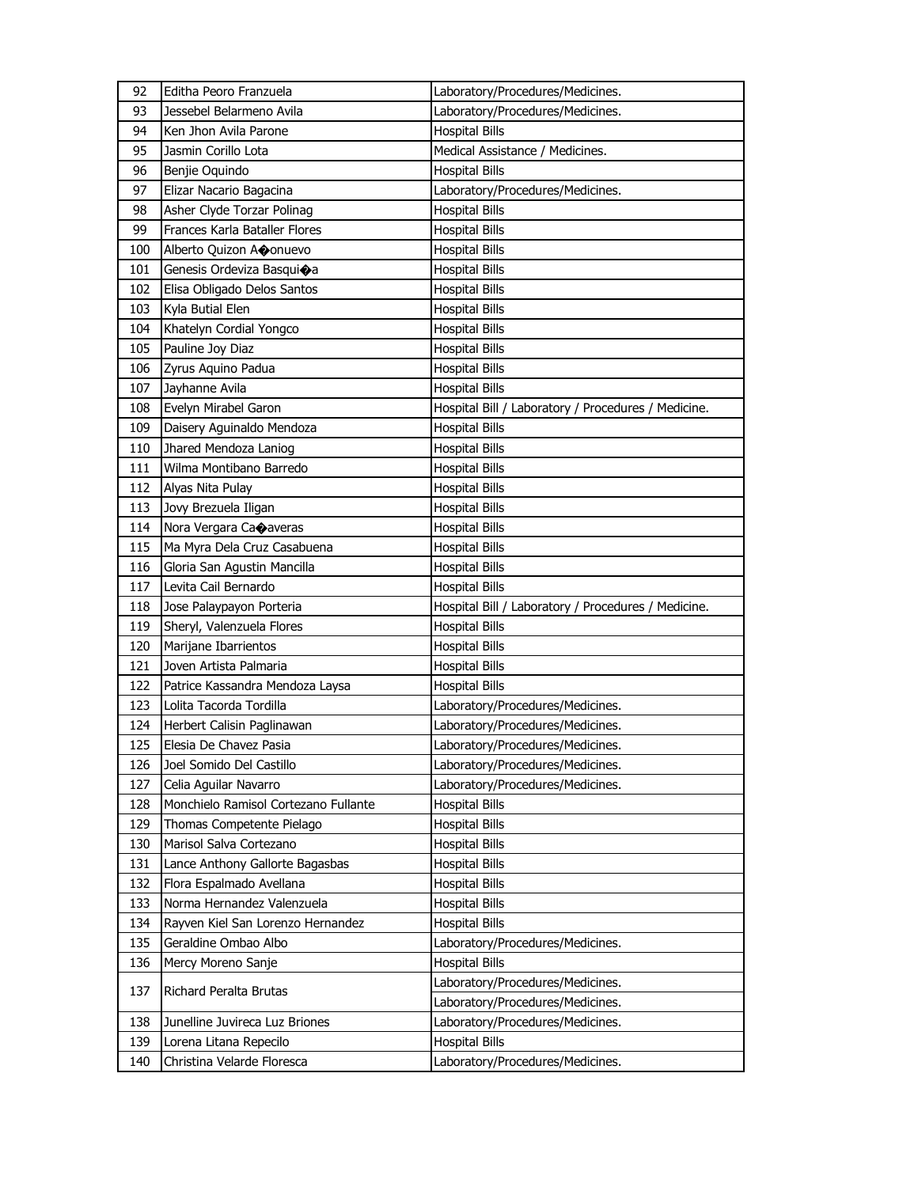| 92 | Editha Peoro Franzuela | Laboratory/Procedures/Medicines. |
|---|---|---|
| 93 | Jessebel Belarmeno Avila | Laboratory/Procedures/Medicines. |
| 94 | Ken Jhon Avila Parone | Hospital Bills |
| 95 | Jasmin Corillo Lota | Medical Assistance / Medicines. |
| 96 | Benjie Oquindo | Hospital Bills |
| 97 | Elizar Nacario Bagacina | Laboratory/Procedures/Medicines. |
| 98 | Asher Clyde Torzar Polinag | Hospital Bills |
| 99 | Frances Karla Bataller Flores | Hospital Bills |
| 100 | Alberto Quizon A�onuevo | Hospital Bills |
| 101 | Genesis Ordeviza Basqui�a | Hospital Bills |
| 102 | Elisa Obligado Delos Santos | Hospital Bills |
| 103 | Kyla Butial Elen | Hospital Bills |
| 104 | Khatelyn Cordial Yongco | Hospital Bills |
| 105 | Pauline Joy Diaz | Hospital Bills |
| 106 | Zyrus Aquino Padua | Hospital Bills |
| 107 | Jayhanne Avila | Hospital Bills |
| 108 | Evelyn Mirabel Garon | Hospital Bill / Laboratory / Procedures / Medicine. |
| 109 | Daisery Aguinaldo Mendoza | Hospital Bills |
| 110 | Jhared Mendoza Laniog | Hospital Bills |
| 111 | Wilma Montibano Barredo | Hospital Bills |
| 112 | Alyas Nita Pulay | Hospital Bills |
| 113 | Jovy Brezuela Iligan | Hospital Bills |
| 114 | Nora Vergara Ca�averas | Hospital Bills |
| 115 | Ma Myra Dela Cruz Casabuena | Hospital Bills |
| 116 | Gloria San Agustin Mancilla | Hospital Bills |
| 117 | Levita Cail Bernardo | Hospital Bills |
| 118 | Jose Palaypayon Porteria | Hospital Bill / Laboratory / Procedures / Medicine. |
| 119 | Sheryl, Valenzuela Flores | Hospital Bills |
| 120 | Marijane Ibarrientos | Hospital Bills |
| 121 | Joven Artista Palmaria | Hospital Bills |
| 122 | Patrice Kassandra Mendoza Laysa | Hospital Bills |
| 123 | Lolita Tacorda Tordilla | Laboratory/Procedures/Medicines. |
| 124 | Herbert Calisin Paglinawan | Laboratory/Procedures/Medicines. |
| 125 | Elesia De Chavez Pasia | Laboratory/Procedures/Medicines. |
| 126 | Joel Somido Del Castillo | Laboratory/Procedures/Medicines. |
| 127 | Celia Aguilar Navarro | Laboratory/Procedures/Medicines. |
| 128 | Monchielo Ramisol Cortezano Fullante | Hospital Bills |
| 129 | Thomas Competente Pielago | Hospital Bills |
| 130 | Marisol Salva Cortezano | Hospital Bills |
| 131 | Lance Anthony Gallorte Bagasbas | Hospital Bills |
| 132 | Flora Espalmado Avellana | Hospital Bills |
| 133 | Norma Hernandez Valenzuela | Hospital Bills |
| 134 | Rayven Kiel San Lorenzo Hernandez | Hospital Bills |
| 135 | Geraldine Ombao Albo | Laboratory/Procedures/Medicines. |
| 136 | Mercy Moreno Sanje | Hospital Bills |
| 137 | Richard Peralta Brutas | Laboratory/Procedures/Medicines. |
| | | Laboratory/Procedures/Medicines. |
| 138 | Junelline Juvireca Luz Briones | Laboratory/Procedures/Medicines. |
| 139 | Lorena Litana Repecilo | Hospital Bills |
| 140 | Christina Velarde Floresca | Laboratory/Procedures/Medicines. |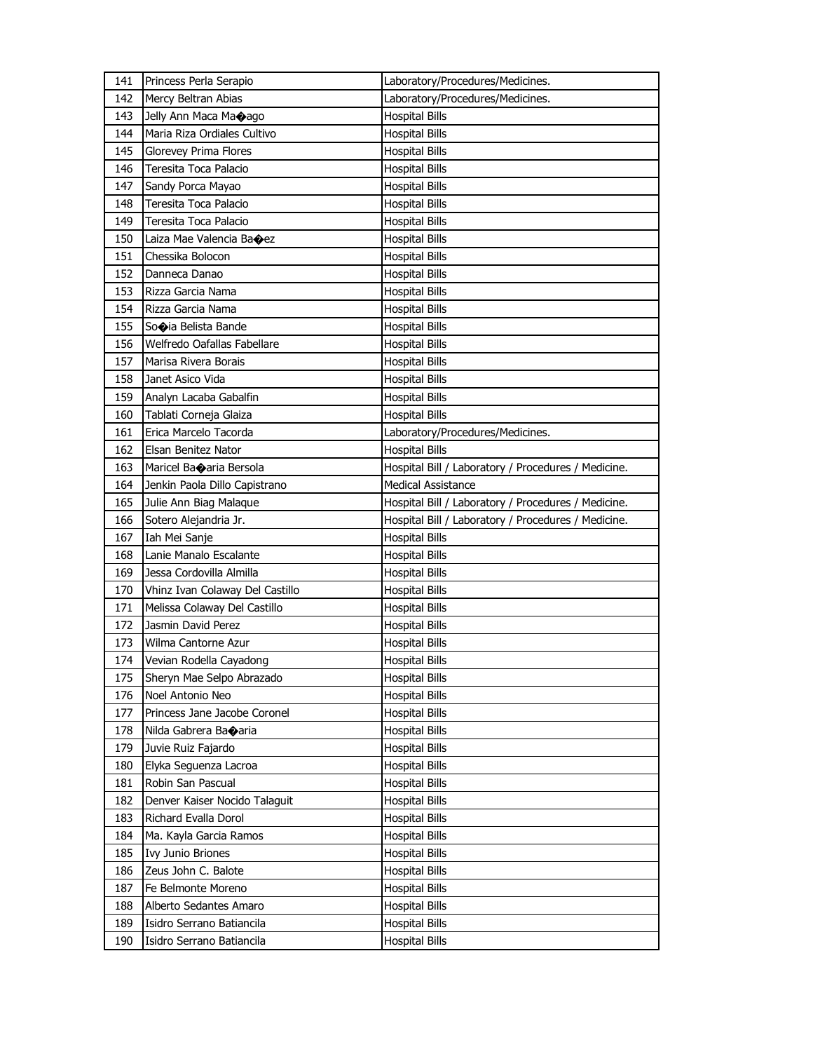| 141 | Princess Perla Serapio | Laboratory/Procedures/Medicines. |
|---|---|---|
| 142 | Mercy Beltran Abias | Laboratory/Procedures/Medicines. |
| 143 | Jelly Ann Maca Ma�ago | Hospital Bills |
| 144 | Maria Riza Ordiales Cultivo | Hospital Bills |
| 145 | Glorevey Prima Flores | Hospital Bills |
| 146 | Teresita Toca Palacio | Hospital Bills |
| 147 | Sandy Porca Mayao | Hospital Bills |
| 148 | Teresita Toca Palacio | Hospital Bills |
| 149 | Teresita Toca Palacio | Hospital Bills |
| 150 | Laiza Mae Valencia Ba�ez | Hospital Bills |
| 151 | Chessika Bolocon | Hospital Bills |
| 152 | Danneca Danao | Hospital Bills |
| 153 | Rizza Garcia Nama | Hospital Bills |
| 154 | Rizza Garcia Nama | Hospital Bills |
| 155 | So�ia Belista Bande | Hospital Bills |
| 156 | Welfredo Oafallas Fabellare | Hospital Bills |
| 157 | Marisa Rivera Borais | Hospital Bills |
| 158 | Janet Asico Vida | Hospital Bills |
| 159 | Analyn Lacaba Gabalfin | Hospital Bills |
| 160 | Tablati Corneja Glaiza | Hospital Bills |
| 161 | Erica Marcelo Tacorda | Laboratory/Procedures/Medicines. |
| 162 | Elsan Benitez Nator | Hospital Bills |
| 163 | Maricel Ba�aria Bersola | Hospital Bill / Laboratory / Procedures / Medicine. |
| 164 | Jenkin Paola Dillo Capistrano | Medical Assistance |
| 165 | Julie Ann Biag Malaque | Hospital Bill / Laboratory / Procedures / Medicine. |
| 166 | Sotero Alejandria Jr. | Hospital Bill / Laboratory / Procedures / Medicine. |
| 167 | Iah Mei Sanje | Hospital Bills |
| 168 | Lanie Manalo Escalante | Hospital Bills |
| 169 | Jessa Cordovilla Almilla | Hospital Bills |
| 170 | Vhinz Ivan Colaway Del Castillo | Hospital Bills |
| 171 | Melissa Colaway Del Castillo | Hospital Bills |
| 172 | Jasmin David Perez | Hospital Bills |
| 173 | Wilma Cantorne Azur | Hospital Bills |
| 174 | Vevian Rodella Cayadong | Hospital Bills |
| 175 | Sheryn Mae Selpo Abrazado | Hospital Bills |
| 176 | Noel Antonio Neo | Hospital Bills |
| 177 | Princess Jane Jacobe Coronel | Hospital Bills |
| 178 | Nilda Gabrera Ba�aria | Hospital Bills |
| 179 | Juvie Ruiz Fajardo | Hospital Bills |
| 180 | Elyka Seguenza Lacroa | Hospital Bills |
| 181 | Robin San Pascual | Hospital Bills |
| 182 | Denver Kaiser Nocido Talaguit | Hospital Bills |
| 183 | Richard Evalla Dorol | Hospital Bills |
| 184 | Ma. Kayla Garcia Ramos | Hospital Bills |
| 185 | Ivy Junio Briones | Hospital Bills |
| 186 | Zeus John C. Balote | Hospital Bills |
| 187 | Fe Belmonte Moreno | Hospital Bills |
| 188 | Alberto Sedantes Amaro | Hospital Bills |
| 189 | Isidro Serrano Batiancila | Hospital Bills |
| 190 | Isidro Serrano Batiancila | Hospital Bills |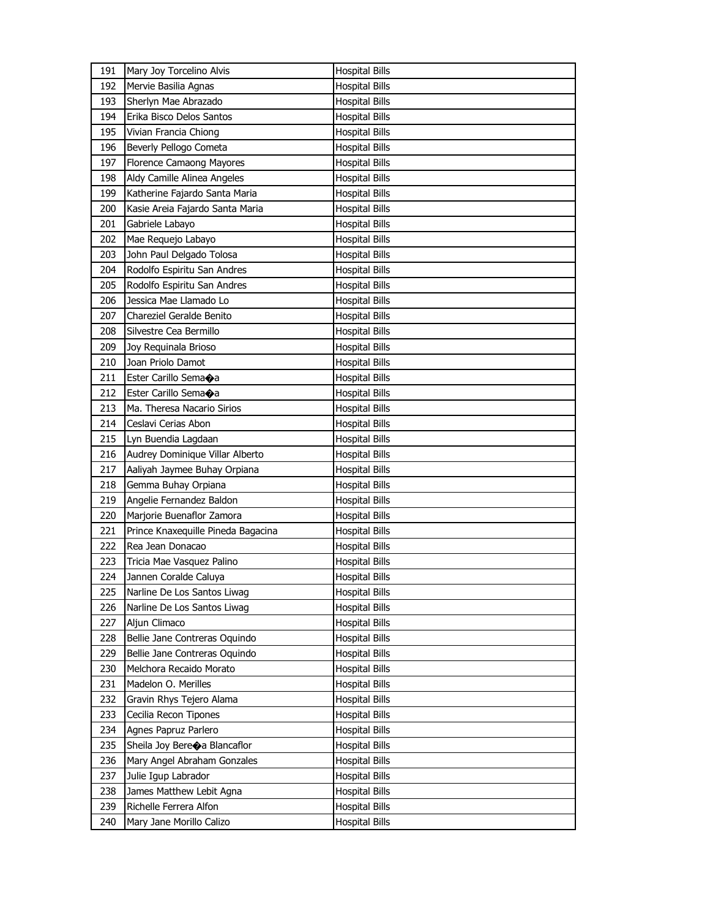| 191 | Mary Joy Torcelino Alvis | Hospital Bills |
|---|---|---|
| 192 | Mervie Basilia Agnas | Hospital Bills |
| 193 | Sherlyn Mae Abrazado | Hospital Bills |
| 194 | Erika Bisco Delos Santos | Hospital Bills |
| 195 | Vivian Francia Chiong | Hospital Bills |
| 196 | Beverly Pellogo Cometa | Hospital Bills |
| 197 | Florence Camaong Mayores | Hospital Bills |
| 198 | Aldy Camille Alinea Angeles | Hospital Bills |
| 199 | Katherine Fajardo Santa Maria | Hospital Bills |
| 200 | Kasie Areia Fajardo Santa Maria | Hospital Bills |
| 201 | Gabriele Labayo | Hospital Bills |
| 202 | Mae Requejo Labayo | Hospital Bills |
| 203 | John Paul Delgado Tolosa | Hospital Bills |
| 204 | Rodolfo Espiritu San Andres | Hospital Bills |
| 205 | Rodolfo Espiritu San Andres | Hospital Bills |
| 206 | Jessica Mae Llamado Lo | Hospital Bills |
| 207 | Chareziel Geralde Benito | Hospital Bills |
| 208 | Silvestre Cea Bermillo | Hospital Bills |
| 209 | Joy Requinala Brioso | Hospital Bills |
| 210 | Joan Priolo Damot | Hospital Bills |
| 211 | Ester Carillo Sema�a | Hospital Bills |
| 212 | Ester Carillo Sema�a | Hospital Bills |
| 213 | Ma. Theresa Nacario Sirios | Hospital Bills |
| 214 | Ceslavi Cerias Abon | Hospital Bills |
| 215 | Lyn Buendia Lagdaan | Hospital Bills |
| 216 | Audrey Dominique Villar Alberto | Hospital Bills |
| 217 | Aaliyah Jaymee Buhay Orpiana | Hospital Bills |
| 218 | Gemma Buhay Orpiana | Hospital Bills |
| 219 | Angelie Fernandez Baldon | Hospital Bills |
| 220 | Marjorie Buenaflor Zamora | Hospital Bills |
| 221 | Prince Knaxequille Pineda Bagacina | Hospital Bills |
| 222 | Rea Jean Donacao | Hospital Bills |
| 223 | Tricia Mae Vasquez Palino | Hospital Bills |
| 224 | Jannen Coralde Caluya | Hospital Bills |
| 225 | Narline De Los Santos Liwag | Hospital Bills |
| 226 | Narline De Los Santos Liwag | Hospital Bills |
| 227 | Aljun Climaco | Hospital Bills |
| 228 | Bellie Jane Contreras Oquindo | Hospital Bills |
| 229 | Bellie Jane Contreras Oquindo | Hospital Bills |
| 230 | Melchora Recaido Morato | Hospital Bills |
| 231 | Madelon O. Merilles | Hospital Bills |
| 232 | Gravin Rhys Tejero Alama | Hospital Bills |
| 233 | Cecilia Recon Tipones | Hospital Bills |
| 234 | Agnes Papruz Parlero | Hospital Bills |
| 235 | Sheila Joy Bere�a Blancaflor | Hospital Bills |
| 236 | Mary Angel Abraham Gonzales | Hospital Bills |
| 237 | Julie Igup Labrador | Hospital Bills |
| 238 | James Matthew Lebit Agna | Hospital Bills |
| 239 | Richelle Ferrera Alfon | Hospital Bills |
| 240 | Mary Jane Morillo Calizo | Hospital Bills |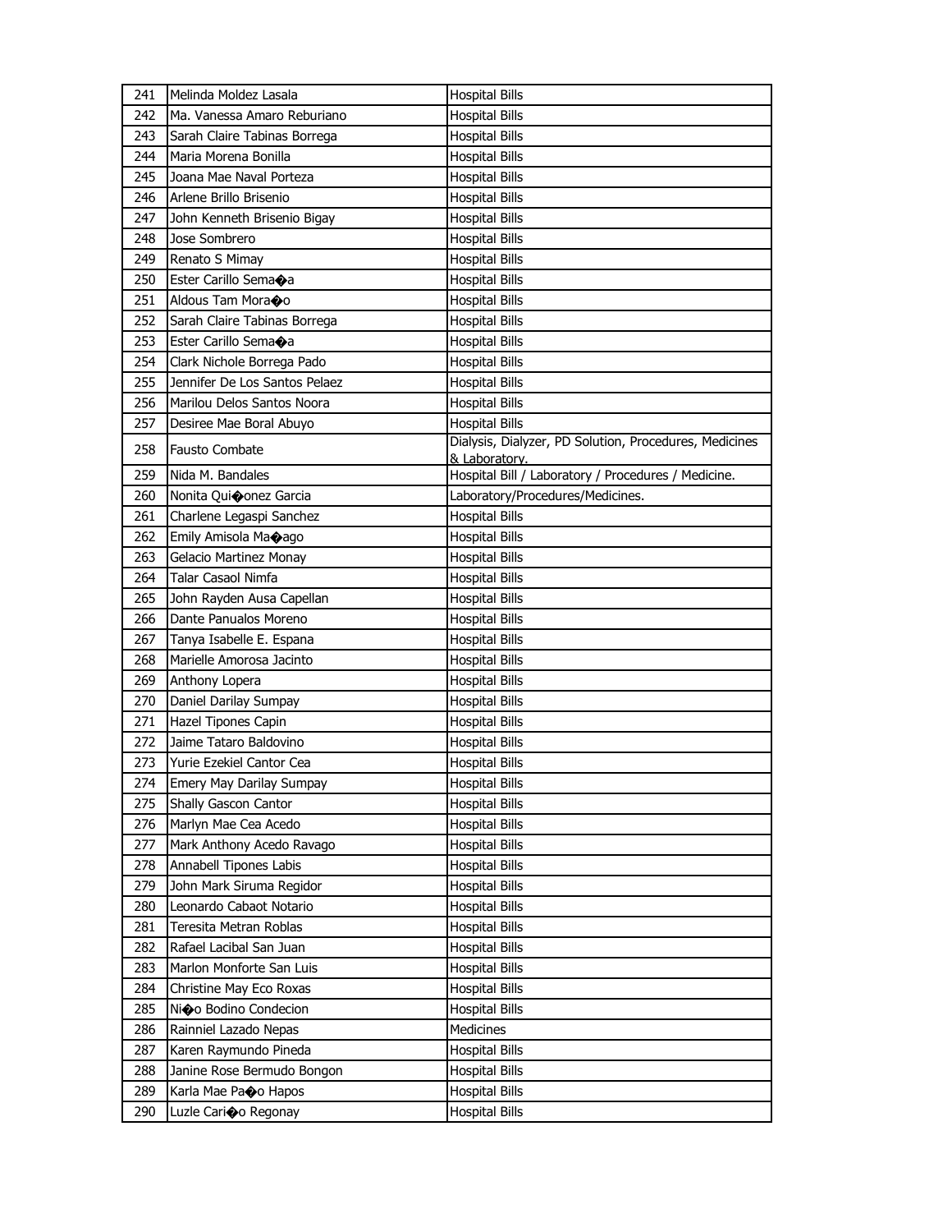| 241 | Melinda Moldez Lasala | Hospital Bills |
|---|---|---|
| 242 | Ma. Vanessa Amaro Reburiano | Hospital Bills |
| 243 | Sarah Claire Tabinas Borrega | Hospital Bills |
| 244 | Maria Morena Bonilla | Hospital Bills |
| 245 | Joana Mae Naval Porteza | Hospital Bills |
| 246 | Arlene Brillo Brisenio | Hospital Bills |
| 247 | John Kenneth Brisenio Bigay | Hospital Bills |
| 248 | Jose Sombrero | Hospital Bills |
| 249 | Renato S Mimay | Hospital Bills |
| 250 | Ester Carillo Sema�a | Hospital Bills |
| 251 | Aldous Tam Mora�o | Hospital Bills |
| 252 | Sarah Claire Tabinas Borrega | Hospital Bills |
| 253 | Ester Carillo Sema�a | Hospital Bills |
| 254 | Clark Nichole Borrega Pado | Hospital Bills |
| 255 | Jennifer De Los Santos Pelaez | Hospital Bills |
| 256 | Marilou Delos Santos Noora | Hospital Bills |
| 257 | Desiree Mae Boral Abuyo | Hospital Bills |
| 258 | Fausto Combate | Dialysis, Dialyzer, PD Solution, Procedures, Medicines & Laboratory. |
| 259 | Nida M. Bandales | Hospital Bill / Laboratory / Procedures / Medicine. |
| 260 | Nonita Qui�onez Garcia | Laboratory/Procedures/Medicines. |
| 261 | Charlene Legaspi Sanchez | Hospital Bills |
| 262 | Emily Amisola Ma�ago | Hospital Bills |
| 263 | Gelacio Martinez Monay | Hospital Bills |
| 264 | Talar Casaol Nimfa | Hospital Bills |
| 265 | John Rayden Ausa Capellan | Hospital Bills |
| 266 | Dante Panualos Moreno | Hospital Bills |
| 267 | Tanya Isabelle E. Espana | Hospital Bills |
| 268 | Marielle Amorosa Jacinto | Hospital Bills |
| 269 | Anthony Lopera | Hospital Bills |
| 270 | Daniel Darilay Sumpay | Hospital Bills |
| 271 | Hazel Tipones Capin | Hospital Bills |
| 272 | Jaime Tataro Baldovino | Hospital Bills |
| 273 | Yurie Ezekiel Cantor Cea | Hospital Bills |
| 274 | Emery May Darilay Sumpay | Hospital Bills |
| 275 | Shally Gascon Cantor | Hospital Bills |
| 276 | Marlyn Mae Cea Acedo | Hospital Bills |
| 277 | Mark Anthony Acedo Ravago | Hospital Bills |
| 278 | Annabell Tipones Labis | Hospital Bills |
| 279 | John Mark Siruma Regidor | Hospital Bills |
| 280 | Leonardo Cabaot Notario | Hospital Bills |
| 281 | Teresita Metran Roblas | Hospital Bills |
| 282 | Rafael Lacibal San Juan | Hospital Bills |
| 283 | Marlon Monforte San Luis | Hospital Bills |
| 284 | Christine May Eco Roxas | Hospital Bills |
| 285 | Ni�o Bodino Condecion | Hospital Bills |
| 286 | Rainniel Lazado Nepas | Medicines |
| 287 | Karen Raymundo Pineda | Hospital Bills |
| 288 | Janine Rose Bermudo Bongon | Hospital Bills |
| 289 | Karla Mae Pa�o Hapos | Hospital Bills |
| 290 | Luzle Cari�o Regonay | Hospital Bills |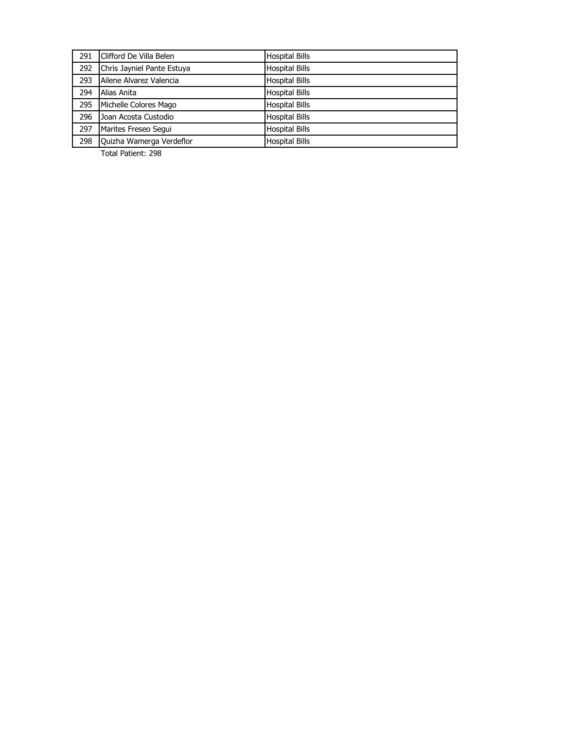| | | |
|---|---|---|
| 291 | Clifford De Villa Belen | Hospital Bills |
| 292 | Chris Jayniel Pante Estuya | Hospital Bills |
| 293 | Ailene Alvarez Valencia | Hospital Bills |
| 294 | Alias Anita | Hospital Bills |
| 295 | Michelle Colores Mago | Hospital Bills |
| 296 | Joan Acosta Custodio | Hospital Bills |
| 297 | Marites Freseo Segui | Hospital Bills |
| 298 | Quizha Wamerga Verdeflor | Hospital Bills |

Total Patient: 298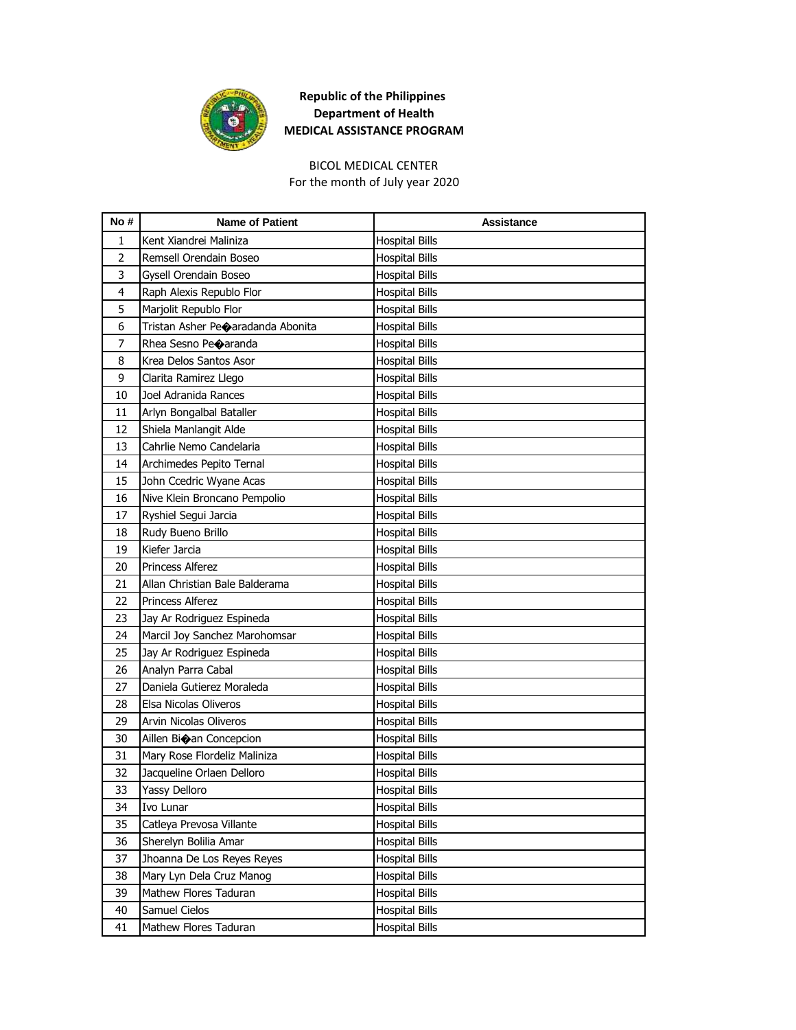**Republic of the Philippines**
**Department of Health**
**MEDICAL ASSISTANCE PROGRAM**

BICOL MEDICAL CENTER
For the month of July year 2020

| No # | Name of Patient | Assistance |
|---|---|---|
| 1 | Kent Xiandrei Maliniza | Hospital Bills |
| 2 | Remsell Orendain Boseo | Hospital Bills |
| 3 | Gysell Orendain Boseo | Hospital Bills |
| 4 | Raph Alexis Republo Flor | Hospital Bills |
| 5 | Marjolit Republo Flor | Hospital Bills |
| 6 | Tristan Asher Pe�aradanda Abonita | Hospital Bills |
| 7 | Rhea Sesno Pe�aranda | Hospital Bills |
| 8 | Krea Delos Santos Asor | Hospital Bills |
| 9 | Clarita Ramirez Llego | Hospital Bills |
| 10 | Joel Adranida Rances | Hospital Bills |
| 11 | Arlyn Bongalbal Bataller | Hospital Bills |
| 12 | Shiela Manlangit Alde | Hospital Bills |
| 13 | Cahrlie Nemo Candelaria | Hospital Bills |
| 14 | Archimedes Pepito Ternal | Hospital Bills |
| 15 | John Ccedric Wyane Acas | Hospital Bills |
| 16 | Nive Klein Broncano Pempolio | Hospital Bills |
| 17 | Ryshiel Segui Jarcia | Hospital Bills |
| 18 | Rudy Bueno Brillo | Hospital Bills |
| 19 | Kiefer Jarcia | Hospital Bills |
| 20 | Princess Alferez | Hospital Bills |
| 21 | Allan Christian Bale Balderama | Hospital Bills |
| 22 | Princess Alferez | Hospital Bills |
| 23 | Jay Ar Rodriguez Espineda | Hospital Bills |
| 24 | Marcil Joy Sanchez Marohomsar | Hospital Bills |
| 25 | Jay Ar Rodriguez Espineda | Hospital Bills |
| 26 | Analyn Parra Cabal | Hospital Bills |
| 27 | Daniela Gutierez Moraleda | Hospital Bills |
| 28 | Elsa Nicolas Oliveros | Hospital Bills |
| 29 | Arvin Nicolas Oliveros | Hospital Bills |
| 30 | Aillen Bi�an Concepcion | Hospital Bills |
| 31 | Mary Rose Flordeliz Maliniza | Hospital Bills |
| 32 | Jacqueline Orlaen Delloro | Hospital Bills |
| 33 | Yassy Delloro | Hospital Bills |
| 34 | Ivo Lunar | Hospital Bills |
| 35 | Catleya Prevosa Villante | Hospital Bills |
| 36 | Sherelyn Bolilia Amar | Hospital Bills |
| 37 | Jhoanna De Los Reyes Reyes | Hospital Bills |
| 38 | Mary Lyn Dela Cruz Manog | Hospital Bills |
| 39 | Mathew Flores Taduran | Hospital Bills |
| 40 | Samuel Cielos | Hospital Bills |
| 41 | Mathew Flores Taduran | Hospital Bills |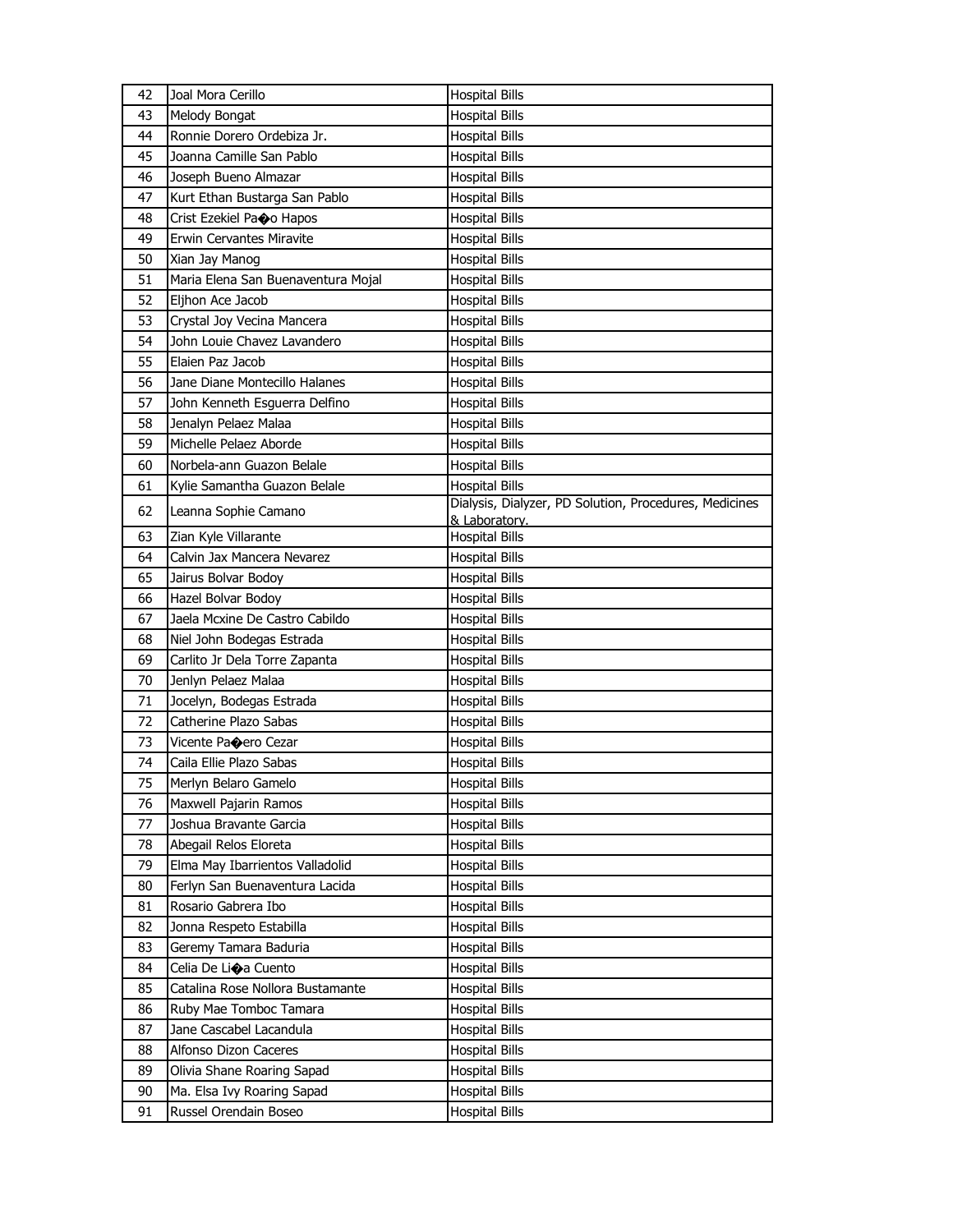| 42 | Joal Mora Cerillo | Hospital Bills |
|---|---|---|
| 43 | Melody Bongat | Hospital Bills |
| 44 | Ronnie Dorero Ordebiza Jr. | Hospital Bills |
| 45 | Joanna Camille San Pablo | Hospital Bills |
| 46 | Joseph Bueno Almazar | Hospital Bills |
| 47 | Kurt Ethan Bustarga San Pablo | Hospital Bills |
| 48 | Crist Ezekiel Pa�o Hapos | Hospital Bills |
| 49 | Erwin Cervantes Miravite | Hospital Bills |
| 50 | Xian Jay Manog | Hospital Bills |
| 51 | Maria Elena San Buenaventura Mojal | Hospital Bills |
| 52 | Eljhon Ace Jacob | Hospital Bills |
| 53 | Crystal Joy Vecina Mancera | Hospital Bills |
| 54 | John Louie Chavez Lavandero | Hospital Bills |
| 55 | Elaien Paz Jacob | Hospital Bills |
| 56 | Jane Diane Montecillo Halanes | Hospital Bills |
| 57 | John Kenneth Esguerra Delfino | Hospital Bills |
| 58 | Jenalyn Pelaez Malaa | Hospital Bills |
| 59 | Michelle Pelaez Aborde | Hospital Bills |
| 60 | Norbela-ann Guazon Belale | Hospital Bills |
| 61 | Kylie Samantha Guazon Belale | Hospital Bills |
| 62 | Leanna Sophie Camano | Dialysis, Dialyzer, PD Solution, Procedures, Medicines & Laboratory. |
| 63 | Zian Kyle Villarante | Hospital Bills |
| 64 | Calvin Jax Mancera Nevarez | Hospital Bills |
| 65 | Jairus Bolvar Bodoy | Hospital Bills |
| 66 | Hazel Bolvar Bodoy | Hospital Bills |
| 67 | Jaela Mcxine De Castro Cabildo | Hospital Bills |
| 68 | Niel John Bodegas Estrada | Hospital Bills |
| 69 | Carlito Jr Dela Torre Zapanta | Hospital Bills |
| 70 | Jenlyn Pelaez Malaa | Hospital Bills |
| 71 | Jocelyn, Bodegas Estrada | Hospital Bills |
| 72 | Catherine Plazo Sabas | Hospital Bills |
| 73 | Vicente Pa�ero Cezar | Hospital Bills |
| 74 | Caila Ellie Plazo Sabas | Hospital Bills |
| 75 | Merlyn Belaro Gamelo | Hospital Bills |
| 76 | Maxwell Pajarin Ramos | Hospital Bills |
| 77 | Joshua Bravante Garcia | Hospital Bills |
| 78 | Abegail Relos Eloreta | Hospital Bills |
| 79 | Elma May Ibarrientos Valladolid | Hospital Bills |
| 80 | Ferlyn San Buenaventura Lacida | Hospital Bills |
| 81 | Rosario Gabrera Ibo | Hospital Bills |
| 82 | Jonna Respeto Estabilla | Hospital Bills |
| 83 | Geremy Tamara Baduria | Hospital Bills |
| 84 | Celia De Li�a Cuento | Hospital Bills |
| 85 | Catalina Rose Nollora Bustamante | Hospital Bills |
| 86 | Ruby Mae Tomboc Tamara | Hospital Bills |
| 87 | Jane Cascabel Lacandula | Hospital Bills |
| 88 | Alfonso Dizon Caceres | Hospital Bills |
| 89 | Olivia Shane Roaring Sapad | Hospital Bills |
| 90 | Ma. Elsa Ivy Roaring Sapad | Hospital Bills |
| 91 | Russel Orendain Boseo | Hospital Bills |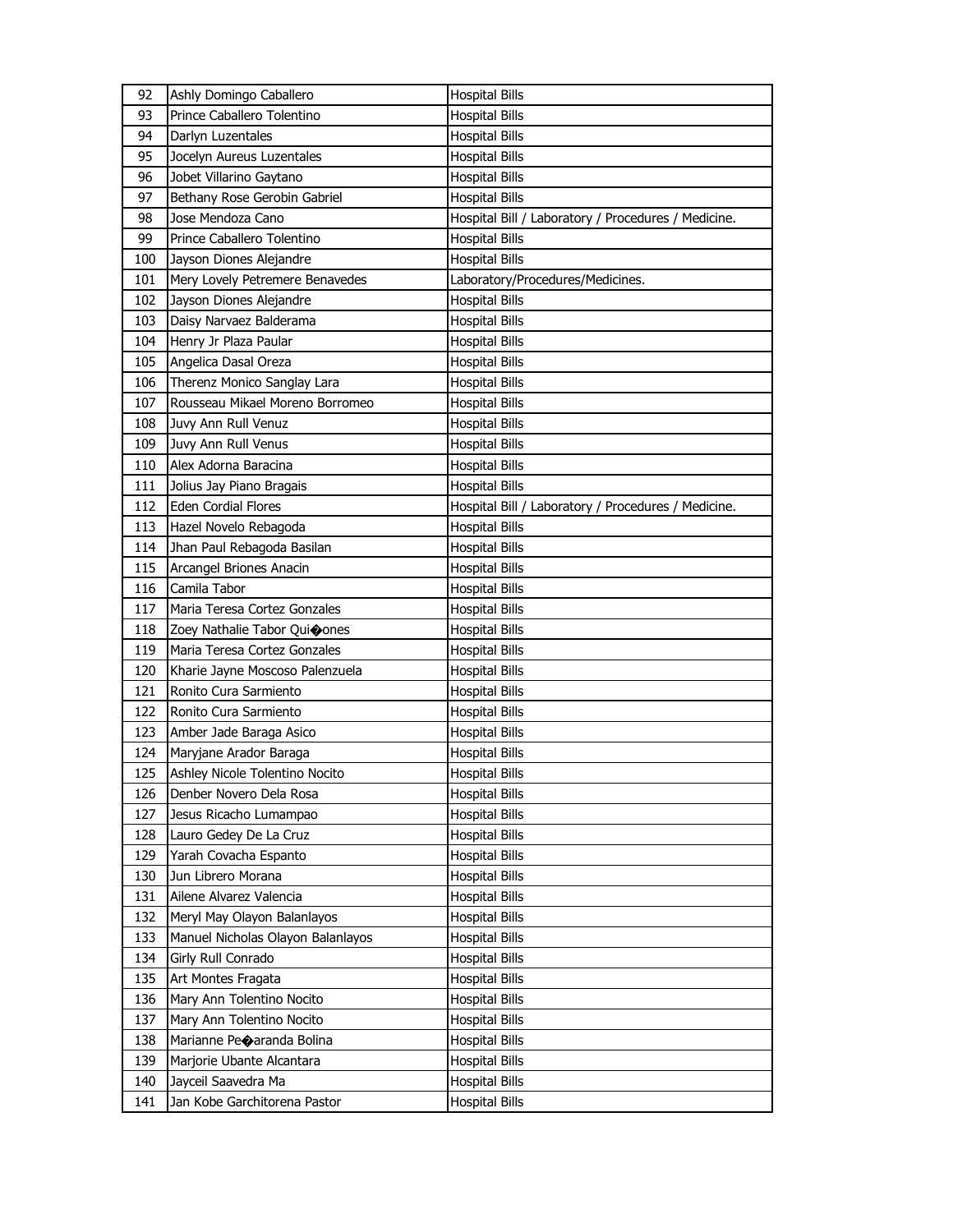| 92 | Ashly Domingo Caballero | Hospital Bills |
|---|---|---|
| 93 | Prince Caballero Tolentino | Hospital Bills |
| 94 | Darlyn Luzentales | Hospital Bills |
| 95 | Jocelyn Aureus Luzentales | Hospital Bills |
| 96 | Jobet Villarino Gaytano | Hospital Bills |
| 97 | Bethany Rose Gerobin Gabriel | Hospital Bills |
| 98 | Jose Mendoza Cano | Hospital Bill / Laboratory / Procedures / Medicine. |
| 99 | Prince Caballero Tolentino | Hospital Bills |
| 100 | Jayson Diones Alejandre | Hospital Bills |
| 101 | Mery Lovely Petremere Benavedes | Laboratory/Procedures/Medicines. |
| 102 | Jayson Diones Alejandre | Hospital Bills |
| 103 | Daisy Narvaez Balderama | Hospital Bills |
| 104 | Henry Jr Plaza Paular | Hospital Bills |
| 105 | Angelica Dasal Oreza | Hospital Bills |
| 106 | Therenz Monico Sanglay Lara | Hospital Bills |
| 107 | Rousseau Mikael Moreno Borromeo | Hospital Bills |
| 108 | Juvy Ann Rull Venuz | Hospital Bills |
| 109 | Juvy Ann Rull Venus | Hospital Bills |
| 110 | Alex Adorna Baracina | Hospital Bills |
| 111 | Jolius Jay Piano Bragais | Hospital Bills |
| 112 | Eden Cordial Flores | Hospital Bill / Laboratory / Procedures / Medicine. |
| 113 | Hazel Novelo Rebagoda | Hospital Bills |
| 114 | Jhan Paul Rebagoda Basilan | Hospital Bills |
| 115 | Arcangel Briones Anacin | Hospital Bills |
| 116 | Camila Tabor | Hospital Bills |
| 117 | Maria Teresa Cortez Gonzales | Hospital Bills |
| 118 | Zoey Nathalie Tabor Qui�ones | Hospital Bills |
| 119 | Maria Teresa Cortez Gonzales | Hospital Bills |
| 120 | Kharie Jayne Moscoso Palenzuela | Hospital Bills |
| 121 | Ronito Cura Sarmiento | Hospital Bills |
| 122 | Ronito Cura Sarmiento | Hospital Bills |
| 123 | Amber Jade Baraga Asico | Hospital Bills |
| 124 | Maryjane Arador Baraga | Hospital Bills |
| 125 | Ashley Nicole Tolentino Nocito | Hospital Bills |
| 126 | Denber Novero Dela Rosa | Hospital Bills |
| 127 | Jesus Ricacho Lumampao | Hospital Bills |
| 128 | Lauro Gedey De La Cruz | Hospital Bills |
| 129 | Yarah Covacha Espanto | Hospital Bills |
| 130 | Jun Librero Morana | Hospital Bills |
| 131 | Ailene Alvarez Valencia | Hospital Bills |
| 132 | Meryl May Olayon Balanlayos | Hospital Bills |
| 133 | Manuel Nicholas Olayon Balanlayos | Hospital Bills |
| 134 | Girly Rull Conrado | Hospital Bills |
| 135 | Art Montes Fragata | Hospital Bills |
| 136 | Mary Ann Tolentino Nocito | Hospital Bills |
| 137 | Mary Ann Tolentino Nocito | Hospital Bills |
| 138 | Marianne Pe�aranda Bolina | Hospital Bills |
| 139 | Marjorie Ubante Alcantara | Hospital Bills |
| 140 | Jayceil Saavedra Ma | Hospital Bills |
| 141 | Jan Kobe Garchitorena Pastor | Hospital Bills |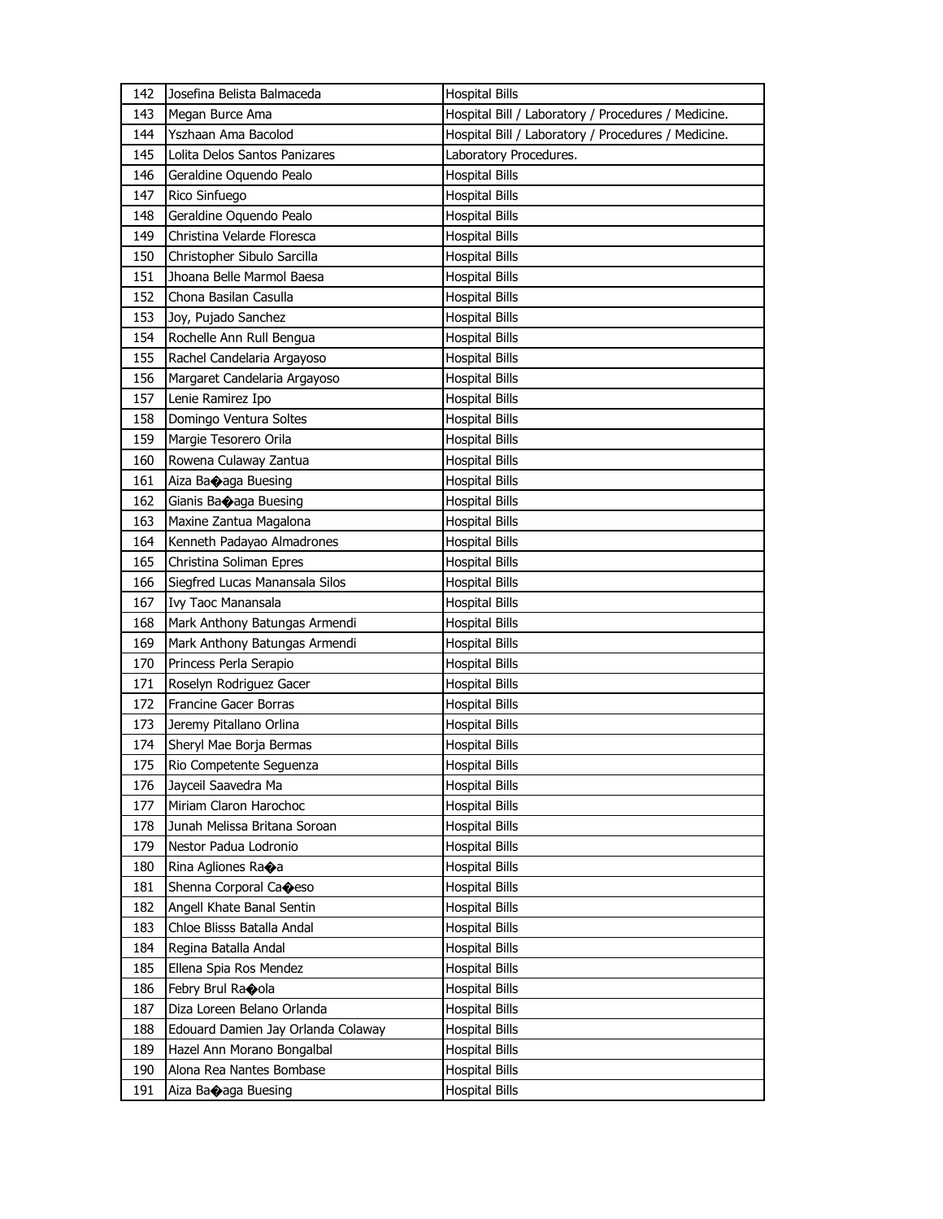| 142 | Josefina Belista Balmaceda | Hospital Bills |
|---|---|---|
| 143 | Megan Burce Ama | Hospital Bill / Laboratory / Procedures / Medicine. |
| 144 | Yszhaan Ama Bacolod | Hospital Bill / Laboratory / Procedures / Medicine. |
| 145 | Lolita Delos Santos Panizares | Laboratory Procedures. |
| 146 | Geraldine Oquendo Pealo | Hospital Bills |
| 147 | Rico Sinfuego | Hospital Bills |
| 148 | Geraldine Oquendo Pealo | Hospital Bills |
| 149 | Christina Velarde Floresca | Hospital Bills |
| 150 | Christopher Sibulo Sarcilla | Hospital Bills |
| 151 | Jhoana Belle Marmol Baesa | Hospital Bills |
| 152 | Chona Basilan Casulla | Hospital Bills |
| 153 | Joy, Pujado Sanchez | Hospital Bills |
| 154 | Rochelle Ann Rull Bengua | Hospital Bills |
| 155 | Rachel Candelaria Argayoso | Hospital Bills |
| 156 | Margaret Candelaria Argayoso | Hospital Bills |
| 157 | Lenie Ramirez Ipo | Hospital Bills |
| 158 | Domingo Ventura Soltes | Hospital Bills |
| 159 | Margie Tesorero Orila | Hospital Bills |
| 160 | Rowena Culaway Zantua | Hospital Bills |
| 161 | Aiza Ba�aga Buesing | Hospital Bills |
| 162 | Gianis Ba�aga Buesing | Hospital Bills |
| 163 | Maxine Zantua Magalona | Hospital Bills |
| 164 | Kenneth Padayao Almadrones | Hospital Bills |
| 165 | Christina Soliman Epres | Hospital Bills |
| 166 | Siegfred Lucas Manansala Silos | Hospital Bills |
| 167 | Ivy Taoc Manansala | Hospital Bills |
| 168 | Mark Anthony Batungas Armendi | Hospital Bills |
| 169 | Mark Anthony Batungas Armendi | Hospital Bills |
| 170 | Princess Perla Serapio | Hospital Bills |
| 171 | Roselyn Rodriguez Gacer | Hospital Bills |
| 172 | Francine Gacer Borras | Hospital Bills |
| 173 | Jeremy Pitallano Orlina | Hospital Bills |
| 174 | Sheryl Mae Borja Bermas | Hospital Bills |
| 175 | Rio Competente Seguenza | Hospital Bills |
| 176 | Jayceil Saavedra Ma | Hospital Bills |
| 177 | Miriam Claron Harochoc | Hospital Bills |
| 178 | Junah Melissa Britana Soroan | Hospital Bills |
| 179 | Nestor Padua Lodronio | Hospital Bills |
| 180 | Rina Agliones Ra�a | Hospital Bills |
| 181 | Shenna Corporal Ca�eso | Hospital Bills |
| 182 | Angell Khate Banal Sentin | Hospital Bills |
| 183 | Chloe Blisss Batalla Andal | Hospital Bills |
| 184 | Regina Batalla Andal | Hospital Bills |
| 185 | Ellena Spia Ros Mendez | Hospital Bills |
| 186 | Febry Brul Ra�ola | Hospital Bills |
| 187 | Diza Loreen Belano Orlanda | Hospital Bills |
| 188 | Edouard Damien Jay Orlanda Colaway | Hospital Bills |
| 189 | Hazel Ann Morano Bongalbal | Hospital Bills |
| 190 | Alona Rea Nantes Bombase | Hospital Bills |
| 191 | Aiza Ba�aga Buesing | Hospital Bills |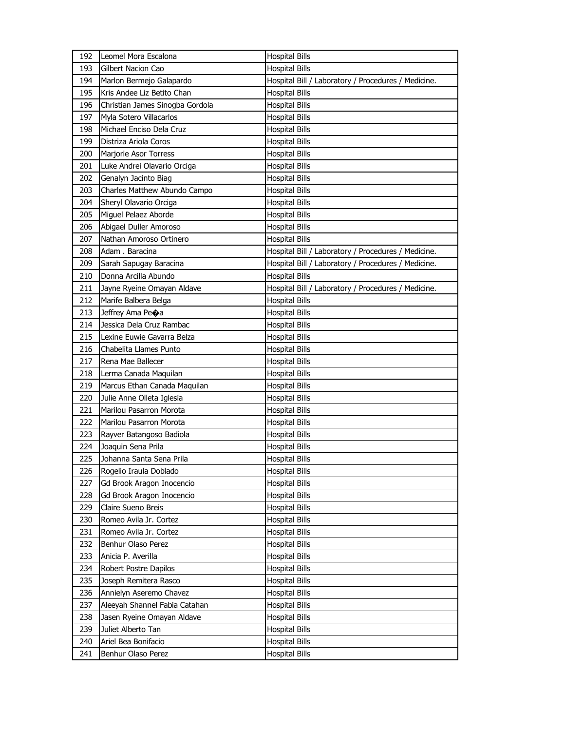| 192 | Leomel Mora Escalona | Hospital Bills |
|---|---|---|
| 193 | Gilbert Nacion Cao | Hospital Bills |
| 194 | Marlon Bermejo Galapardo | Hospital Bill / Laboratory / Procedures / Medicine. |
| 195 | Kris Andee Liz Betito Chan | Hospital Bills |
| 196 | Christian James Sinogba Gordola | Hospital Bills |
| 197 | Myla Sotero Villacarlos | Hospital Bills |
| 198 | Michael Enciso Dela Cruz | Hospital Bills |
| 199 | Distriza Ariola Coros | Hospital Bills |
| 200 | Marjorie Asor Torress | Hospital Bills |
| 201 | Luke Andrei Olavario Orciga | Hospital Bills |
| 202 | Genalyn Jacinto Biag | Hospital Bills |
| 203 | Charles Matthew Abundo Campo | Hospital Bills |
| 204 | Sheryl Olavario Orciga | Hospital Bills |
| 205 | Miguel Pelaez Aborde | Hospital Bills |
| 206 | Abigael Duller Amoroso | Hospital Bills |
| 207 | Nathan Amoroso Ortinero | Hospital Bills |
| 208 | Adam . Baracina | Hospital Bill / Laboratory / Procedures / Medicine. |
| 209 | Sarah Sapugay Baracina | Hospital Bill / Laboratory / Procedures / Medicine. |
| 210 | Donna Arcilla Abundo | Hospital Bills |
| 211 | Jayne Ryeine Omayan Aldave | Hospital Bill / Laboratory / Procedures / Medicine. |
| 212 | Marife Balbera Belga | Hospital Bills |
| 213 | Jeffrey Ama Pe�a | Hospital Bills |
| 214 | Jessica Dela Cruz Rambac | Hospital Bills |
| 215 | Lexine Euwie Gavarra Belza | Hospital Bills |
| 216 | Chabelita Llames Punto | Hospital Bills |
| 217 | Rena Mae Ballecer | Hospital Bills |
| 218 | Lerma Canada Maquilan | Hospital Bills |
| 219 | Marcus Ethan Canada Maquilan | Hospital Bills |
| 220 | Julie Anne Olleta Iglesia | Hospital Bills |
| 221 | Marilou Pasarron Morota | Hospital Bills |
| 222 | Marilou Pasarron Morota | Hospital Bills |
| 223 | Rayver Batangoso Badiola | Hospital Bills |
| 224 | Joaquin Sena Prila | Hospital Bills |
| 225 | Johanna Santa Sena Prila | Hospital Bills |
| 226 | Rogelio Iraula Doblado | Hospital Bills |
| 227 | Gd Brook Aragon Inocencio | Hospital Bills |
| 228 | Gd Brook Aragon Inocencio | Hospital Bills |
| 229 | Claire Sueno Breis | Hospital Bills |
| 230 | Romeo Avila Jr. Cortez | Hospital Bills |
| 231 | Romeo Avila Jr. Cortez | Hospital Bills |
| 232 | Benhur Olaso Perez | Hospital Bills |
| 233 | Anicia P. Averilla | Hospital Bills |
| 234 | Robert Postre Dapilos | Hospital Bills |
| 235 | Joseph Remitera Rasco | Hospital Bills |
| 236 | Annielyn Aseremo Chavez | Hospital Bills |
| 237 | Aleeyah Shannel Fabia Catahan | Hospital Bills |
| 238 | Jasen Ryeine Omayan Aldave | Hospital Bills |
| 239 | Juliet Alberto Tan | Hospital Bills |
| 240 | Ariel Bea Bonifacio | Hospital Bills |
| 241 | Benhur Olaso Perez | Hospital Bills |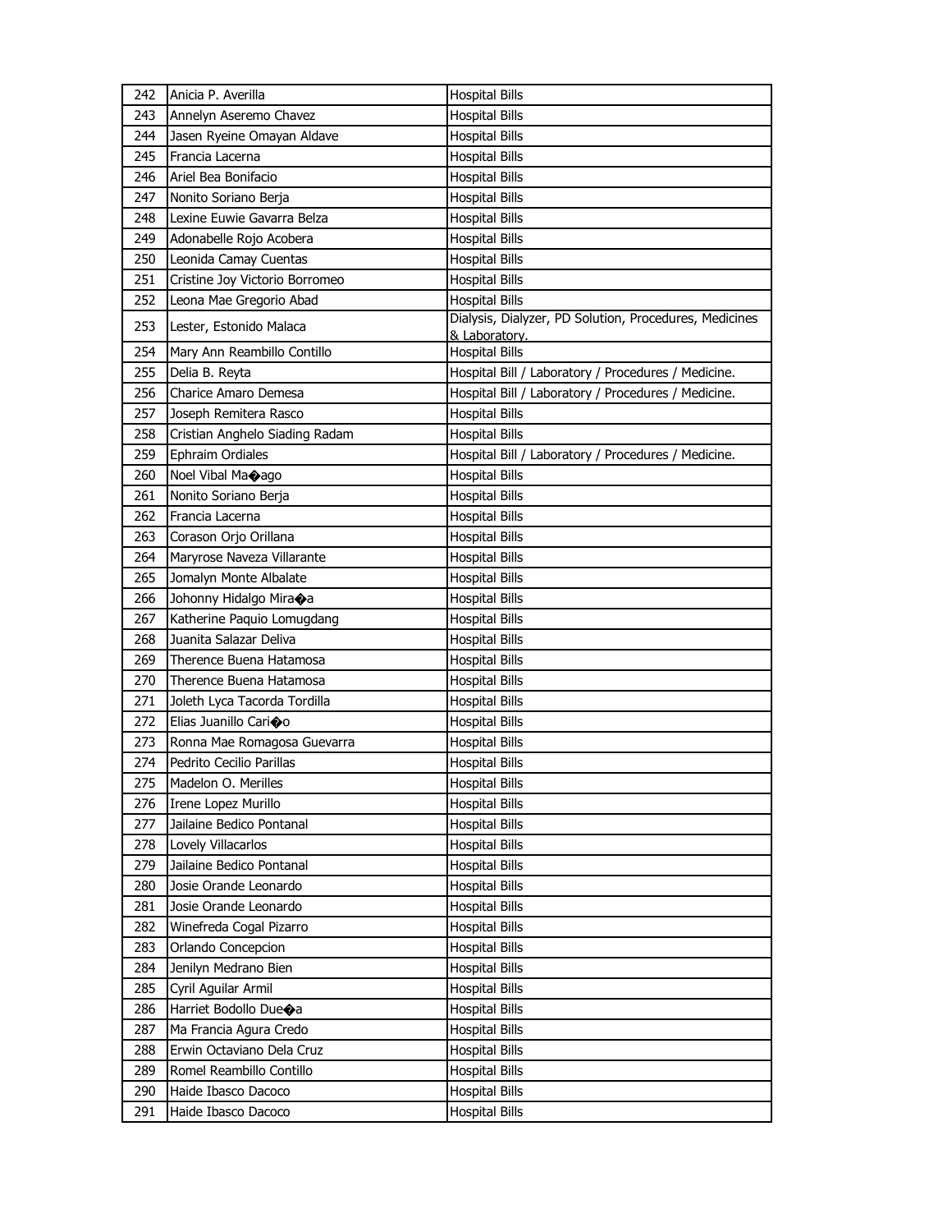| 242 | Anicia P. Averilla | Hospital Bills |
|---|---|---|
| 243 | Annelyn Aseremo Chavez | Hospital Bills |
| 244 | Jasen Ryeine Omayan Aldave | Hospital Bills |
| 245 | Francia Lacerna | Hospital Bills |
| 246 | Ariel Bea Bonifacio | Hospital Bills |
| 247 | Nonito Soriano Berja | Hospital Bills |
| 248 | Lexine Euwie Gavarra Belza | Hospital Bills |
| 249 | Adonabelle Rojo Acobera | Hospital Bills |
| 250 | Leonida Camay Cuentas | Hospital Bills |
| 251 | Cristine Joy Victorio Borromeo | Hospital Bills |
| 252 | Leona Mae Gregorio Abad | Hospital Bills |
| 253 | Lester, Estonido Malaca | Dialysis, Dialyzer, PD Solution, Procedures, Medicines & Laboratory. |
| 254 | Mary Ann Reambillo Contillo | Hospital Bills |
| 255 | Delia B. Reyta | Hospital Bill / Laboratory / Procedures / Medicine. |
| 256 | Charice Amaro Demesa | Hospital Bill / Laboratory / Procedures / Medicine. |
| 257 | Joseph Remitera Rasco | Hospital Bills |
| 258 | Cristian Anghelo Siading Radam | Hospital Bills |
| 259 | Ephraim Ordiales | Hospital Bill / Laboratory / Procedures / Medicine. |
| 260 | Noel Vibal Ma�ago | Hospital Bills |
| 261 | Nonito Soriano Berja | Hospital Bills |
| 262 | Francia Lacerna | Hospital Bills |
| 263 | Corason Orjo Orillana | Hospital Bills |
| 264 | Maryrose Naveza Villarante | Hospital Bills |
| 265 | Jomalyn Monte Albalate | Hospital Bills |
| 266 | Johonny Hidalgo Mira�a | Hospital Bills |
| 267 | Katherine Paquio Lomugdang | Hospital Bills |
| 268 | Juanita Salazar Deliva | Hospital Bills |
| 269 | Therence Buena Hatamosa | Hospital Bills |
| 270 | Therence Buena Hatamosa | Hospital Bills |
| 271 | Joleth Lyca Tacorda Tordilla | Hospital Bills |
| 272 | Elias Juanillo Cari�o | Hospital Bills |
| 273 | Ronna Mae Romagosa Guevarra | Hospital Bills |
| 274 | Pedrito Cecilio Parillas | Hospital Bills |
| 275 | Madelon O. Merilles | Hospital Bills |
| 276 | Irene Lopez Murillo | Hospital Bills |
| 277 | Jailaine Bedico Pontanal | Hospital Bills |
| 278 | Lovely Villacarlos | Hospital Bills |
| 279 | Jailaine Bedico Pontanal | Hospital Bills |
| 280 | Josie Orande Leonardo | Hospital Bills |
| 281 | Josie Orande Leonardo | Hospital Bills |
| 282 | Winefreda Cogal Pizarro | Hospital Bills |
| 283 | Orlando Concepcion | Hospital Bills |
| 284 | Jenilyn Medrano Bien | Hospital Bills |
| 285 | Cyril Aguilar Armil | Hospital Bills |
| 286 | Harriet Bodollo Due�a | Hospital Bills |
| 287 | Ma Francia Agura Credo | Hospital Bills |
| 288 | Erwin Octaviano Dela Cruz | Hospital Bills |
| 289 | Romel Reambillo Contillo | Hospital Bills |
| 290 | Haide Ibasco Dacoco | Hospital Bills |
| 291 | Haide Ibasco Dacoco | Hospital Bills |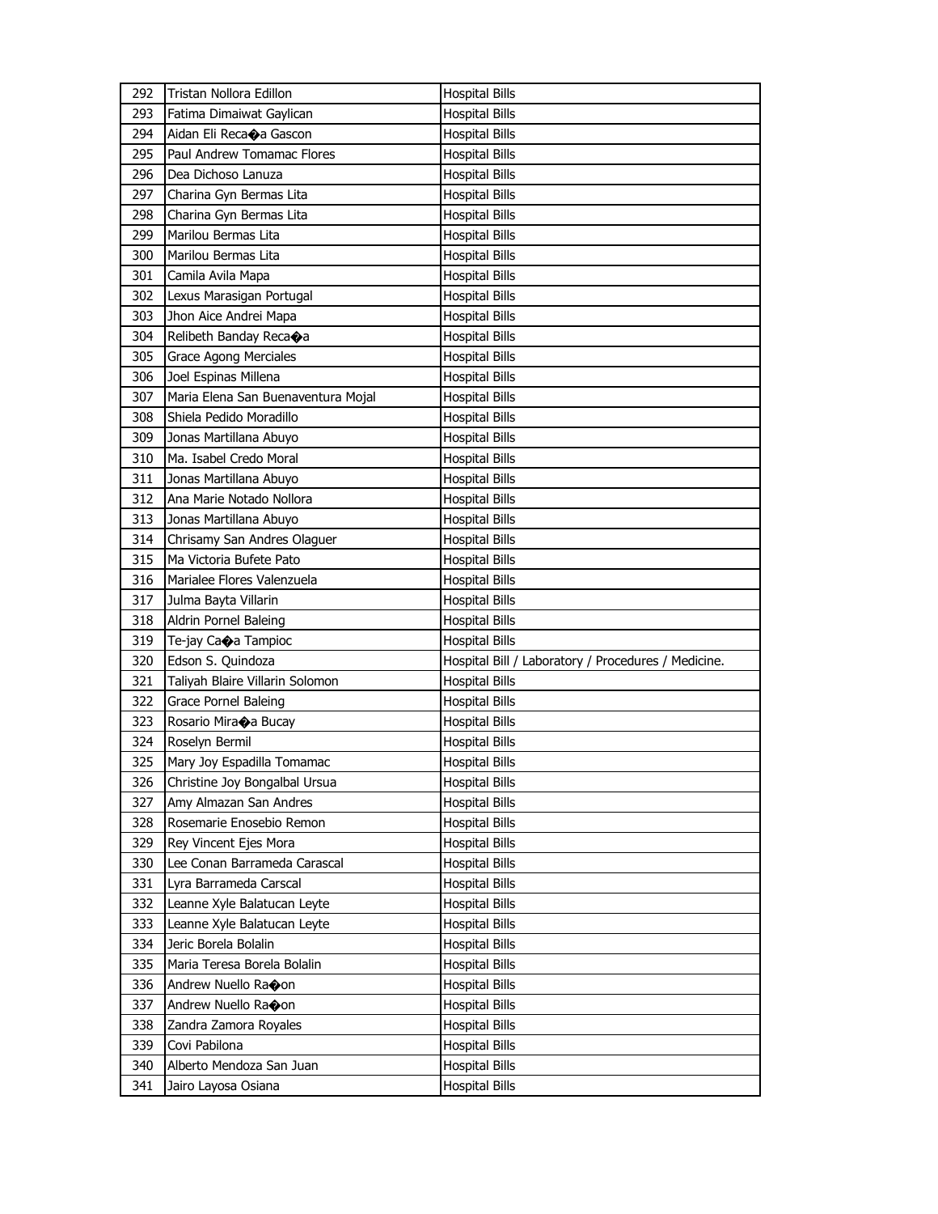| 292 | Tristan Nollora Edillon | Hospital Bills |
|---|---|---|
| 293 | Fatima Dimaiwat Gaylican | Hospital Bills |
| 294 | Aidan Eli Reca�a Gascon | Hospital Bills |
| 295 | Paul Andrew Tomamac Flores | Hospital Bills |
| 296 | Dea Dichoso Lanuza | Hospital Bills |
| 297 | Charina Gyn Bermas Lita | Hospital Bills |
| 298 | Charina Gyn Bermas Lita | Hospital Bills |
| 299 | Marilou Bermas Lita | Hospital Bills |
| 300 | Marilou Bermas Lita | Hospital Bills |
| 301 | Camila Avila Mapa | Hospital Bills |
| 302 | Lexus Marasigan Portugal | Hospital Bills |
| 303 | Jhon Aice Andrei Mapa | Hospital Bills |
| 304 | Relibeth Banday Reca�a | Hospital Bills |
| 305 | Grace Agong Merciales | Hospital Bills |
| 306 | Joel Espinas Millena | Hospital Bills |
| 307 | Maria Elena San Buenaventura Mojal | Hospital Bills |
| 308 | Shiela Pedido Moradillo | Hospital Bills |
| 309 | Jonas Martillana Abuyo | Hospital Bills |
| 310 | Ma. Isabel Credo Moral | Hospital Bills |
| 311 | Jonas Martillana Abuyo | Hospital Bills |
| 312 | Ana Marie Notado Nollora | Hospital Bills |
| 313 | Jonas Martillana Abuyo | Hospital Bills |
| 314 | Chrisamy San Andres Olaguer | Hospital Bills |
| 315 | Ma Victoria Bufete Pato | Hospital Bills |
| 316 | Marialee Flores Valenzuela | Hospital Bills |
| 317 | Julma Bayta Villarin | Hospital Bills |
| 318 | Aldrin Pornel Baleing | Hospital Bills |
| 319 | Te-jay Ca�a Tampioc | Hospital Bills |
| 320 | Edson S. Quindoza | Hospital Bill / Laboratory / Procedures / Medicine. |
| 321 | Taliyah Blaire Villarin Solomon | Hospital Bills |
| 322 | Grace Pornel Baleing | Hospital Bills |
| 323 | Rosario Mira�a Bucay | Hospital Bills |
| 324 | Roselyn Bermil | Hospital Bills |
| 325 | Mary Joy Espadilla Tomamac | Hospital Bills |
| 326 | Christine Joy Bongalbal Ursua | Hospital Bills |
| 327 | Amy Almazan San Andres | Hospital Bills |
| 328 | Rosemarie Enosebio Remon | Hospital Bills |
| 329 | Rey Vincent Ejes Mora | Hospital Bills |
| 330 | Lee Conan Barrameda Carascal | Hospital Bills |
| 331 | Lyra Barrameda Carscal | Hospital Bills |
| 332 | Leanne Xyle Balatucan Leyte | Hospital Bills |
| 333 | Leanne Xyle Balatucan Leyte | Hospital Bills |
| 334 | Jeric Borela Bolalin | Hospital Bills |
| 335 | Maria Teresa Borela Bolalin | Hospital Bills |
| 336 | Andrew Nuello Ra�on | Hospital Bills |
| 337 | Andrew Nuello Ra�on | Hospital Bills |
| 338 | Zandra Zamora Royales | Hospital Bills |
| 339 | Covi Pabilona | Hospital Bills |
| 340 | Alberto Mendoza San Juan | Hospital Bills |
| 341 | Jairo Layosa Osiana | Hospital Bills |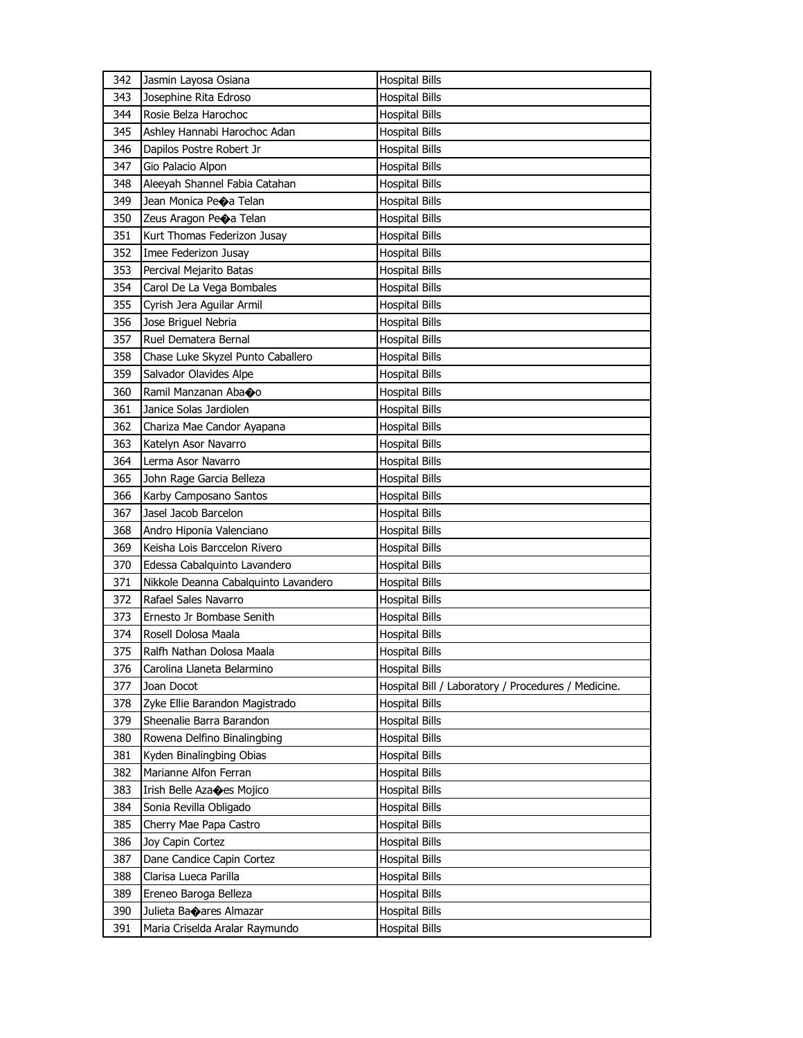| 342 | Jasmin Layosa Osiana | Hospital Bills |
|---|---|---|
| 343 | Josephine Rita Edroso | Hospital Bills |
| 344 | Rosie Belza Harochoc | Hospital Bills |
| 345 | Ashley Hannabi Harochoc Adan | Hospital Bills |
| 346 | Dapilos Postre Robert Jr | Hospital Bills |
| 347 | Gio Palacio Alpon | Hospital Bills |
| 348 | Aleeyah Shannel Fabia Catahan | Hospital Bills |
| 349 | Jean Monica Pe�a Telan | Hospital Bills |
| 350 | Zeus Aragon Pe�a Telan | Hospital Bills |
| 351 | Kurt Thomas Federizon Jusay | Hospital Bills |
| 352 | Imee Federizon Jusay | Hospital Bills |
| 353 | Percival Mejarito Batas | Hospital Bills |
| 354 | Carol De La Vega Bombales | Hospital Bills |
| 355 | Cyrish Jera Aguilar Armil | Hospital Bills |
| 356 | Jose Briguel Nebria | Hospital Bills |
| 357 | Ruel Dematera Bernal | Hospital Bills |
| 358 | Chase Luke Skyzel Punto Caballero | Hospital Bills |
| 359 | Salvador Olavides Alpe | Hospital Bills |
| 360 | Ramil Manzanan Aba�o | Hospital Bills |
| 361 | Janice Solas Jardiolen | Hospital Bills |
| 362 | Chariza Mae Candor Ayapana | Hospital Bills |
| 363 | Katelyn Asor Navarro | Hospital Bills |
| 364 | Lerma Asor Navarro | Hospital Bills |
| 365 | John Rage Garcia Belleza | Hospital Bills |
| 366 | Karby Camposano Santos | Hospital Bills |
| 367 | Jasel Jacob Barcelon | Hospital Bills |
| 368 | Andro Hiponia Valenciano | Hospital Bills |
| 369 | Keisha Lois Barccelon Rivero | Hospital Bills |
| 370 | Edessa Cabalquinto Lavandero | Hospital Bills |
| 371 | Nikkole Deanna Cabalquinto Lavandero | Hospital Bills |
| 372 | Rafael Sales Navarro | Hospital Bills |
| 373 | Ernesto Jr Bombase Senith | Hospital Bills |
| 374 | Rosell Dolosa Maala | Hospital Bills |
| 375 | Ralfh Nathan Dolosa Maala | Hospital Bills |
| 376 | Carolina Llaneta Belarmino | Hospital Bills |
| 377 | Joan Docot | Hospital Bill / Laboratory / Procedures / Medicine. |
| 378 | Zyke Ellie Barandon Magistrado | Hospital Bills |
| 379 | Sheenalie Barra Barandon | Hospital Bills |
| 380 | Rowena Delfino Binalingbing | Hospital Bills |
| 381 | Kyden Binalingbing Obias | Hospital Bills |
| 382 | Marianne Alfon Ferran | Hospital Bills |
| 383 | Irish Belle Aza�es Mojico | Hospital Bills |
| 384 | Sonia Revilla Obligado | Hospital Bills |
| 385 | Cherry Mae Papa Castro | Hospital Bills |
| 386 | Joy Capin Cortez | Hospital Bills |
| 387 | Dane Candice Capin Cortez | Hospital Bills |
| 388 | Clarisa Lueca Parilla | Hospital Bills |
| 389 | Ereneo Baroga Belleza | Hospital Bills |
| 390 | Julieta Ba�ares Almazar | Hospital Bills |
| 391 | Maria Criselda Aralar Raymundo | Hospital Bills |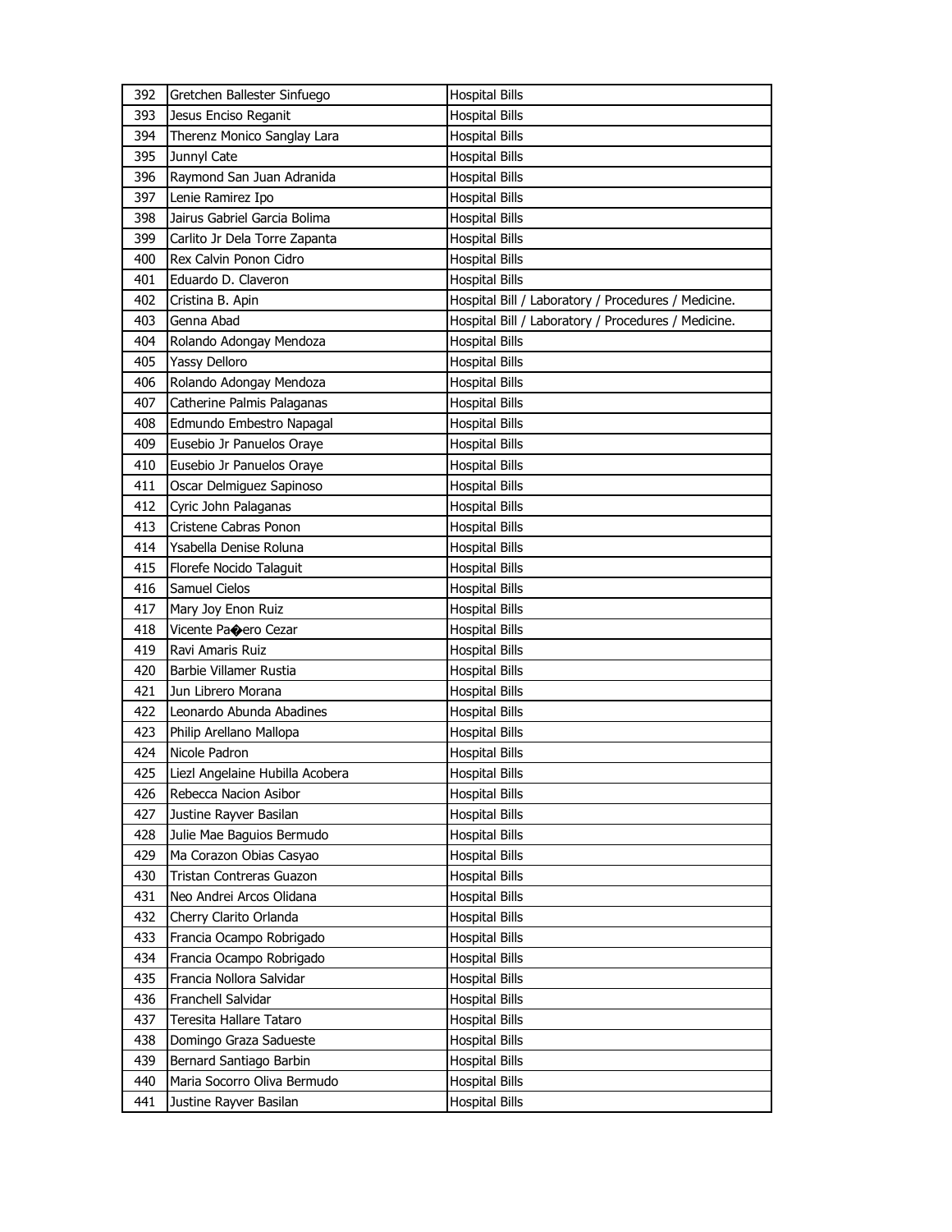| 392 | Gretchen Ballester Sinfuego | Hospital Bills |
|---|---|---|
| 393 | Jesus Enciso Reganit | Hospital Bills |
| 394 | Therenz Monico Sanglay Lara | Hospital Bills |
| 395 | Junnyl Cate | Hospital Bills |
| 396 | Raymond San Juan Adranida | Hospital Bills |
| 397 | Lenie Ramirez Ipo | Hospital Bills |
| 398 | Jairus Gabriel Garcia Bolima | Hospital Bills |
| 399 | Carlito Jr Dela Torre Zapanta | Hospital Bills |
| 400 | Rex Calvin Ponon Cidro | Hospital Bills |
| 401 | Eduardo D. Claveron | Hospital Bills |
| 402 | Cristina B. Apin | Hospital Bill / Laboratory / Procedures / Medicine. |
| 403 | Genna Abad | Hospital Bill / Laboratory / Procedures / Medicine. |
| 404 | Rolando Adongay Mendoza | Hospital Bills |
| 405 | Yassy Delloro | Hospital Bills |
| 406 | Rolando Adongay Mendoza | Hospital Bills |
| 407 | Catherine Palmis Palaganas | Hospital Bills |
| 408 | Edmundo Embestro Napagal | Hospital Bills |
| 409 | Eusebio Jr Panuelos Oraye | Hospital Bills |
| 410 | Eusebio Jr Panuelos Oraye | Hospital Bills |
| 411 | Oscar Delmiguez Sapinoso | Hospital Bills |
| 412 | Cyric John Palaganas | Hospital Bills |
| 413 | Cristene Cabras Ponon | Hospital Bills |
| 414 | Ysabella Denise Roluna | Hospital Bills |
| 415 | Florefe Nocido Talaguit | Hospital Bills |
| 416 | Samuel Cielos | Hospital Bills |
| 417 | Mary Joy Enon Ruiz | Hospital Bills |
| 418 | Vicente Pa�ero Cezar | Hospital Bills |
| 419 | Ravi Amaris Ruiz | Hospital Bills |
| 420 | Barbie Villamer Rustia | Hospital Bills |
| 421 | Jun Librero Morana | Hospital Bills |
| 422 | Leonardo Abunda Abadines | Hospital Bills |
| 423 | Philip Arellano Mallopa | Hospital Bills |
| 424 | Nicole Padron | Hospital Bills |
| 425 | Liezl Angelaine Hubilla Acobera | Hospital Bills |
| 426 | Rebecca Nacion Asibor | Hospital Bills |
| 427 | Justine Rayver Basilan | Hospital Bills |
| 428 | Julie Mae Baguios Bermudo | Hospital Bills |
| 429 | Ma Corazon Obias Casyao | Hospital Bills |
| 430 | Tristan Contreras Guazon | Hospital Bills |
| 431 | Neo Andrei Arcos Olidana | Hospital Bills |
| 432 | Cherry Clarito Orlanda | Hospital Bills |
| 433 | Francia Ocampo Robrigado | Hospital Bills |
| 434 | Francia Ocampo Robrigado | Hospital Bills |
| 435 | Francia Nollora Salvidar | Hospital Bills |
| 436 | Franchell Salvidar | Hospital Bills |
| 437 | Teresita Hallare Tataro | Hospital Bills |
| 438 | Domingo Graza Sadueste | Hospital Bills |
| 439 | Bernard Santiago Barbin | Hospital Bills |
| 440 | Maria Socorro Oliva Bermudo | Hospital Bills |
| 441 | Justine Rayver Basilan | Hospital Bills |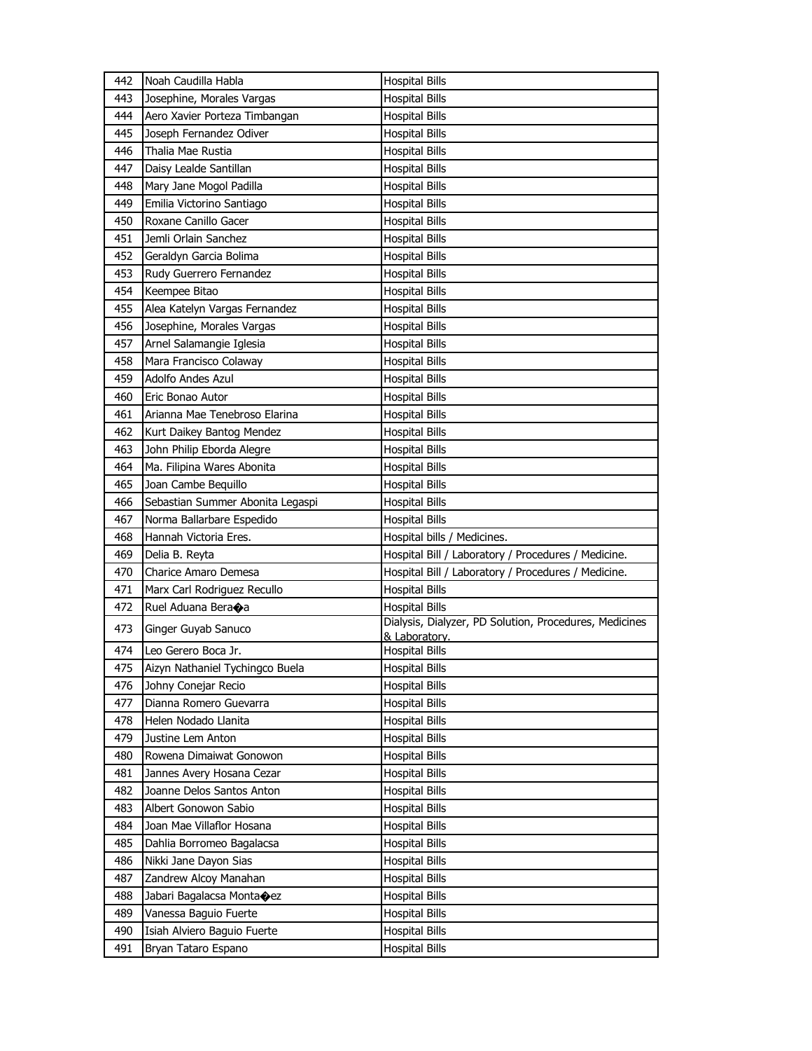| 442 | Noah Caudilla Habla | Hospital Bills |
|---|---|---|
| 443 | Josephine, Morales Vargas | Hospital Bills |
| 444 | Aero Xavier Porteza Timbangan | Hospital Bills |
| 445 | Joseph Fernandez Odiver | Hospital Bills |
| 446 | Thalia Mae Rustia | Hospital Bills |
| 447 | Daisy Lealde Santillan | Hospital Bills |
| 448 | Mary Jane Mogol Padilla | Hospital Bills |
| 449 | Emilia Victorino Santiago | Hospital Bills |
| 450 | Roxane Canillo Gacer | Hospital Bills |
| 451 | Jemli Orlain Sanchez | Hospital Bills |
| 452 | Geraldyn Garcia Bolima | Hospital Bills |
| 453 | Rudy Guerrero Fernandez | Hospital Bills |
| 454 | Keempee Bitao | Hospital Bills |
| 455 | Alea Katelyn Vargas Fernandez | Hospital Bills |
| 456 | Josephine, Morales Vargas | Hospital Bills |
| 457 | Arnel Salamangie Iglesia | Hospital Bills |
| 458 | Mara Francisco Colaway | Hospital Bills |
| 459 | Adolfo Andes Azul | Hospital Bills |
| 460 | Eric Bonao Autor | Hospital Bills |
| 461 | Arianna Mae Tenebroso Elarina | Hospital Bills |
| 462 | Kurt Daikey Bantog Mendez | Hospital Bills |
| 463 | John Philip Eborda Alegre | Hospital Bills |
| 464 | Ma. Filipina Wares Abonita | Hospital Bills |
| 465 | Joan Cambe Bequillo | Hospital Bills |
| 466 | Sebastian Summer Abonita Legaspi | Hospital Bills |
| 467 | Norma Ballarbare Espedido | Hospital Bills |
| 468 | Hannah Victoria Eres. | Hospital bills / Medicines. |
| 469 | Delia B. Reyta | Hospital Bill / Laboratory / Procedures / Medicine. |
| 470 | Charice Amaro Demesa | Hospital Bill / Laboratory / Procedures / Medicine. |
| 471 | Marx Carl Rodriguez Recullo | Hospital Bills |
| 472 | Ruel Aduana Bera�a | Hospital Bills |
| 473 | Ginger Guyab Sanuco | Dialysis, Dialyzer, PD Solution, Procedures, Medicines & Laboratory. |
| 474 | Leo Gerero Boca Jr. | Hospital Bills |
| 475 | Aizyn Nathaniel Tychingco Buela | Hospital Bills |
| 476 | Johny Conejar Recio | Hospital Bills |
| 477 | Dianna Romero Guevarra | Hospital Bills |
| 478 | Helen Nodado Llanita | Hospital Bills |
| 479 | Justine Lem Anton | Hospital Bills |
| 480 | Rowena Dimaiwat Gonowon | Hospital Bills |
| 481 | Jannes Avery Hosana Cezar | Hospital Bills |
| 482 | Joanne Delos Santos Anton | Hospital Bills |
| 483 | Albert Gonowon Sabio | Hospital Bills |
| 484 | Joan Mae Villaflor Hosana | Hospital Bills |
| 485 | Dahlia Borromeo Bagalacsa | Hospital Bills |
| 486 | Nikki Jane Dayon Sias | Hospital Bills |
| 487 | Zandrew Alcoy Manahan | Hospital Bills |
| 488 | Jabari Bagalacsa Monta�ez | Hospital Bills |
| 489 | Vanessa Baguio Fuerte | Hospital Bills |
| 490 | Isiah Alviero Baguio Fuerte | Hospital Bills |
| 491 | Bryan Tataro Espano | Hospital Bills |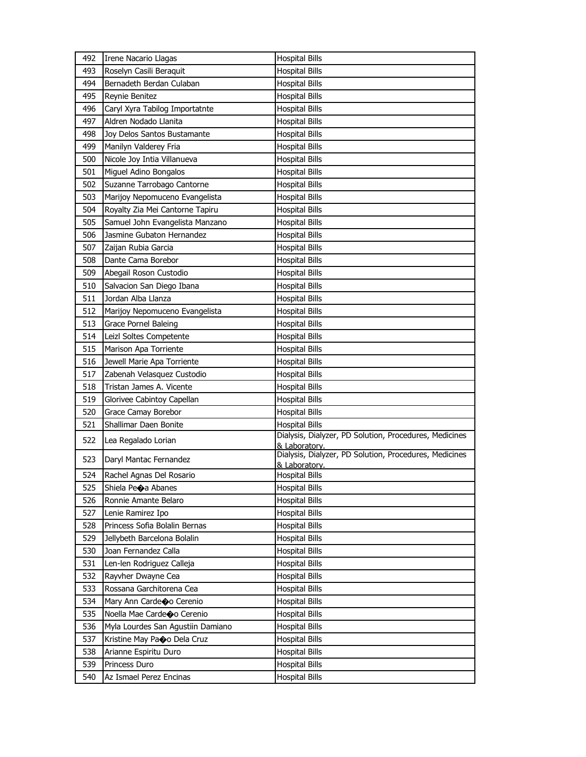| 492 | Irene Nacario Llagas | Hospital Bills |
|---|---|---|
| 493 | Roselyn Casili Beraquit | Hospital Bills |
| 494 | Bernadeth Berdan Culaban | Hospital Bills |
| 495 | Reynie Benitez | Hospital Bills |
| 496 | Caryl Xyra Tabilog Importatnte | Hospital Bills |
| 497 | Aldren Nodado Llanita | Hospital Bills |
| 498 | Joy Delos Santos Bustamante | Hospital Bills |
| 499 | Manilyn Valderey Fria | Hospital Bills |
| 500 | Nicole Joy Intia Villanueva | Hospital Bills |
| 501 | Miguel Adino Bongalos | Hospital Bills |
| 502 | Suzanne Tarrobago Cantorne | Hospital Bills |
| 503 | Marijoy Nepomuceno Evangelista | Hospital Bills |
| 504 | Royalty Zia Mei Cantorne Tapiru | Hospital Bills |
| 505 | Samuel John Evangelista Manzano | Hospital Bills |
| 506 | Jasmine Gubaton Hernandez | Hospital Bills |
| 507 | Zaijan Rubia Garcia | Hospital Bills |
| 508 | Dante Cama Borebor | Hospital Bills |
| 509 | Abegail Roson Custodio | Hospital Bills |
| 510 | Salvacion San Diego Ibana | Hospital Bills |
| 511 | Jordan Alba Llanza | Hospital Bills |
| 512 | Marijoy Nepomuceno Evangelista | Hospital Bills |
| 513 | Grace Pornel Baleing | Hospital Bills |
| 514 | Leizl Soltes Competente | Hospital Bills |
| 515 | Marison Apa Torriente | Hospital Bills |
| 516 | Jewell Marie Apa Torriente | Hospital Bills |
| 517 | Zabenah Velasquez Custodio | Hospital Bills |
| 518 | Tristan James A. Vicente | Hospital Bills |
| 519 | Glorivee Cabintoy Capellan | Hospital Bills |
| 520 | Grace Camay Borebor | Hospital Bills |
| 521 | Shallimar Daen Bonite | Hospital Bills |
| 522 | Lea Regalado Lorian | Dialysis, Dialyzer, PD Solution, Procedures, Medicines & Laboratory. |
| 523 | Daryl Mantac Fernandez | Dialysis, Dialyzer, PD Solution, Procedures, Medicines & Laboratory. |
| 524 | Rachel Agnas Del Rosario | Hospital Bills |
| 525 | Shiela Pe�a Abanes | Hospital Bills |
| 526 | Ronnie Amante Belaro | Hospital Bills |
| 527 | Lenie Ramirez Ipo | Hospital Bills |
| 528 | Princess Sofia Bolalin Bernas | Hospital Bills |
| 529 | Jellybeth Barcelona Bolalin | Hospital Bills |
| 530 | Joan Fernandez Calla | Hospital Bills |
| 531 | Len-len Rodriguez Calleja | Hospital Bills |
| 532 | Rayvher Dwayne Cea | Hospital Bills |
| 533 | Rossana Garchitorena Cea | Hospital Bills |
| 534 | Mary Ann Carde�o Cerenio | Hospital Bills |
| 535 | Noella Mae Carde�o Cerenio | Hospital Bills |
| 536 | Myla Lourdes San Agustiin Damiano | Hospital Bills |
| 537 | Kristine May Pa�o Dela Cruz | Hospital Bills |
| 538 | Arianne Espiritu Duro | Hospital Bills |
| 539 | Princess Duro | Hospital Bills |
| 540 | Az Ismael Perez Encinas | Hospital Bills |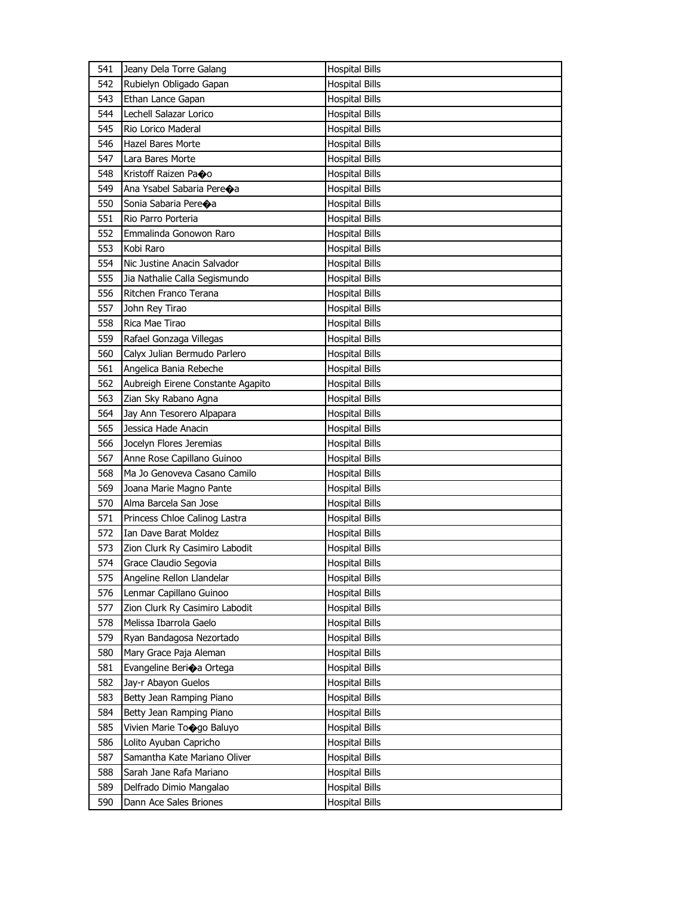| 541 | Jeany Dela Torre Galang | Hospital Bills |
|---|---|---|
| 542 | Rubielyn Obligado Gapan | Hospital Bills |
| 543 | Ethan Lance Gapan | Hospital Bills |
| 544 | Lechell Salazar Lorico | Hospital Bills |
| 545 | Rio Lorico Maderal | Hospital Bills |
| 546 | Hazel Bares Morte | Hospital Bills |
| 547 | Lara Bares Morte | Hospital Bills |
| 548 | Kristoff Raizen Pa�o | Hospital Bills |
| 549 | Ana Ysabel Sabaria Pere�a | Hospital Bills |
| 550 | Sonia Sabaria Pere�a | Hospital Bills |
| 551 | Rio Parro Porteria | Hospital Bills |
| 552 | Emmalinda Gonowon Raro | Hospital Bills |
| 553 | Kobi Raro | Hospital Bills |
| 554 | Nic Justine Anacin Salvador | Hospital Bills |
| 555 | Jia Nathalie Calla Segismundo | Hospital Bills |
| 556 | Ritchen Franco Terana | Hospital Bills |
| 557 | John Rey Tirao | Hospital Bills |
| 558 | Rica Mae Tirao | Hospital Bills |
| 559 | Rafael Gonzaga Villegas | Hospital Bills |
| 560 | Calyx Julian Bermudo Parlero | Hospital Bills |
| 561 | Angelica Bania Rebeche | Hospital Bills |
| 562 | Aubreigh Eirene Constante Agapito | Hospital Bills |
| 563 | Zian Sky Rabano Agna | Hospital Bills |
| 564 | Jay Ann Tesorero Alpapara | Hospital Bills |
| 565 | Jessica Hade Anacin | Hospital Bills |
| 566 | Jocelyn Flores Jeremias | Hospital Bills |
| 567 | Anne Rose Capillano Guinoo | Hospital Bills |
| 568 | Ma Jo Genoveva Casano Camilo | Hospital Bills |
| 569 | Joana Marie Magno Pante | Hospital Bills |
| 570 | Alma Barcela San Jose | Hospital Bills |
| 571 | Princess Chloe Calinog Lastra | Hospital Bills |
| 572 | Ian Dave Barat Moldez | Hospital Bills |
| 573 | Zion Clurk Ry Casimiro Labodit | Hospital Bills |
| 574 | Grace Claudio Segovia | Hospital Bills |
| 575 | Angeline Rellon Llandelar | Hospital Bills |
| 576 | Lenmar Capillano Guinoo | Hospital Bills |
| 577 | Zion Clurk Ry Casimiro Labodit | Hospital Bills |
| 578 | Melissa Ibarrola Gaelo | Hospital Bills |
| 579 | Ryan Bandagosa Nezortado | Hospital Bills |
| 580 | Mary Grace Paja Aleman | Hospital Bills |
| 581 | Evangeline Beri�a Ortega | Hospital Bills |
| 582 | Jay-r Abayon Guelos | Hospital Bills |
| 583 | Betty Jean Ramping Piano | Hospital Bills |
| 584 | Betty Jean Ramping Piano | Hospital Bills |
| 585 | Vivien Marie To�go Baluyo | Hospital Bills |
| 586 | Lolito Ayuban Capricho | Hospital Bills |
| 587 | Samantha Kate Mariano Oliver | Hospital Bills |
| 588 | Sarah Jane Rafa Mariano | Hospital Bills |
| 589 | Delfrado Dimio Mangalao | Hospital Bills |
| 590 | Dann Ace Sales Briones | Hospital Bills |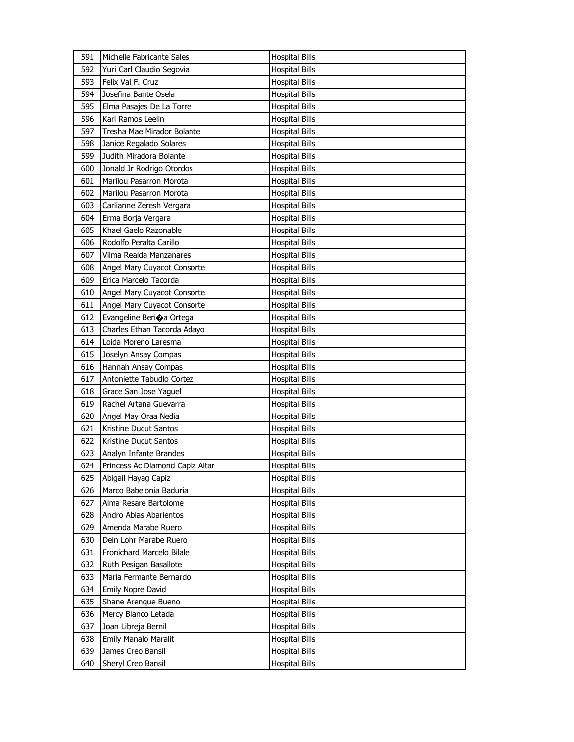| 591 | Michelle Fabricante Sales | Hospital Bills |
|---|---|---|
| 592 | Yuri Carl Claudio Segovia | Hospital Bills |
| 593 | Felix Val F. Cruz | Hospital Bills |
| 594 | Josefina Bante Osela | Hospital Bills |
| 595 | Elma Pasajes De La Torre | Hospital Bills |
| 596 | Karl Ramos Leelin | Hospital Bills |
| 597 | Tresha Mae Mirador Bolante | Hospital Bills |
| 598 | Janice Regalado Solares | Hospital Bills |
| 599 | Judith Miradora Bolante | Hospital Bills |
| 600 | Jonald Jr Rodrigo Otordos | Hospital Bills |
| 601 | Marilou Pasarron Morota | Hospital Bills |
| 602 | Marilou Pasarron Morota | Hospital Bills |
| 603 | Carlianne Zeresh Vergara | Hospital Bills |
| 604 | Erma Borja Vergara | Hospital Bills |
| 605 | Khael Gaelo Razonable | Hospital Bills |
| 606 | Rodolfo Peralta Carillo | Hospital Bills |
| 607 | Vilma Realda Manzanares | Hospital Bills |
| 608 | Angel Mary Cuyacot Consorte | Hospital Bills |
| 609 | Erica Marcelo Tacorda | Hospital Bills |
| 610 | Angel Mary Cuyacot Consorte | Hospital Bills |
| 611 | Angel Mary Cuyacot Consorte | Hospital Bills |
| 612 | Evangeline Beri�a Ortega | Hospital Bills |
| 613 | Charles Ethan Tacorda Adayo | Hospital Bills |
| 614 | Loida Moreno Laresma | Hospital Bills |
| 615 | Joselyn Ansay Compas | Hospital Bills |
| 616 | Hannah Ansay Compas | Hospital Bills |
| 617 | Antoniette Tabudlo Cortez | Hospital Bills |
| 618 | Grace San Jose Yaguel | Hospital Bills |
| 619 | Rachel Artana Guevarra | Hospital Bills |
| 620 | Angel May Oraa Nedia | Hospital Bills |
| 621 | Kristine Ducut Santos | Hospital Bills |
| 622 | Kristine Ducut Santos | Hospital Bills |
| 623 | Analyn Infante Brandes | Hospital Bills |
| 624 | Princess Ac Diamond Capiz Altar | Hospital Bills |
| 625 | Abigail Hayag Capiz | Hospital Bills |
| 626 | Marco Babelonia Baduria | Hospital Bills |
| 627 | Alma Resare Bartolome | Hospital Bills |
| 628 | Andro Abias Abarientos | Hospital Bills |
| 629 | Amenda Marabe Ruero | Hospital Bills |
| 630 | Dein Lohr Marabe Ruero | Hospital Bills |
| 631 | Fronichard Marcelo Bilale | Hospital Bills |
| 632 | Ruth Pesigan Basallote | Hospital Bills |
| 633 | Maria Fermante Bernardo | Hospital Bills |
| 634 | Emily Nopre David | Hospital Bills |
| 635 | Shane Arenque Bueno | Hospital Bills |
| 636 | Mercy Blanco Letada | Hospital Bills |
| 637 | Joan Librejа Bernil | Hospital Bills |
| 638 | Emily Manalo Maralit | Hospital Bills |
| 639 | James Creo Bansil | Hospital Bills |
| 640 | Sheryl Creo Bansil | Hospital Bills |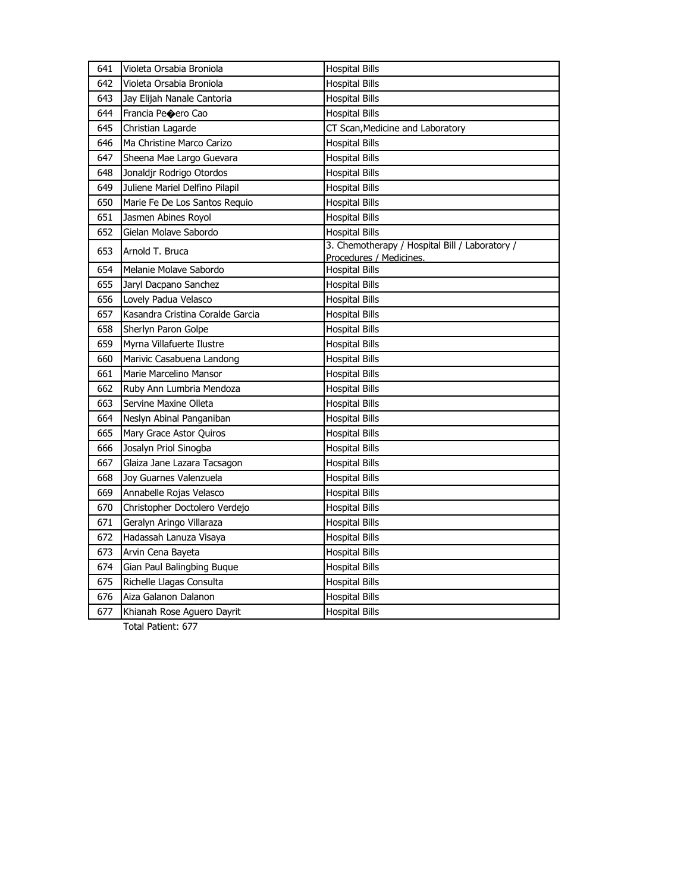| | | |
|---|---|---|
| 641 | Violeta Orsabia Broniola | Hospital Bills |
| 642 | Violeta Orsabia Broniola | Hospital Bills |
| 643 | Jay Elijah Nanale Cantoria | Hospital Bills |
| 644 | Francia Pe�ero Cao | Hospital Bills |
| 645 | Christian Lagarde | CT Scan,Medicine and Laboratory |
| 646 | Ma Christine Marco Carizo | Hospital Bills |
| 647 | Sheena Mae Largo Guevara | Hospital Bills |
| 648 | Jonaldjr Rodrigo Otordos | Hospital Bills |
| 649 | Juliene Mariel Delfino Pilapil | Hospital Bills |
| 650 | Marie Fe De Los Santos Requio | Hospital Bills |
| 651 | Jasmen Abines Royol | Hospital Bills |
| 652 | Gielan Molave Sabordo | Hospital Bills |
| 653 | Arnold T. Bruca | 3. Chemotherapy / Hospital Bill / Laboratory / Procedures / Medicines. |
| 654 | Melanie Molave Sabordo | Hospital Bills |
| 655 | Jaryl Dacpano Sanchez | Hospital Bills |
| 656 | Lovely Padua Velasco | Hospital Bills |
| 657 | Kasandra Cristina Coralde Garcia | Hospital Bills |
| 658 | Sherlyn Paron Golpe | Hospital Bills |
| 659 | Myrna Villafuerte Ilustre | Hospital Bills |
| 660 | Marivic Casabuena Landong | Hospital Bills |
| 661 | Marie Marcelino Mansor | Hospital Bills |
| 662 | Ruby Ann Lumbria Mendoza | Hospital Bills |
| 663 | Servine Maxine Olleta | Hospital Bills |
| 664 | Neslyn Abinal Panganiban | Hospital Bills |
| 665 | Mary Grace Astor Quiros | Hospital Bills |
| 666 | Josalyn Priol Sinogba | Hospital Bills |
| 667 | Glaiza Jane Lazara Tacsagon | Hospital Bills |
| 668 | Joy Guarnes Valenzuela | Hospital Bills |
| 669 | Annabelle Rojas Velasco | Hospital Bills |
| 670 | Christopher Doctolero Verdejo | Hospital Bills |
| 671 | Geralyn Aringo Villaraza | Hospital Bills |
| 672 | Hadassah Lanuza Visaya | Hospital Bills |
| 673 | Arvin Cena Bayeta | Hospital Bills |
| 674 | Gian Paul Balingbing Buque | Hospital Bills |
| 675 | Richelle Llagas Consulta | Hospital Bills |
| 676 | Aiza Galanon Dalanon | Hospital Bills |
| 677 | Khianah Rose Aguero Dayrit | Hospital Bills |

Total Patient: 677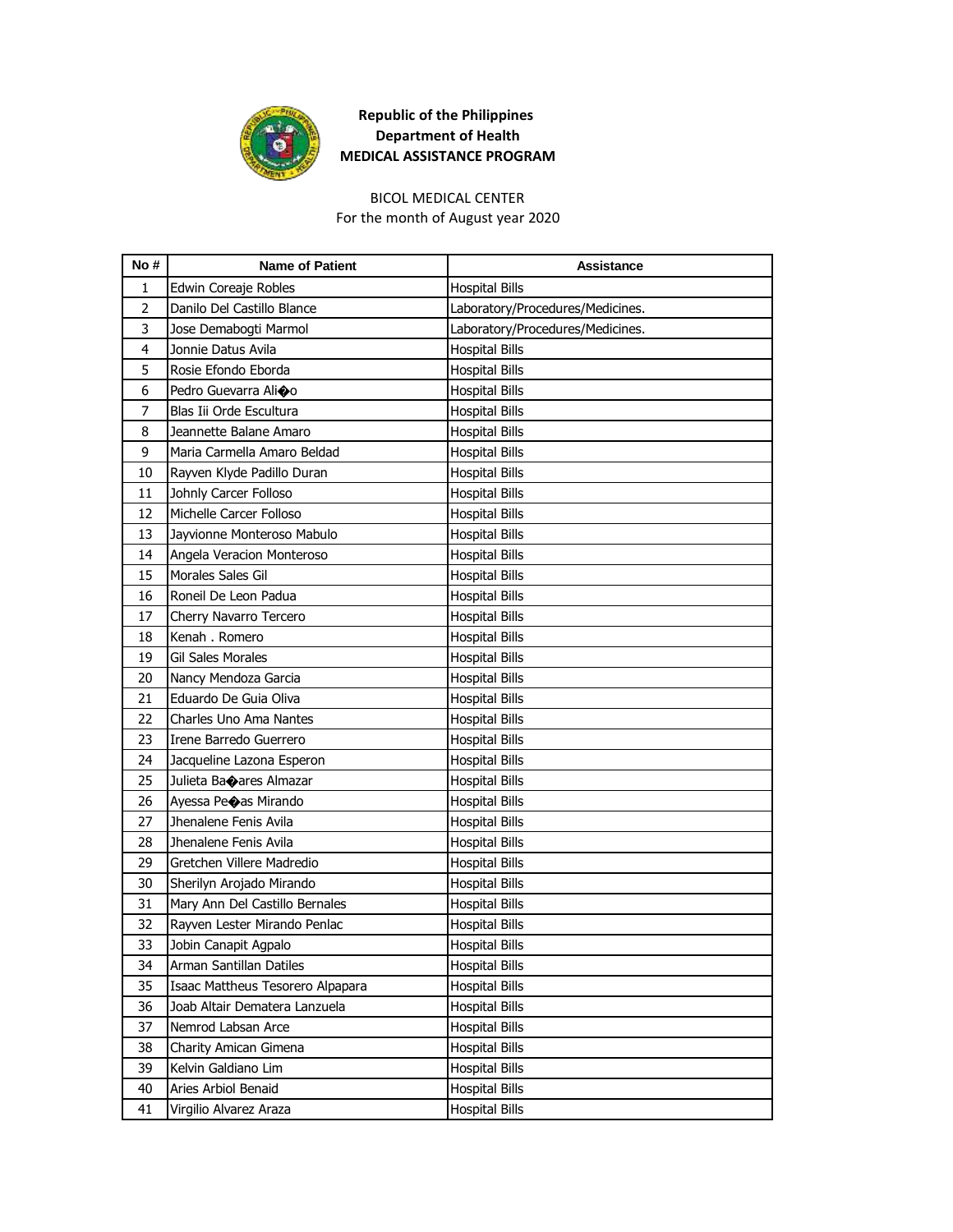**Republic of the Philippines**
**Department of Health**
**MEDICAL ASSISTANCE PROGRAM**

BICOL MEDICAL CENTER
For the month of August year 2020

| No # | Name of Patient | Assistance |
|---|---|---|
| 1 | Edwin Coreaje Robles | Hospital Bills |
| 2 | Danilo Del Castillo Blance | Laboratory/Procedures/Medicines. |
| 3 | Jose Demabogti Marmol | Laboratory/Procedures/Medicines. |
| 4 | Jonnie Datus Avila | Hospital Bills |
| 5 | Rosie Efondo Eborda | Hospital Bills |
| 6 | Pedro Guevarra Ali�o | Hospital Bills |
| 7 | Blas Iii Orde Escultura | Hospital Bills |
| 8 | Jeannette Balane Amaro | Hospital Bills |
| 9 | Maria Carmella Amaro Beldad | Hospital Bills |
| 10 | Rayven Klyde Padillo Duran | Hospital Bills |
| 11 | Johnly Carcer Folloso | Hospital Bills |
| 12 | Michelle Carcer Folloso | Hospital Bills |
| 13 | Jayvionne Monteroso Mabulo | Hospital Bills |
| 14 | Angela Veracion Monteroso | Hospital Bills |
| 15 | Morales Sales Gil | Hospital Bills |
| 16 | Roneil De Leon Padua | Hospital Bills |
| 17 | Cherry Navarro Tercero | Hospital Bills |
| 18 | Kenah . Romero | Hospital Bills |
| 19 | Gil Sales Morales | Hospital Bills |
| 20 | Nancy Mendoza Garcia | Hospital Bills |
| 21 | Eduardo De Guia Oliva | Hospital Bills |
| 22 | Charles Uno Ama Nantes | Hospital Bills |
| 23 | Irene Barredo Guerrero | Hospital Bills |
| 24 | Jacqueline Lazona Esperon | Hospital Bills |
| 25 | Julieta Ba�ares Almazar | Hospital Bills |
| 26 | Ayessa Pe�as Mirando | Hospital Bills |
| 27 | Jhenalene Fenis Avila | Hospital Bills |
| 28 | Jhenalene Fenis Avila | Hospital Bills |
| 29 | Gretchen Villere Madredio | Hospital Bills |
| 30 | Sherilyn Arojado Mirando | Hospital Bills |
| 31 | Mary Ann Del Castillo Bernales | Hospital Bills |
| 32 | Rayven Lester Mirando Penlac | Hospital Bills |
| 33 | Jobin Canapit Agpalo | Hospital Bills |
| 34 | Arman Santillan Datiles | Hospital Bills |
| 35 | Isaac Mattheus Tesorero Alpapara | Hospital Bills |
| 36 | Joab Altair Dematera Lanzuela | Hospital Bills |
| 37 | Nemrod Labsan Arce | Hospital Bills |
| 38 | Charity Amican Gimena | Hospital Bills |
| 39 | Kelvin Galdiano Lim | Hospital Bills |
| 40 | Aries Arbiol Benaid | Hospital Bills |
| 41 | Virgilio Alvarez Araza | Hospital Bills |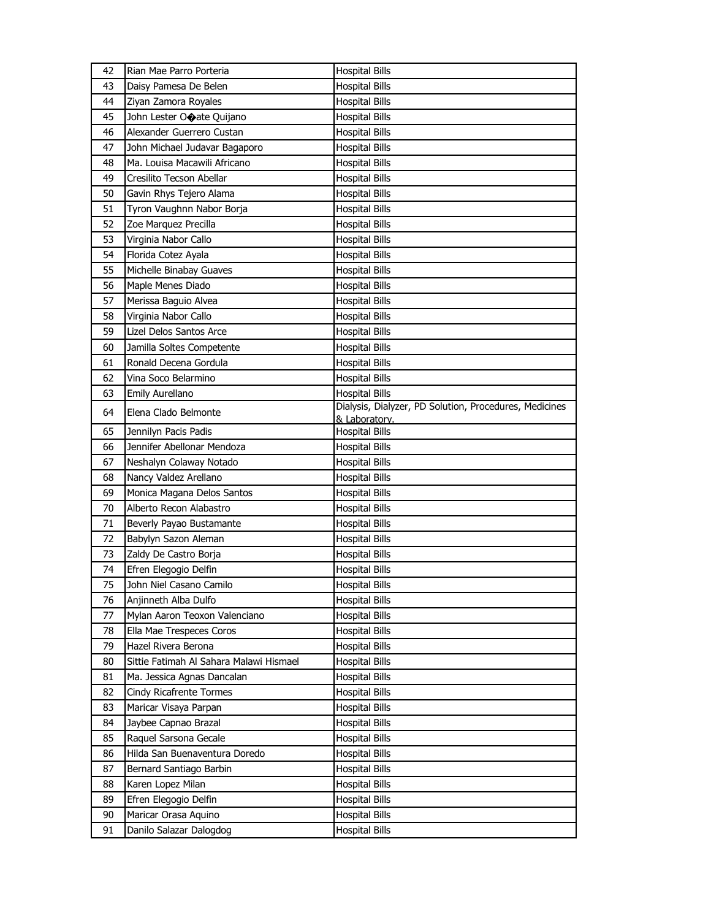| 42 | Rian Mae Parro Porteria | Hospital Bills |
|---|---|---|
| 43 | Daisy Pamesa De Belen | Hospital Bills |
| 44 | Ziyan Zamora Royales | Hospital Bills |
| 45 | John Lester O�ate Quijano | Hospital Bills |
| 46 | Alexander Guerrero Custan | Hospital Bills |
| 47 | John Michael Judavar Bagaporo | Hospital Bills |
| 48 | Ma. Louisa Macawili Africano | Hospital Bills |
| 49 | Cresilito Tecson Abellar | Hospital Bills |
| 50 | Gavin Rhys Tejero Alama | Hospital Bills |
| 51 | Tyron Vaughnn Nabor Borja | Hospital Bills |
| 52 | Zoe Marquez Precilla | Hospital Bills |
| 53 | Virginia Nabor Callo | Hospital Bills |
| 54 | Florida Cotez Ayala | Hospital Bills |
| 55 | Michelle Binabay Guaves | Hospital Bills |
| 56 | Maple Menes Diado | Hospital Bills |
| 57 | Merissa Baguio Alvea | Hospital Bills |
| 58 | Virginia Nabor Callo | Hospital Bills |
| 59 | Lizel Delos Santos Arce | Hospital Bills |
| 60 | Jamilla Soltes Competente | Hospital Bills |
| 61 | Ronald Decena Gordula | Hospital Bills |
| 62 | Vina Soco Belarmino | Hospital Bills |
| 63 | Emily Aurellano | Hospital Bills |
| 64 | Elena Clado Belmonte | Dialysis, Dialyzer, PD Solution, Procedures, Medicines & Laboratory. |
| 65 | Jennilyn Pacis Padis | Hospital Bills |
| 66 | Jennifer Abellonar Mendoza | Hospital Bills |
| 67 | Neshalyn Colaway Notado | Hospital Bills |
| 68 | Nancy Valdez Arellano | Hospital Bills |
| 69 | Monica Magana Delos Santos | Hospital Bills |
| 70 | Alberto Recon Alabastro | Hospital Bills |
| 71 | Beverly Payao Bustamante | Hospital Bills |
| 72 | Babylyn Sazon Aleman | Hospital Bills |
| 73 | Zaldy De Castro Borja | Hospital Bills |
| 74 | Efren Elegogio Delfin | Hospital Bills |
| 75 | John Niel Casano Camilo | Hospital Bills |
| 76 | Anjinneth Alba Dulfo | Hospital Bills |
| 77 | Mylan Aaron Teoxon Valenciano | Hospital Bills |
| 78 | Ella Mae Trespeces Coros | Hospital Bills |
| 79 | Hazel Rivera Berona | Hospital Bills |
| 80 | Sittie Fatimah Al Sahara Malawi Hismael | Hospital Bills |
| 81 | Ma. Jessica Agnas Dancalan | Hospital Bills |
| 82 | Cindy Ricafrente Tormes | Hospital Bills |
| 83 | Maricar Visaya Parpan | Hospital Bills |
| 84 | Jaybee Capnao Brazal | Hospital Bills |
| 85 | Raquel Sarsona Gecale | Hospital Bills |
| 86 | Hilda San Buenaventura Doredo | Hospital Bills |
| 87 | Bernard Santiago Barbin | Hospital Bills |
| 88 | Karen Lopez Milan | Hospital Bills |
| 89 | Efren Elegogio Delfin | Hospital Bills |
| 90 | Maricar Orasa Aquino | Hospital Bills |
| 91 | Danilo Salazar Dalogdog | Hospital Bills |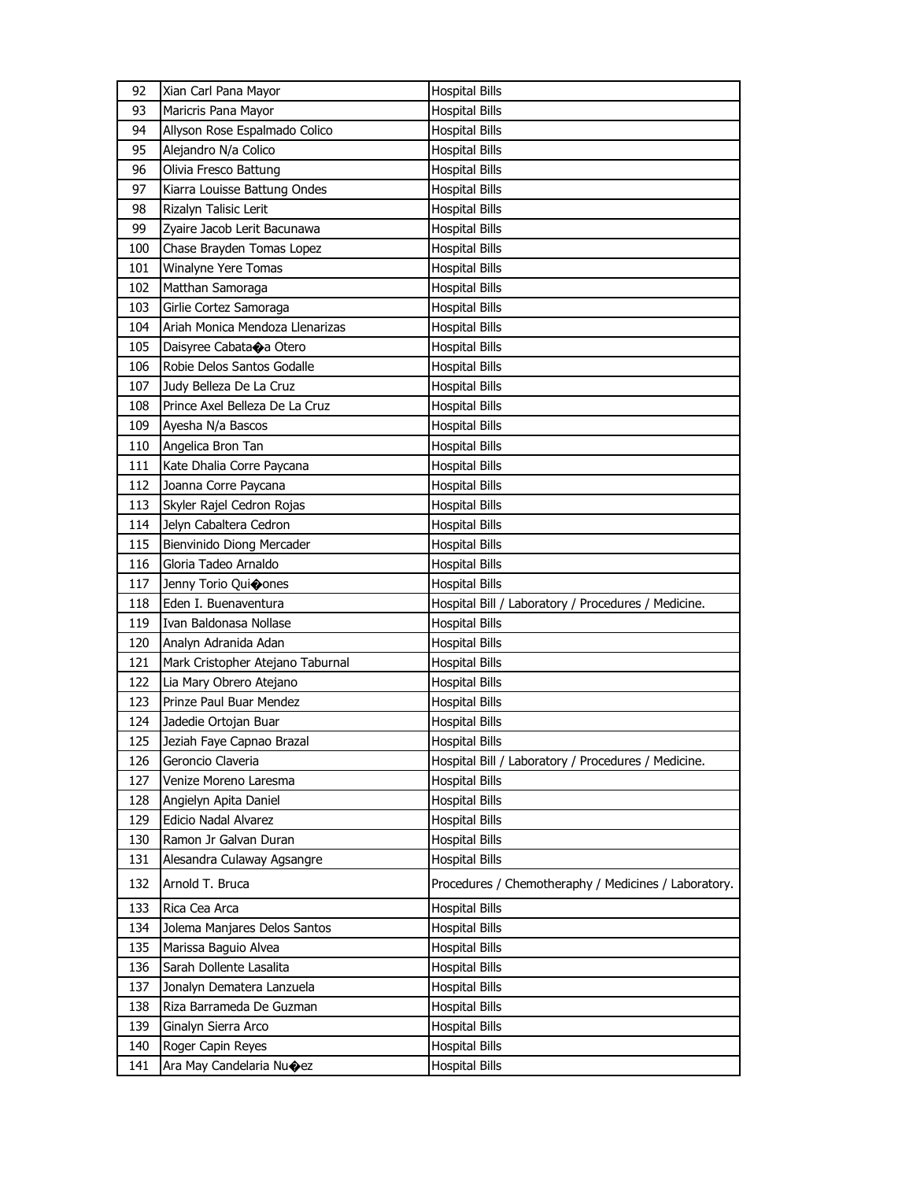| | | |
|---|---|---|
| 92 | Xian Carl Pana Mayor | Hospital Bills |
| 93 | Maricris Pana Mayor | Hospital Bills |
| 94 | Allyson Rose Espalmado Colico | Hospital Bills |
| 95 | Alejandro N/a Colico | Hospital Bills |
| 96 | Olivia Fresco Battung | Hospital Bills |
| 97 | Kiarra Louisse Battung Ondes | Hospital Bills |
| 98 | Rizalyn Talisic Lerit | Hospital Bills |
| 99 | Zyaire Jacob Lerit Bacunawa | Hospital Bills |
| 100 | Chase Brayden Tomas Lopez | Hospital Bills |
| 101 | Winalyne Yere Tomas | Hospital Bills |
| 102 | Matthan Samoraga | Hospital Bills |
| 103 | Girlie Cortez Samoraga | Hospital Bills |
| 104 | Ariah Monica Mendoza Llenarizas | Hospital Bills |
| 105 | Daisyree Cabata�a Otero | Hospital Bills |
| 106 | Robie Delos Santos Godalle | Hospital Bills |
| 107 | Judy Belleza De La Cruz | Hospital Bills |
| 108 | Prince Axel Belleza De La Cruz | Hospital Bills |
| 109 | Ayesha N/a Bascos | Hospital Bills |
| 110 | Angelica Bron Tan | Hospital Bills |
| 111 | Kate Dhalia Corre Paycana | Hospital Bills |
| 112 | Joanna Corre Paycana | Hospital Bills |
| 113 | Skyler Rajel Cedron Rojas | Hospital Bills |
| 114 | Jelyn Cabaltera Cedron | Hospital Bills |
| 115 | Bienvinido Diong Mercader | Hospital Bills |
| 116 | Gloria Tadeo Arnaldo | Hospital Bills |
| 117 | Jenny Torio Qui�ones | Hospital Bills |
| 118 | Eden I. Buenaventura | Hospital Bill / Laboratory / Procedures / Medicine. |
| 119 | Ivan Baldonasa Nollase | Hospital Bills |
| 120 | Analyn Adranida Adan | Hospital Bills |
| 121 | Mark Cristopher Atejano Taburnal | Hospital Bills |
| 122 | Lia Mary Obrero Atejano | Hospital Bills |
| 123 | Prinze Paul Buar Mendez | Hospital Bills |
| 124 | Jadedie Ortojan Buar | Hospital Bills |
| 125 | Jeziah Faye Capnao Brazal | Hospital Bills |
| 126 | Geroncio Claveria | Hospital Bill / Laboratory / Procedures / Medicine. |
| 127 | Venize Moreno Laresma | Hospital Bills |
| 128 | Angielyn Apita Daniel | Hospital Bills |
| 129 | Edicio Nadal Alvarez | Hospital Bills |
| 130 | Ramon Jr Galvan Duran | Hospital Bills |
| 131 | Alesandra Culaway Agsangre | Hospital Bills |
| 132 | Arnold T. Bruca | Procedures / Chemotheraphy / Medicines / Laboratory. |
| 133 | Rica Cea Arca | Hospital Bills |
| 134 | Jolema Manjares Delos Santos | Hospital Bills |
| 135 | Marissa Baguio Alvea | Hospital Bills |
| 136 | Sarah Dollente Lasalita | Hospital Bills |
| 137 | Jonalyn Dematera Lanzuela | Hospital Bills |
| 138 | Riza Barrameda De Guzman | Hospital Bills |
| 139 | Ginalyn Sierra Arco | Hospital Bills |
| 140 | Roger Capin Reyes | Hospital Bills |
| 141 | Ara May Candelaria Nu�ez | Hospital Bills |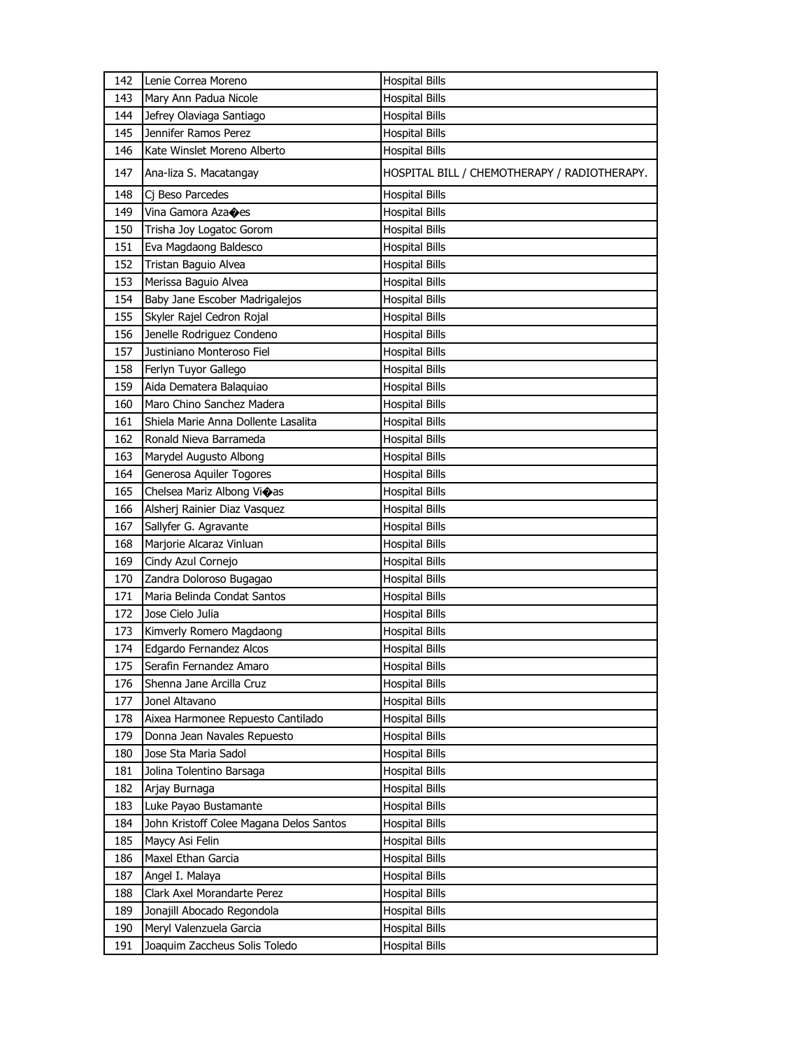| 142 | Lenie Correa Moreno | Hospital Bills |
|---|---|---|
| 143 | Mary Ann Padua Nicole | Hospital Bills |
| 144 | Jefrey Olaviaga Santiago | Hospital Bills |
| 145 | Jennifer Ramos Perez | Hospital Bills |
| 146 | Kate Winslet Moreno Alberto | Hospital Bills |
| 147 | Ana-liza S. Macatangay | HOSPITAL BILL / CHEMOTHERAPY / RADIOTHERAPY. |
| 148 | Cj Beso Parcedes | Hospital Bills |
| 149 | Vina Gamora Aza�es | Hospital Bills |
| 150 | Trisha Joy Logatoc Gorom | Hospital Bills |
| 151 | Eva Magdaong Baldesco | Hospital Bills |
| 152 | Tristan Baguio Alvea | Hospital Bills |
| 153 | Merissa Baguio Alvea | Hospital Bills |
| 154 | Baby Jane Escober Madrigalejos | Hospital Bills |
| 155 | Skyler Rajel Cedron Rojal | Hospital Bills |
| 156 | Jenelle Rodriguez Condeno | Hospital Bills |
| 157 | Justiniano Monteroso Fiel | Hospital Bills |
| 158 | Ferlyn Tuyor Gallego | Hospital Bills |
| 159 | Aida Dematera Balaquiao | Hospital Bills |
| 160 | Maro Chino Sanchez Madera | Hospital Bills |
| 161 | Shiela Marie Anna Dollente Lasalita | Hospital Bills |
| 162 | Ronald Nieva Barrameda | Hospital Bills |
| 163 | Marydel Augusto Albong | Hospital Bills |
| 164 | Generosa Aquiler Togores | Hospital Bills |
| 165 | Chelsea Mariz Albong Vi�as | Hospital Bills |
| 166 | Alsherj Rainier Diaz Vasquez | Hospital Bills |
| 167 | Sallyfer G. Agravante | Hospital Bills |
| 168 | Marjorie Alcaraz Vinluan | Hospital Bills |
| 169 | Cindy Azul Cornejo | Hospital Bills |
| 170 | Zandra Doloroso Bugagao | Hospital Bills |
| 171 | Maria Belinda Condat Santos | Hospital Bills |
| 172 | Jose Cielo Julia | Hospital Bills |
| 173 | Kimverly Romero Magdaong | Hospital Bills |
| 174 | Edgardo Fernandez Alcos | Hospital Bills |
| 175 | Serafin Fernandez Amaro | Hospital Bills |
| 176 | Shenna Jane Arcilla Cruz | Hospital Bills |
| 177 | Jonel Altavano | Hospital Bills |
| 178 | Aixea Harmonee Repuesto Cantilado | Hospital Bills |
| 179 | Donna Jean Navales Repuesto | Hospital Bills |
| 180 | Jose Sta Maria Sadol | Hospital Bills |
| 181 | Jolina Tolentino Barsaga | Hospital Bills |
| 182 | Arjay Burnaga | Hospital Bills |
| 183 | Luke Payao Bustamante | Hospital Bills |
| 184 | John Kristoff Colee Magana Delos Santos | Hospital Bills |
| 185 | Maycy Asi Felin | Hospital Bills |
| 186 | Maxel Ethan Garcia | Hospital Bills |
| 187 | Angel I. Malaya | Hospital Bills |
| 188 | Clark Axel Morandarte Perez | Hospital Bills |
| 189 | Jonajill Abocado Regondola | Hospital Bills |
| 190 | Meryl Valenzuela Garcia | Hospital Bills |
| 191 | Joaquim Zaccheus Solis Toledo | Hospital Bills |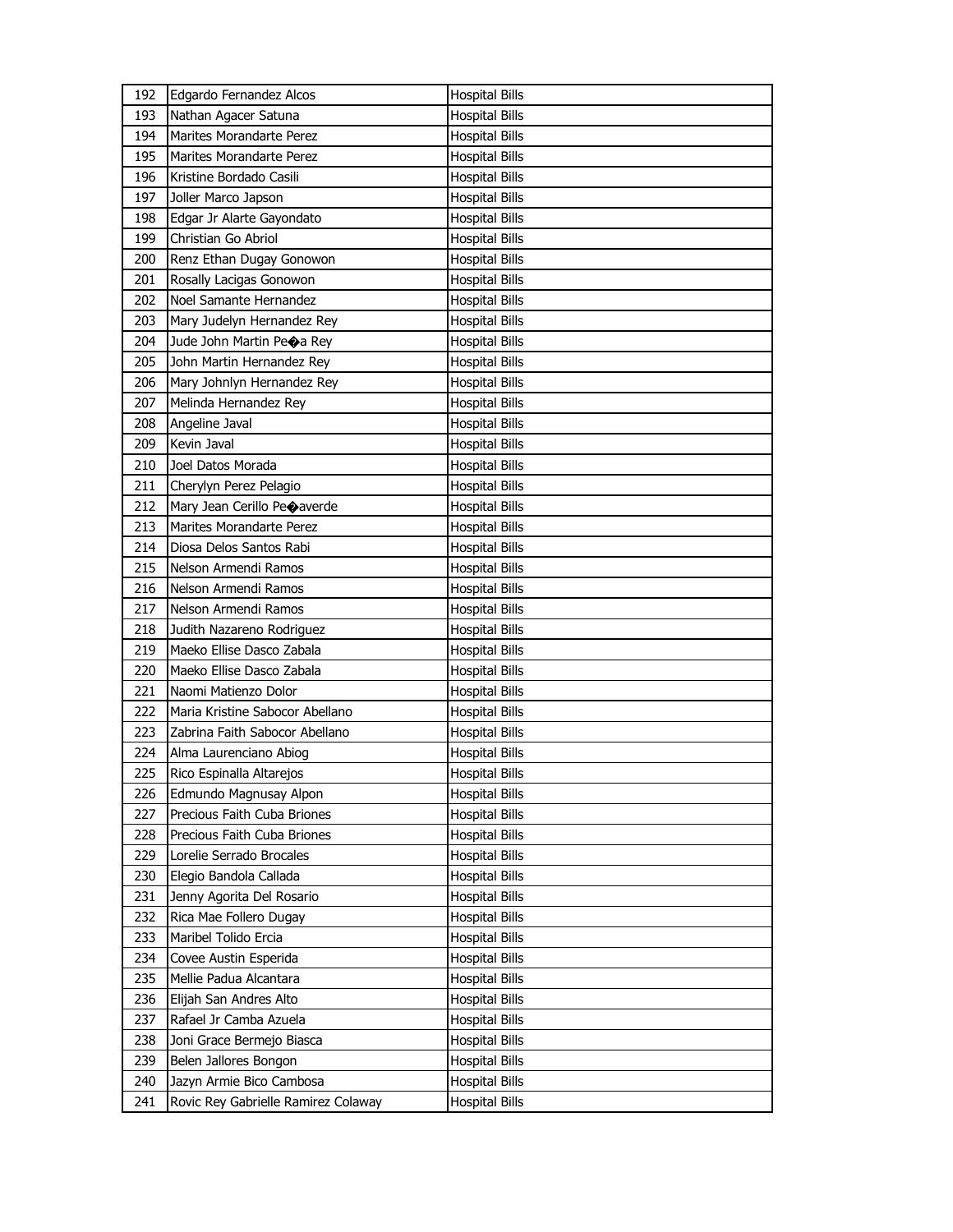| 192 | Edgardo Fernandez Alcos | Hospital Bills |
|---|---|---|
| 193 | Nathan Agacer Satuna | Hospital Bills |
| 194 | Marites Morandarte Perez | Hospital Bills |
| 195 | Marites Morandarte Perez | Hospital Bills |
| 196 | Kristine Bordado Casili | Hospital Bills |
| 197 | Joller Marco Japson | Hospital Bills |
| 198 | Edgar Jr Alarte Gayondato | Hospital Bills |
| 199 | Christian Go Abriol | Hospital Bills |
| 200 | Renz Ethan Dugay Gonowon | Hospital Bills |
| 201 | Rosally Lacigas Gonowon | Hospital Bills |
| 202 | Noel Samante Hernandez | Hospital Bills |
| 203 | Mary Judelyn Hernandez Rey | Hospital Bills |
| 204 | Jude John Martin Pe�a Rey | Hospital Bills |
| 205 | John Martin Hernandez Rey | Hospital Bills |
| 206 | Mary Johnlyn Hernandez Rey | Hospital Bills |
| 207 | Melinda Hernandez Rey | Hospital Bills |
| 208 | Angeline Javal | Hospital Bills |
| 209 | Kevin Javal | Hospital Bills |
| 210 | Joel Datos Morada | Hospital Bills |
| 211 | Cherylyn Perez Pelagio | Hospital Bills |
| 212 | Mary Jean Cerillo Pe�averde | Hospital Bills |
| 213 | Marites Morandarte Perez | Hospital Bills |
| 214 | Diosa Delos Santos Rabi | Hospital Bills |
| 215 | Nelson Armendi Ramos | Hospital Bills |
| 216 | Nelson Armendi Ramos | Hospital Bills |
| 217 | Nelson Armendi Ramos | Hospital Bills |
| 218 | Judith Nazareno Rodriguez | Hospital Bills |
| 219 | Maeko Ellise Dasco Zabala | Hospital Bills |
| 220 | Maeko Ellise Dasco Zabala | Hospital Bills |
| 221 | Naomi Matienzo Dolor | Hospital Bills |
| 222 | Maria Kristine Sabocor Abellano | Hospital Bills |
| 223 | Zabrina Faith Sabocor Abellano | Hospital Bills |
| 224 | Alma Laurenciano Abiog | Hospital Bills |
| 225 | Rico Espinalla Altarejos | Hospital Bills |
| 226 | Edmundo Magnusay Alpon | Hospital Bills |
| 227 | Precious Faith Cuba Briones | Hospital Bills |
| 228 | Precious Faith Cuba Briones | Hospital Bills |
| 229 | Lorelie Serrado Brocales | Hospital Bills |
| 230 | Elegio Bandola Callada | Hospital Bills |
| 231 | Jenny Agorita Del Rosario | Hospital Bills |
| 232 | Rica Mae Follero Dugay | Hospital Bills |
| 233 | Maribel Tolido Ercia | Hospital Bills |
| 234 | Covee Austin Esperida | Hospital Bills |
| 235 | Mellie Padua Alcantara | Hospital Bills |
| 236 | Elijah San Andres Alto | Hospital Bills |
| 237 | Rafael Jr Camba Azuela | Hospital Bills |
| 238 | Joni Grace Bermejo Biasca | Hospital Bills |
| 239 | Belen Jallores Bongon | Hospital Bills |
| 240 | Jazyn Armie Bico Cambosa | Hospital Bills |
| 241 | Rovic Rey Gabrielle Ramirez Colaway | Hospital Bills |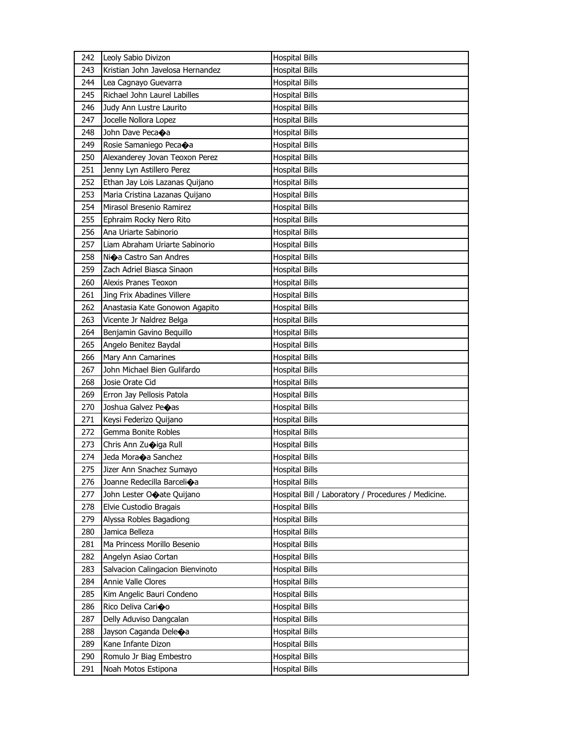| 242 | Leoly Sabio Divizon | Hospital Bills |
|---|---|---|
| 243 | Kristian John Javelosa Hernandez | Hospital Bills |
| 244 | Lea Cagnayo Guevarra | Hospital Bills |
| 245 | Richael John Laurel Labilles | Hospital Bills |
| 246 | Judy Ann Lustre Laurito | Hospital Bills |
| 247 | Jocelle Nollora Lopez | Hospital Bills |
| 248 | John Dave Peca�a | Hospital Bills |
| 249 | Rosie Samaniego Peca�a | Hospital Bills |
| 250 | Alexanderey Jovan Teoxon Perez | Hospital Bills |
| 251 | Jenny Lyn Astillero Perez | Hospital Bills |
| 252 | Ethan Jay Lois Lazanas Quijano | Hospital Bills |
| 253 | Maria Cristina Lazanas Quijano | Hospital Bills |
| 254 | Mirasol Bresenio Ramirez | Hospital Bills |
| 255 | Ephraim Rocky Nero Rito | Hospital Bills |
| 256 | Ana Uriarte Sabinorio | Hospital Bills |
| 257 | Liam Abraham Uriarte Sabinorio | Hospital Bills |
| 258 | Ni�a Castro San Andres | Hospital Bills |
| 259 | Zach Adriel Biasca Sinaon | Hospital Bills |
| 260 | Alexis Pranes Teoxon | Hospital Bills |
| 261 | Jing Frix Abadines Villere | Hospital Bills |
| 262 | Anastasia Kate Gonowon Agapito | Hospital Bills |
| 263 | Vicente Jr Naldrez Belga | Hospital Bills |
| 264 | Benjamin Gavino Bequillo | Hospital Bills |
| 265 | Angelo Benitez Baydal | Hospital Bills |
| 266 | Mary Ann Camarines | Hospital Bills |
| 267 | John Michael Bien Gulifardo | Hospital Bills |
| 268 | Josie Orate Cid | Hospital Bills |
| 269 | Erron Jay Pellosis Patola | Hospital Bills |
| 270 | Joshua Galvez Pe�as | Hospital Bills |
| 271 | Keysi Federizo Quijano | Hospital Bills |
| 272 | Gemma Bonite Robles | Hospital Bills |
| 273 | Chris Ann Zu�iga Rull | Hospital Bills |
| 274 | Jeda Mora�a Sanchez | Hospital Bills |
| 275 | Jizer Ann Snachez Sumayo | Hospital Bills |
| 276 | Joanne Redecilla Barceli�a | Hospital Bills |
| 277 | John Lester O�ate Quijano | Hospital Bill / Laboratory / Procedures / Medicine. |
| 278 | Elvie Custodio Bragais | Hospital Bills |
| 279 | Alyssa Robles Bagadiong | Hospital Bills |
| 280 | Jamica Belleza | Hospital Bills |
| 281 | Ma Princess Morillo Besenio | Hospital Bills |
| 282 | Angelyn Asiao Cortan | Hospital Bills |
| 283 | Salvacion Calingacion Bienvinoto | Hospital Bills |
| 284 | Annie Valle Clores | Hospital Bills |
| 285 | Kim Angelic Bauri Condeno | Hospital Bills |
| 286 | Rico Deliva Cari�o | Hospital Bills |
| 287 | Delly Aduviso Dangcalan | Hospital Bills |
| 288 | Jayson Caganda Dele�a | Hospital Bills |
| 289 | Kane Infante Dizon | Hospital Bills |
| 290 | Romulo Jr Biag Embestro | Hospital Bills |
| 291 | Noah Motos Estipona | Hospital Bills |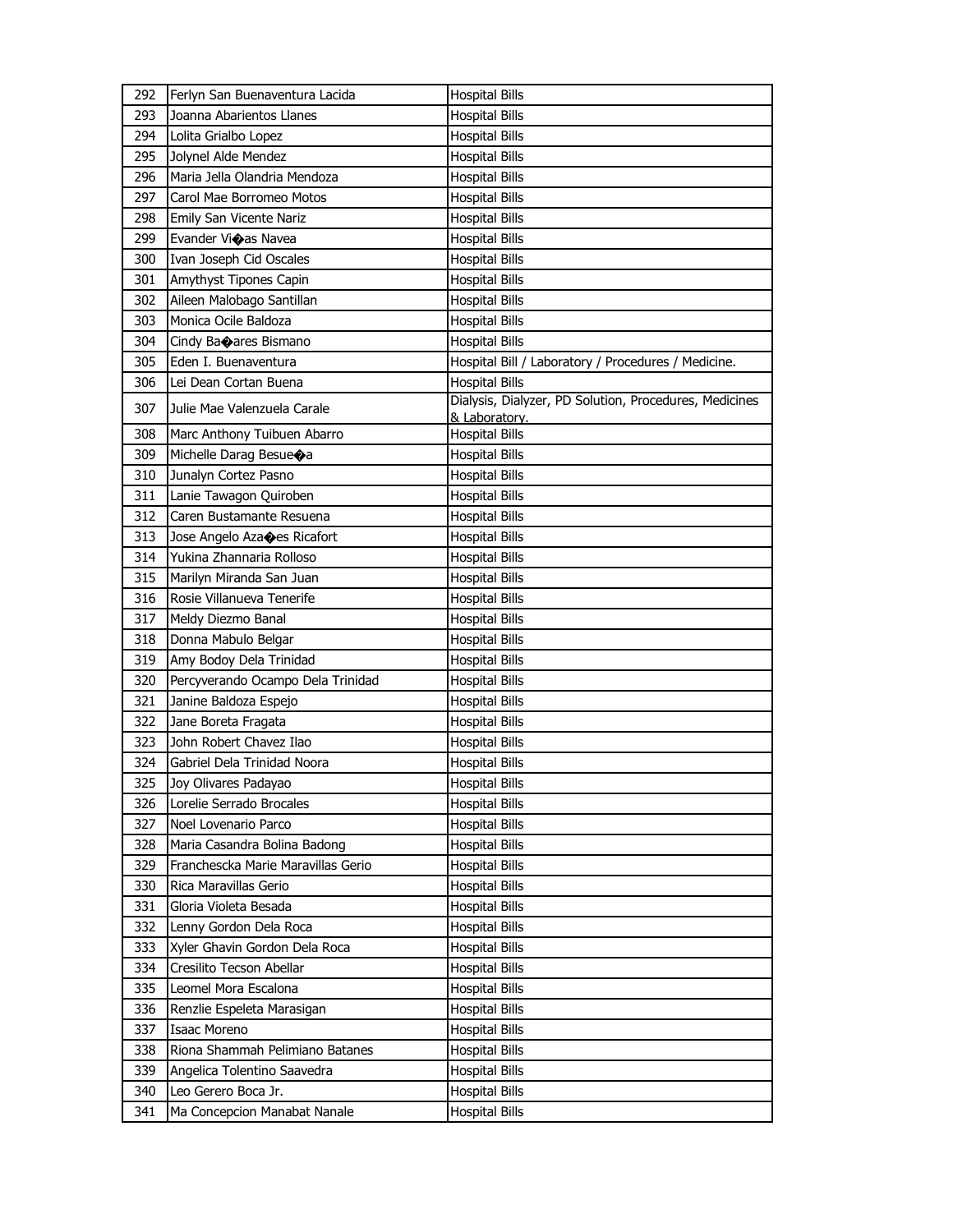| 292 | Ferlyn San Buenaventura Lacida | Hospital Bills |
|---|---|---|
| 293 | Joanna Abarientos Llanes | Hospital Bills |
| 294 | Lolita Grialbo Lopez | Hospital Bills |
| 295 | Jolynel Alde Mendez | Hospital Bills |
| 296 | Maria Jella Olandria Mendoza | Hospital Bills |
| 297 | Carol Mae Borromeo Motos | Hospital Bills |
| 298 | Emily San Vicente Nariz | Hospital Bills |
| 299 | Evander Vi�as Navea | Hospital Bills |
| 300 | Ivan Joseph Cid Oscales | Hospital Bills |
| 301 | Amythyst Tipones Capin | Hospital Bills |
| 302 | Aileen Malobago Santillan | Hospital Bills |
| 303 | Monica Ocile Baldoza | Hospital Bills |
| 304 | Cindy Ba�ares Bismano | Hospital Bills |
| 305 | Eden I. Buenaventura | Hospital Bill / Laboratory / Procedures / Medicine. |
| 306 | Lei Dean Cortan Buena | Hospital Bills |
| 307 | Julie Mae Valenzuela Carale | Dialysis, Dialyzer, PD Solution, Procedures, Medicines & Laboratory. |
| 308 | Marc Anthony Tuibuen Abarro | Hospital Bills |
| 309 | Michelle Darag Besue�a | Hospital Bills |
| 310 | Junalyn Cortez Pasno | Hospital Bills |
| 311 | Lanie Tawagon Quiroben | Hospital Bills |
| 312 | Caren Bustamante Resuena | Hospital Bills |
| 313 | Jose Angelo Aza�es Ricafort | Hospital Bills |
| 314 | Yukina Zhannaria Rolloso | Hospital Bills |
| 315 | Marilyn Miranda San Juan | Hospital Bills |
| 316 | Rosie Villanueva Tenerife | Hospital Bills |
| 317 | Meldy Diezmo Banal | Hospital Bills |
| 318 | Donna Mabulo Belgar | Hospital Bills |
| 319 | Amy Bodoy Dela Trinidad | Hospital Bills |
| 320 | Percyverando Ocampo Dela Trinidad | Hospital Bills |
| 321 | Janine Baldoza Espejo | Hospital Bills |
| 322 | Jane Boreta Fragata | Hospital Bills |
| 323 | John Robert Chavez Ilao | Hospital Bills |
| 324 | Gabriel Dela Trinidad Noora | Hospital Bills |
| 325 | Joy Olivares Padayao | Hospital Bills |
| 326 | Lorelie Serrado Brocales | Hospital Bills |
| 327 | Noel Lovenario Parco | Hospital Bills |
| 328 | Maria Casandra Bolina Badong | Hospital Bills |
| 329 | Franchescka Marie Maravillas Gerio | Hospital Bills |
| 330 | Rica Maravillas Gerio | Hospital Bills |
| 331 | Gloria Violeta Besada | Hospital Bills |
| 332 | Lenny Gordon Dela Roca | Hospital Bills |
| 333 | Xyler Ghavin Gordon Dela Roca | Hospital Bills |
| 334 | Cresilito Tecson Abellar | Hospital Bills |
| 335 | Leomel Mora Escalona | Hospital Bills |
| 336 | Renzlie Espeleta Marasigan | Hospital Bills |
| 337 | Isaac Moreno | Hospital Bills |
| 338 | Riona Shammah Pelimiano Batanes | Hospital Bills |
| 339 | Angelica Tolentino Saavedra | Hospital Bills |
| 340 | Leo Gerero Boca Jr. | Hospital Bills |
| 341 | Ma Concepcion Manabat Nanale | Hospital Bills |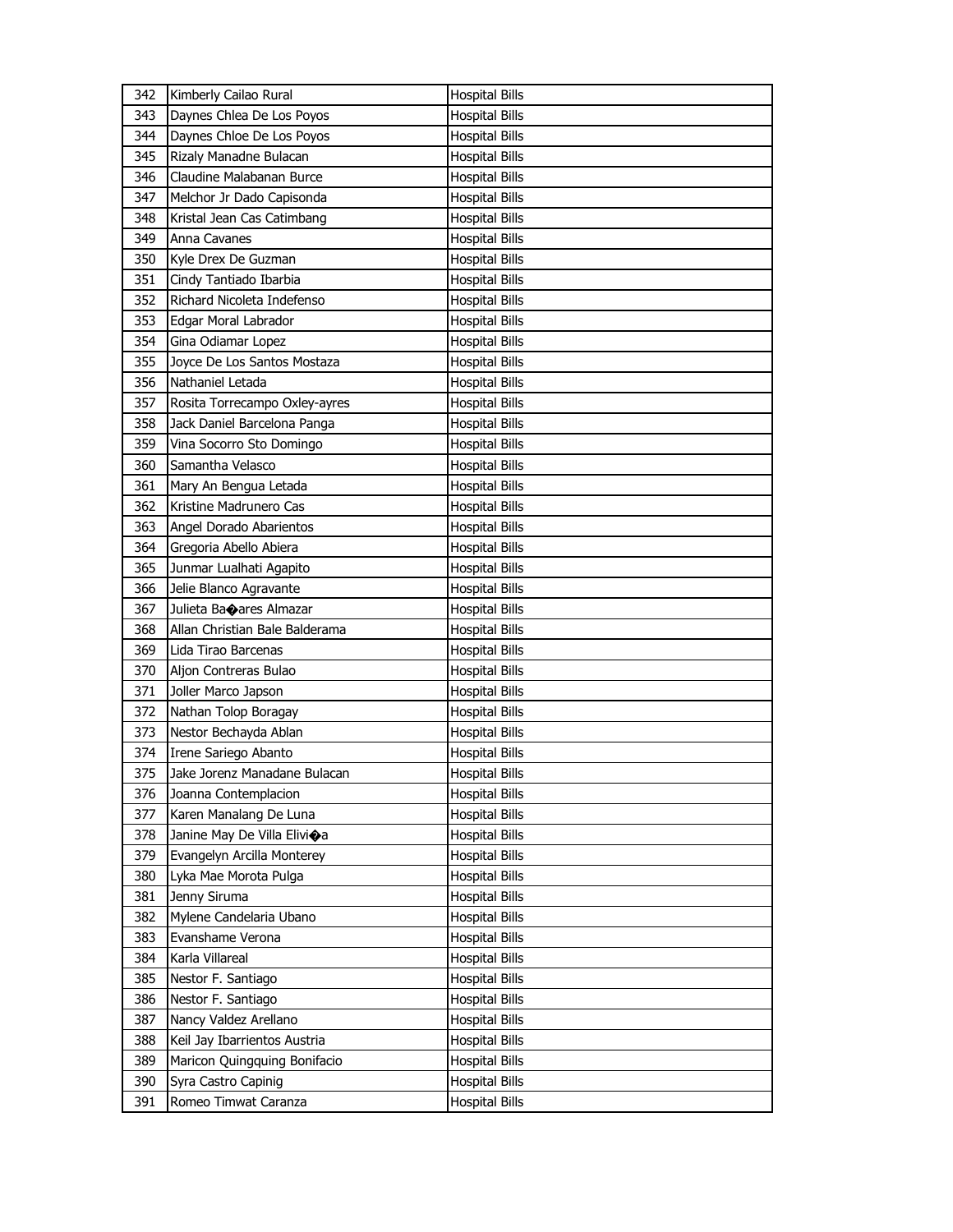| 342 | Kimberly Cailao Rural | Hospital Bills |
|---|---|---|
| 343 | Daynes Chlea De Los Poyos | Hospital Bills |
| 344 | Daynes Chloe De Los Poyos | Hospital Bills |
| 345 | Rizaly Manadne Bulacan | Hospital Bills |
| 346 | Claudine Malabanan Burce | Hospital Bills |
| 347 | Melchor Jr Dado Capisonda | Hospital Bills |
| 348 | Kristal Jean Cas Catimbang | Hospital Bills |
| 349 | Anna Cavanes | Hospital Bills |
| 350 | Kyle Drex De Guzman | Hospital Bills |
| 351 | Cindy Tantiado Ibarbia | Hospital Bills |
| 352 | Richard Nicoleta Indefenso | Hospital Bills |
| 353 | Edgar Moral Labrador | Hospital Bills |
| 354 | Gina Odiamar Lopez | Hospital Bills |
| 355 | Joyce De Los Santos Mostaza | Hospital Bills |
| 356 | Nathaniel Letada | Hospital Bills |
| 357 | Rosita Torrecampo Oxley-ayres | Hospital Bills |
| 358 | Jack Daniel Barcelona Panga | Hospital Bills |
| 359 | Vina Socorro Sto Domingo | Hospital Bills |
| 360 | Samantha Velasco | Hospital Bills |
| 361 | Mary An Bengua Letada | Hospital Bills |
| 362 | Kristine Madrunero Cas | Hospital Bills |
| 363 | Angel Dorado Abarientos | Hospital Bills |
| 364 | Gregoria Abello Abiera | Hospital Bills |
| 365 | Junmar Lualhati Agapito | Hospital Bills |
| 366 | Jelie Blanco Agravante | Hospital Bills |
| 367 | Julieta Ba�ares Almazar | Hospital Bills |
| 368 | Allan Christian Bale Balderama | Hospital Bills |
| 369 | Lida Tirao Barcenas | Hospital Bills |
| 370 | Aljon Contreras Bulao | Hospital Bills |
| 371 | Joller Marco Japson | Hospital Bills |
| 372 | Nathan Tolop Boragay | Hospital Bills |
| 373 | Nestor Bechayda Ablan | Hospital Bills |
| 374 | Irene Sariego Abanto | Hospital Bills |
| 375 | Jake Jorenz Manadane Bulacan | Hospital Bills |
| 376 | Joanna Contemplacion | Hospital Bills |
| 377 | Karen Manalang De Luna | Hospital Bills |
| 378 | Janine May De Villa Elivi�a | Hospital Bills |
| 379 | Evangelyn Arcilla Monterey | Hospital Bills |
| 380 | Lyka Mae Morota Pulga | Hospital Bills |
| 381 | Jenny Siruma | Hospital Bills |
| 382 | Mylene Candelaria Ubano | Hospital Bills |
| 383 | Evanshame Verona | Hospital Bills |
| 384 | Karla Villareal | Hospital Bills |
| 385 | Nestor F. Santiago | Hospital Bills |
| 386 | Nestor F. Santiago | Hospital Bills |
| 387 | Nancy Valdez Arellano | Hospital Bills |
| 388 | Keil Jay Ibarrientos Austria | Hospital Bills |
| 389 | Maricon Quingquing Bonifacio | Hospital Bills |
| 390 | Syra Castro Capinig | Hospital Bills |
| 391 | Romeo Timwat Caranza | Hospital Bills |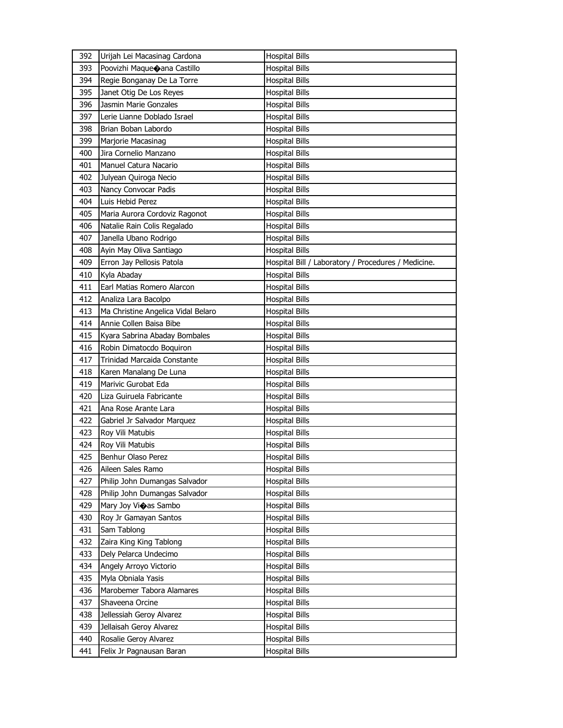| 392 | Urijah Lei Macasinag Cardona | Hospital Bills |
|---|---|---|
| 393 | Poovizhi Maque�ana Castillo | Hospital Bills |
| 394 | Regie Bonganay De La Torre | Hospital Bills |
| 395 | Janet Otig De Los Reyes | Hospital Bills |
| 396 | Jasmin Marie Gonzales | Hospital Bills |
| 397 | Lerie Lianne Doblado Israel | Hospital Bills |
| 398 | Brian Boban Labordo | Hospital Bills |
| 399 | Marjorie Macasinag | Hospital Bills |
| 400 | Jira Cornelio Manzano | Hospital Bills |
| 401 | Manuel Catura Nacario | Hospital Bills |
| 402 | Julyean Quiroga Necio | Hospital Bills |
| 403 | Nancy Convocar Padis | Hospital Bills |
| 404 | Luis Hebid Perez | Hospital Bills |
| 405 | Maria Aurora Cordoviz Ragonot | Hospital Bills |
| 406 | Natalie Rain Colis Regalado | Hospital Bills |
| 407 | Janella Ubano Rodrigo | Hospital Bills |
| 408 | Ayin May Oliva Santiago | Hospital Bills |
| 409 | Erron Jay Pellosis Patola | Hospital Bill / Laboratory / Procedures / Medicine. |
| 410 | Kyla Abaday | Hospital Bills |
| 411 | Earl Matias Romero Alarcon | Hospital Bills |
| 412 | Analiza Lara Bacolpo | Hospital Bills |
| 413 | Ma Christine Angelica Vidal Belaro | Hospital Bills |
| 414 | Annie Collen Baisa Bibe | Hospital Bills |
| 415 | Kyara Sabrina Abaday Bombales | Hospital Bills |
| 416 | Robin Dimatocdo Boquiron | Hospital Bills |
| 417 | Trinidad Marcaida Constante | Hospital Bills |
| 418 | Karen Manalang De Luna | Hospital Bills |
| 419 | Marivic Gurobat Eda | Hospital Bills |
| 420 | Liza Guiruela Fabricante | Hospital Bills |
| 421 | Ana Rose Arante Lara | Hospital Bills |
| 422 | Gabriel Jr Salvador Marquez | Hospital Bills |
| 423 | Roy Vili Matubis | Hospital Bills |
| 424 | Roy Vili Matubis | Hospital Bills |
| 425 | Benhur Olaso Perez | Hospital Bills |
| 426 | Aileen Sales Ramo | Hospital Bills |
| 427 | Philip John Dumangas Salvador | Hospital Bills |
| 428 | Philip John Dumangas Salvador | Hospital Bills |
| 429 | Mary Joy Vi�as Sambo | Hospital Bills |
| 430 | Roy Jr Gamayan Santos | Hospital Bills |
| 431 | Sam Tablong | Hospital Bills |
| 432 | Zaira King King Tablong | Hospital Bills |
| 433 | Dely Pelarca Undecimo | Hospital Bills |
| 434 | Angely Arroyo Victorio | Hospital Bills |
| 435 | Myla Obniala Yasis | Hospital Bills |
| 436 | Marobemer Tabora Alamares | Hospital Bills |
| 437 | Shaveena Orcine | Hospital Bills |
| 438 | Jellessiah Geroy Alvarez | Hospital Bills |
| 439 | Jellaisah Geroy Alvarez | Hospital Bills |
| 440 | Rosalie Geroy Alvarez | Hospital Bills |
| 441 | Felix Jr Pagnausan Baran | Hospital Bills |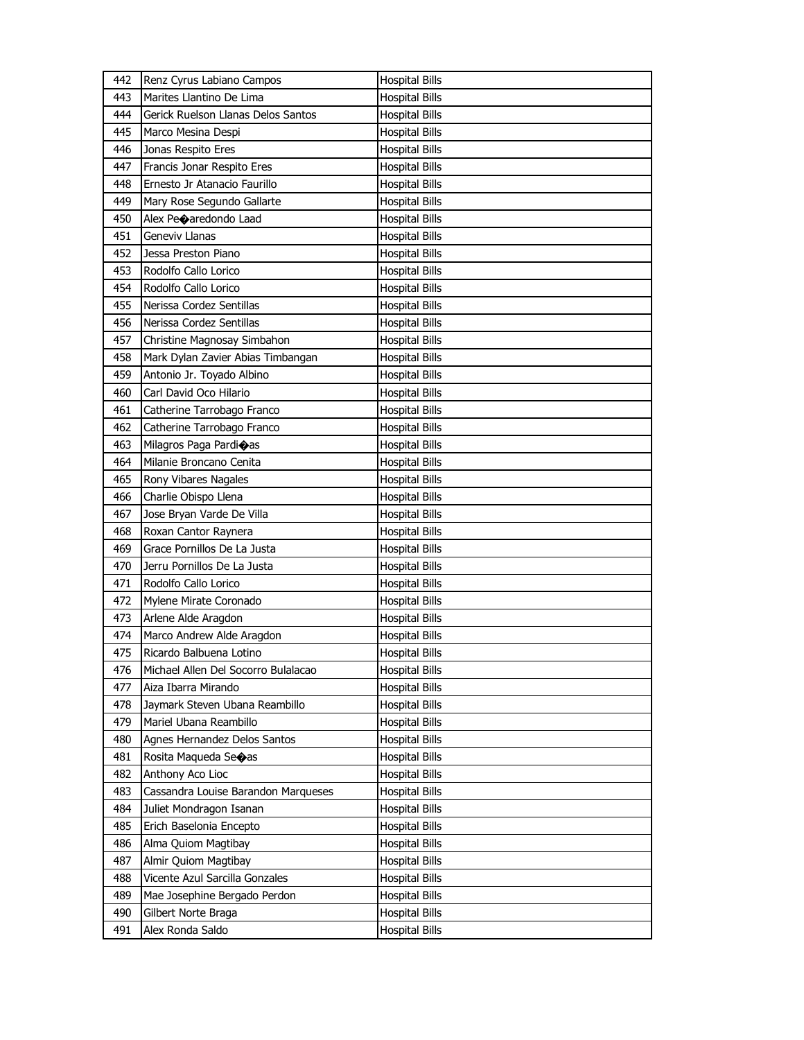| 442 | Renz Cyrus Labiano Campos | Hospital Bills |
|---|---|---|
| 443 | Marites Llantino De Lima | Hospital Bills |
| 444 | Gerick Ruelson Llanas Delos Santos | Hospital Bills |
| 445 | Marco Mesina Despi | Hospital Bills |
| 446 | Jonas Respito Eres | Hospital Bills |
| 447 | Francis Jonar Respito Eres | Hospital Bills |
| 448 | Ernesto Jr Atanacio Faurillo | Hospital Bills |
| 449 | Mary Rose Segundo Gallarte | Hospital Bills |
| 450 | Alex Pe�aredondo Laad | Hospital Bills |
| 451 | Geneviv Llanas | Hospital Bills |
| 452 | Jessa Preston Piano | Hospital Bills |
| 453 | Rodolfo Callo Lorico | Hospital Bills |
| 454 | Rodolfo Callo Lorico | Hospital Bills |
| 455 | Nerissa Cordez Sentillas | Hospital Bills |
| 456 | Nerissa Cordez Sentillas | Hospital Bills |
| 457 | Christine Magnosay Simbahon | Hospital Bills |
| 458 | Mark Dylan Zavier Abias Timbangan | Hospital Bills |
| 459 | Antonio Jr. Toyado Albino | Hospital Bills |
| 460 | Carl David Oco Hilario | Hospital Bills |
| 461 | Catherine Tarrobago Franco | Hospital Bills |
| 462 | Catherine Tarrobago Franco | Hospital Bills |
| 463 | Milagros Paga Pardi�as | Hospital Bills |
| 464 | Milanie Broncano Cenita | Hospital Bills |
| 465 | Rony Vibares Nagales | Hospital Bills |
| 466 | Charlie Obispo Llena | Hospital Bills |
| 467 | Jose Bryan Varde De Villa | Hospital Bills |
| 468 | Roxan Cantor Raynera | Hospital Bills |
| 469 | Grace Pornillos De La Justa | Hospital Bills |
| 470 | Jerru Pornillos De La Justa | Hospital Bills |
| 471 | Rodolfo Callo Lorico | Hospital Bills |
| 472 | Mylene Mirate Coronado | Hospital Bills |
| 473 | Arlene Alde Aragdon | Hospital Bills |
| 474 | Marco Andrew Alde Aragdon | Hospital Bills |
| 475 | Ricardo Balbuena Lotino | Hospital Bills |
| 476 | Michael Allen Del Socorro Bulalacao | Hospital Bills |
| 477 | Aiza Ibarra Mirando | Hospital Bills |
| 478 | Jaymark Steven Ubana Reambillo | Hospital Bills |
| 479 | Mariel Ubana Reambillo | Hospital Bills |
| 480 | Agnes Hernandez Delos Santos | Hospital Bills |
| 481 | Rosita Maqueda Se�as | Hospital Bills |
| 482 | Anthony Aco Lioc | Hospital Bills |
| 483 | Cassandra Louise Barandon Marqueses | Hospital Bills |
| 484 | Juliet Mondragon Isanan | Hospital Bills |
| 485 | Erich Baselonia Encepto | Hospital Bills |
| 486 | Alma Quiom Magtibay | Hospital Bills |
| 487 | Almir Quiom Magtibay | Hospital Bills |
| 488 | Vicente Azul Sarcilla Gonzales | Hospital Bills |
| 489 | Mae Josephine Bergado Perdon | Hospital Bills |
| 490 | Gilbert Norte Braga | Hospital Bills |
| 491 | Alex Ronda Saldo | Hospital Bills |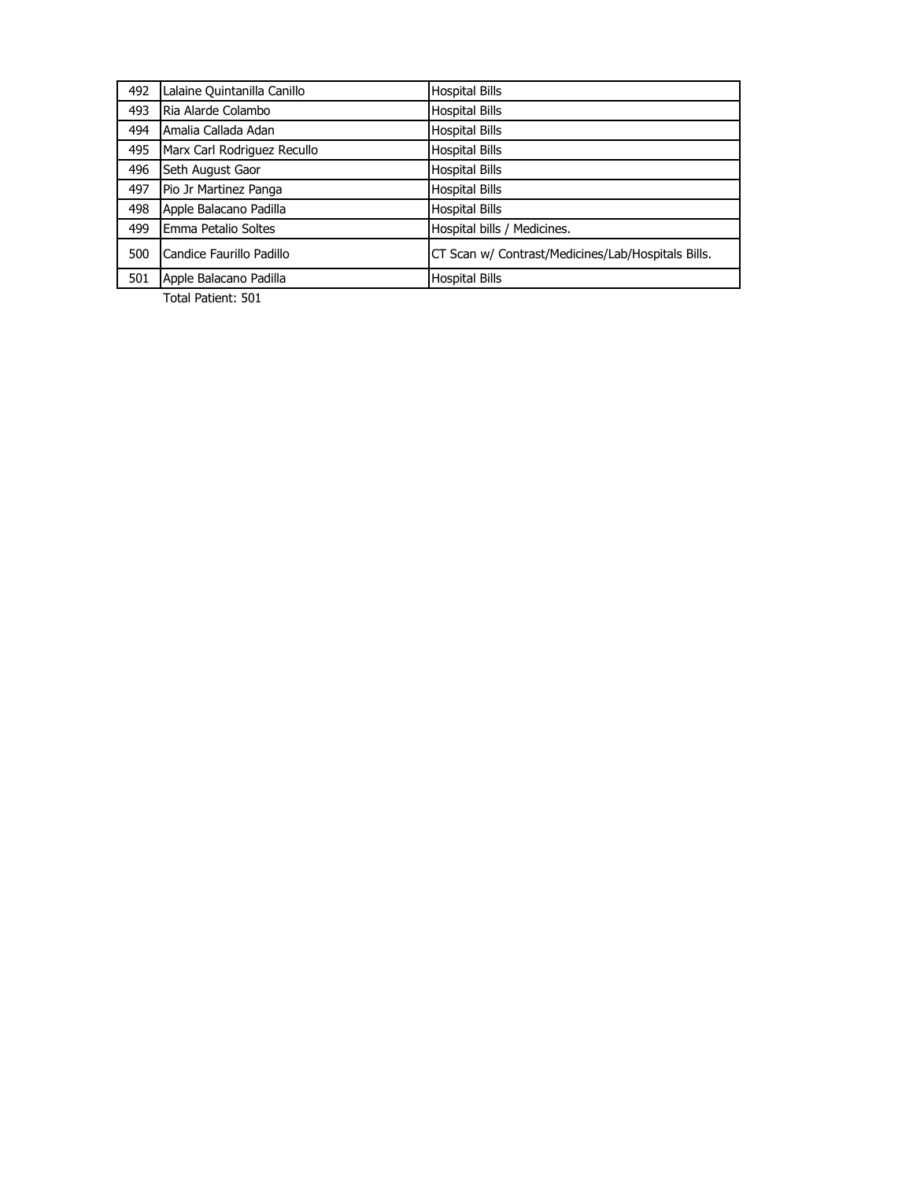| | | |
|---|---|---|
| 492 | Lalaine Quintanilla Canillo | Hospital Bills |
| 493 | Ria Alarde Colambo | Hospital Bills |
| 494 | Amalia Callada Adan | Hospital Bills |
| 495 | Marx Carl Rodriguez Recullo | Hospital Bills |
| 496 | Seth August Gaor | Hospital Bills |
| 497 | Pio Jr Martinez Panga | Hospital Bills |
| 498 | Apple Balacano Padilla | Hospital Bills |
| 499 | Emma Petalio Soltes | Hospital bills / Medicines. |
| 500 | Candice Faurillo Padillo | CT Scan w/ Contrast/Medicines/Lab/Hospitals Bills. |
| 501 | Apple Balacano Padilla | Hospital Bills |

Total Patient: 501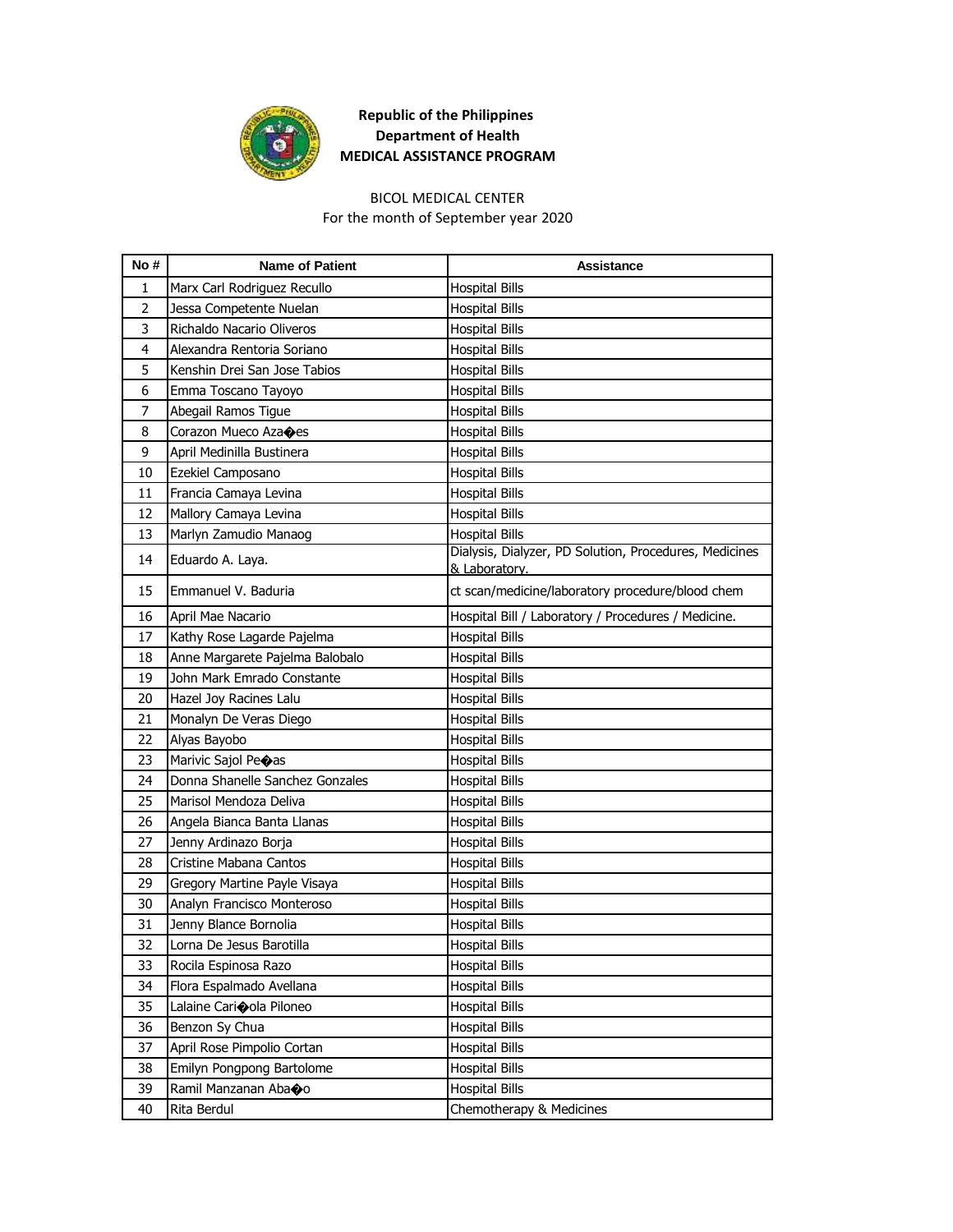**Republic of the Philippines**
**Department of Health**
**MEDICAL ASSISTANCE PROGRAM**

BICOL MEDICAL CENTER
For the month of September year 2020

| No # | Name of Patient | Assistance |
|---|---|---|
| 1 | Marx Carl Rodriguez Recullo | Hospital Bills |
| 2 | Jessa Competente Nuelan | Hospital Bills |
| 3 | Richaldo Nacario Oliveros | Hospital Bills |
| 4 | Alexandra Rentoria Soriano | Hospital Bills |
| 5 | Kenshin Drei San Jose Tabios | Hospital Bills |
| 6 | Emma Toscano Tayoyo | Hospital Bills |
| 7 | Abegail Ramos Tigue | Hospital Bills |
| 8 | Corazon Mueco Aza�es | Hospital Bills |
| 9 | April Medinilla Bustinera | Hospital Bills |
| 10 | Ezekiel Camposano | Hospital Bills |
| 11 | Francia Camaya Levina | Hospital Bills |
| 12 | Mallory Camaya Levina | Hospital Bills |
| 13 | Marlyn Zamudio Manaog | Hospital Bills |
| 14 | Eduardo A. Laya. | Dialysis, Dialyzer, PD Solution, Procedures, Medicines & Laboratory. |
| 15 | Emmanuel V. Baduria | ct scan/medicine/laboratory procedure/blood chem |
| 16 | April Mae Nacario | Hospital Bill / Laboratory / Procedures / Medicine. |
| 17 | Kathy Rose Lagarde Pajelma | Hospital Bills |
| 18 | Anne Margarete Pajelma Balobalo | Hospital Bills |
| 19 | John Mark Emrado Constante | Hospital Bills |
| 20 | Hazel Joy Racines Lalu | Hospital Bills |
| 21 | Monalyn De Veras Diego | Hospital Bills |
| 22 | Alyas Bayobo | Hospital Bills |
| 23 | Marivic Sajol Pe�as | Hospital Bills |
| 24 | Donna Shanelle Sanchez Gonzales | Hospital Bills |
| 25 | Marisol Mendoza Deliva | Hospital Bills |
| 26 | Angela Bianca Banta Llanas | Hospital Bills |
| 27 | Jenny Ardinazo Borja | Hospital Bills |
| 28 | Cristine Mabana Cantos | Hospital Bills |
| 29 | Gregory Martine Payle Visaya | Hospital Bills |
| 30 | Analyn Francisco Monteroso | Hospital Bills |
| 31 | Jenny Blance Bornolia | Hospital Bills |
| 32 | Lorna De Jesus Barotilla | Hospital Bills |
| 33 | Rocila Espinosa Razo | Hospital Bills |
| 34 | Flora Espalmado Avellana | Hospital Bills |
| 35 | Lalaine Cari�ola Piloneo | Hospital Bills |
| 36 | Benzon Sy Chua | Hospital Bills |
| 37 | April Rose Pimpolio Cortan | Hospital Bills |
| 38 | Emilyn Pongpong Bartolome | Hospital Bills |
| 39 | Ramil Manzanan Aba�o | Hospital Bills |
| 40 | Rita Berdul | Chemotherapy & Medicines |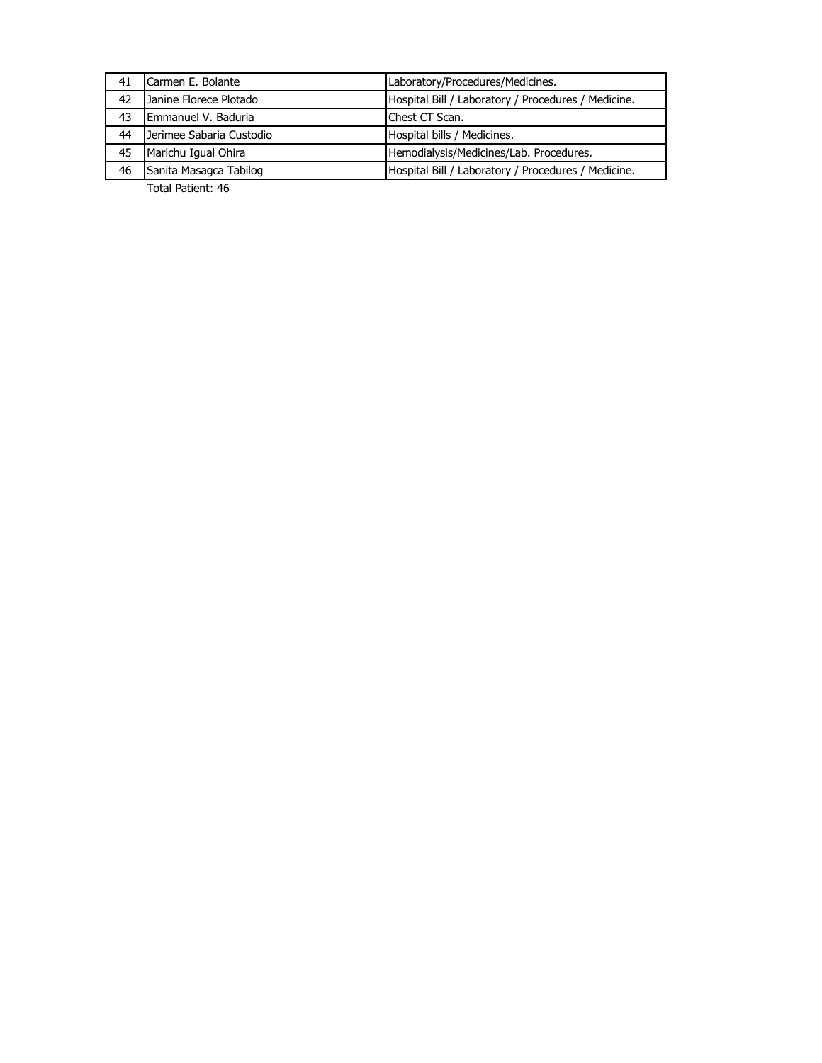| 41 | Carmen E. Bolante | Laboratory/Procedures/Medicines. |
|---|---|---|
| 42 | Janine Florece Plotado | Hospital Bill / Laboratory / Procedures / Medicine. |
| 43 | Emmanuel V. Baduria | Chest CT Scan. |
| 44 | Jerimee Sabaria Custodio | Hospital bills / Medicines. |
| 45 | Marichu Igual Ohira | Hemodialysis/Medicines/Lab. Procedures. |
| 46 | Sanita Masagca Tabilog | Hospital Bill / Laboratory / Procedures / Medicine. |

Total Patient: 46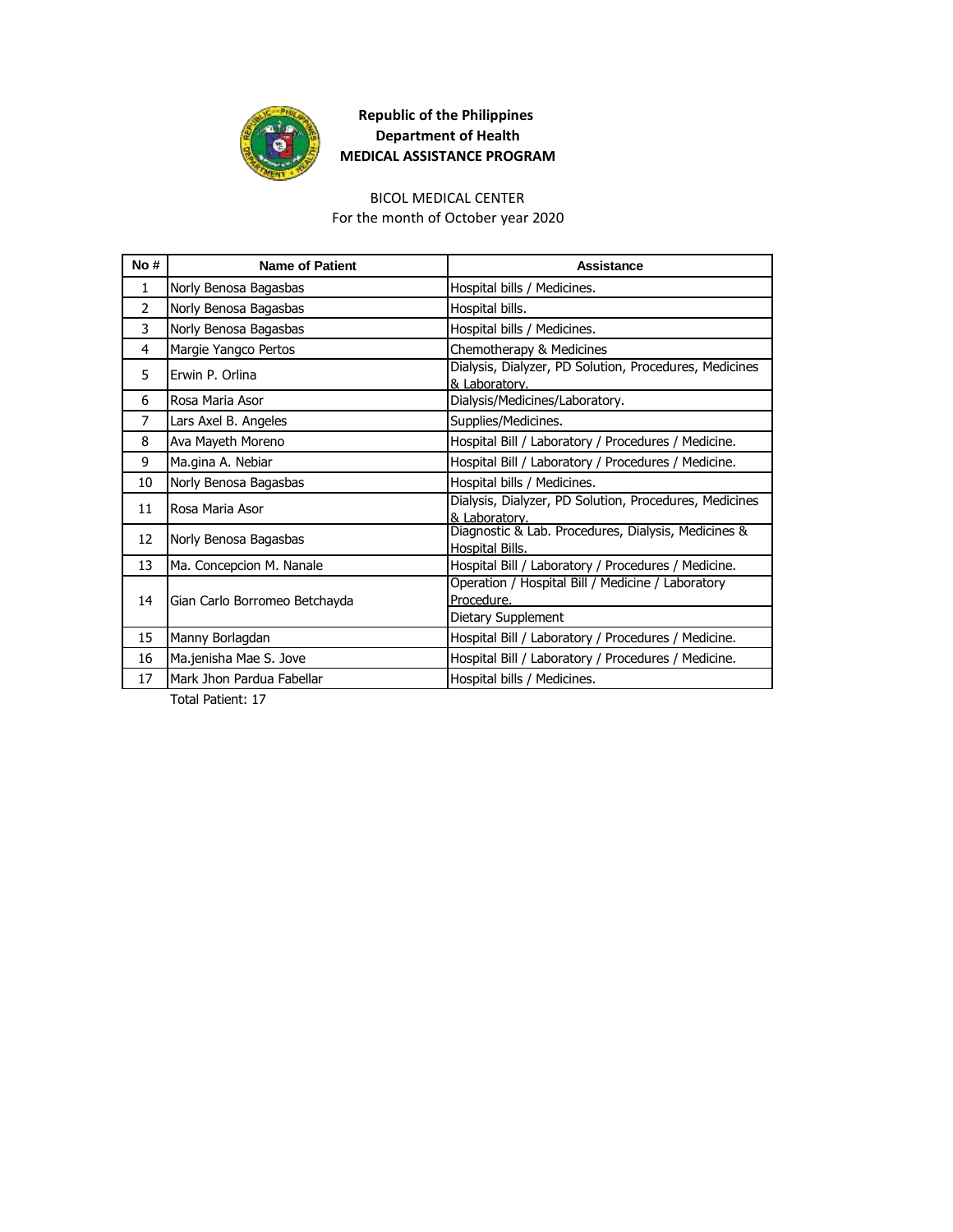**Republic of the Philippines**
**Department of Health**
**MEDICAL ASSISTANCE PROGRAM**

BICOL MEDICAL CENTER
For the month of October year 2020

| No # | Name of Patient | Assistance |
|---|---|---|
| 1 | Norly Benosa Bagasbas | Hospital bills / Medicines. |
| 2 | Norly Benosa Bagasbas | Hospital bills. |
| 3 | Norly Benosa Bagasbas | Hospital bills / Medicines. |
| 4 | Margie Yangco Pertos | Chemotherapy & Medicines |
| 5 | Erwin P. Orlina | Dialysis, Dialyzer, PD Solution, Procedures, Medicines & Laboratory. |
| 6 | Rosa Maria Asor | Dialysis/Medicines/Laboratory. |
| 7 | Lars Axel B. Angeles | Supplies/Medicines. |
| 8 | Ava Mayeth Moreno | Hospital Bill / Laboratory / Procedures / Medicine. |
| 9 | Ma.gina A. Nebiar | Hospital Bill / Laboratory / Procedures / Medicine. |
| 10 | Norly Benosa Bagasbas | Hospital bills / Medicines. |
| 11 | Rosa Maria Asor | Dialysis, Dialyzer, PD Solution, Procedures, Medicines & Laboratory. |
| 12 | Norly Benosa Bagasbas | Diagnostic & Lab. Procedures, Dialysis, Medicines & Hospital Bills. |
| 13 | Ma. Concepcion M. Nanale | Hospital Bill / Laboratory / Procedures / Medicine. |
| 14 | Gian Carlo Borromeo Betchayda | Operation / Hospital Bill / Medicine / Laboratory Procedure. |
| | | Dietary Supplement |
| 15 | Manny Borlagdan | Hospital Bill / Laboratory / Procedures / Medicine. |
| 16 | Ma.jenisha Mae S. Jove | Hospital Bill / Laboratory / Procedures / Medicine. |
| 17 | Mark Jhon Pardua Fabellar | Hospital bills / Medicines. |

Total Patient: 17